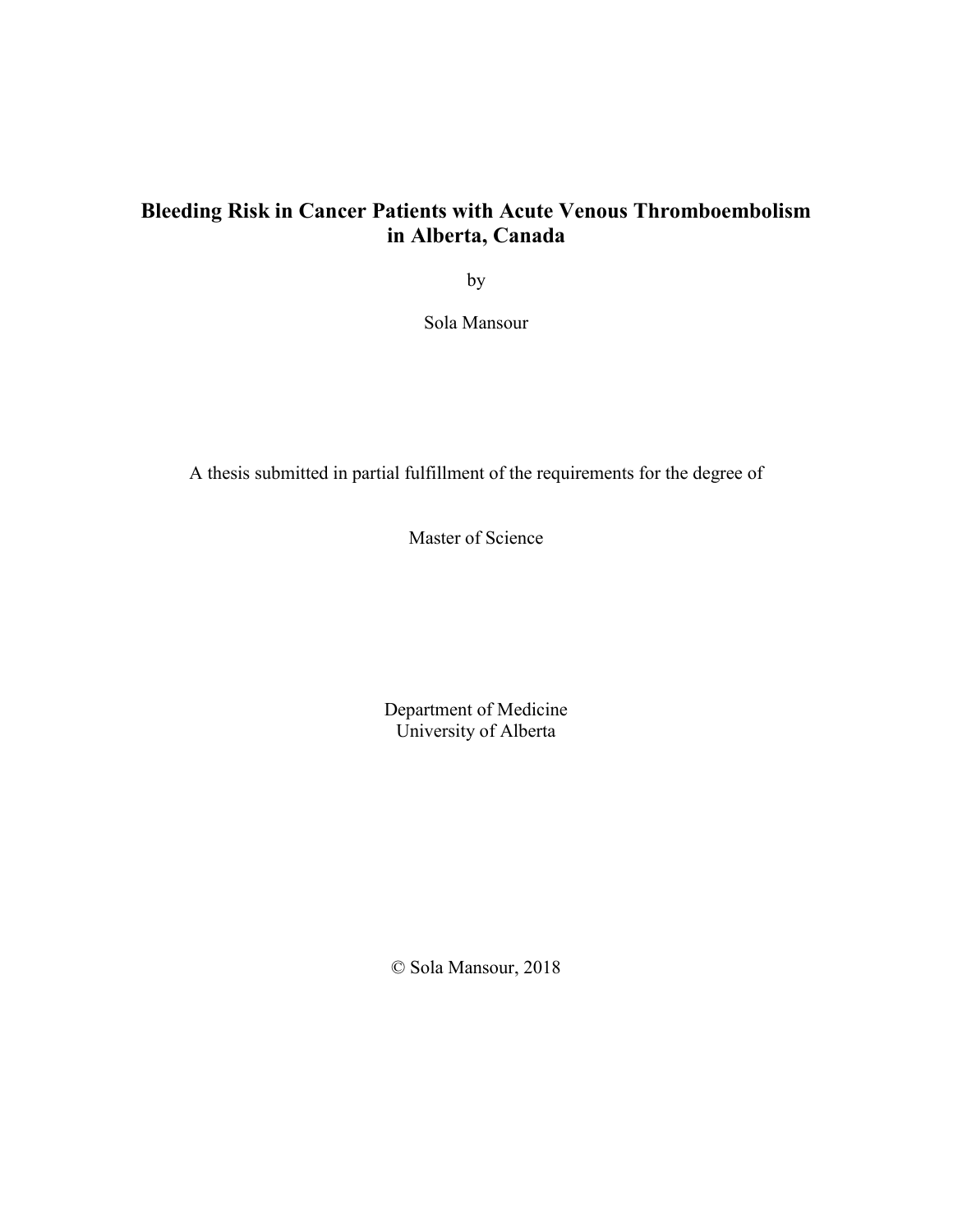# Bleeding Risk in Cancer Patients with Acute Venous Thromboembolism in Alberta, Canada

by

Sola Mansour

A thesis submitted in partial fulfillment of the requirements for the degree of

Master of Science

Department of Medicine
University of Alberta

© Sola Mansour, 2018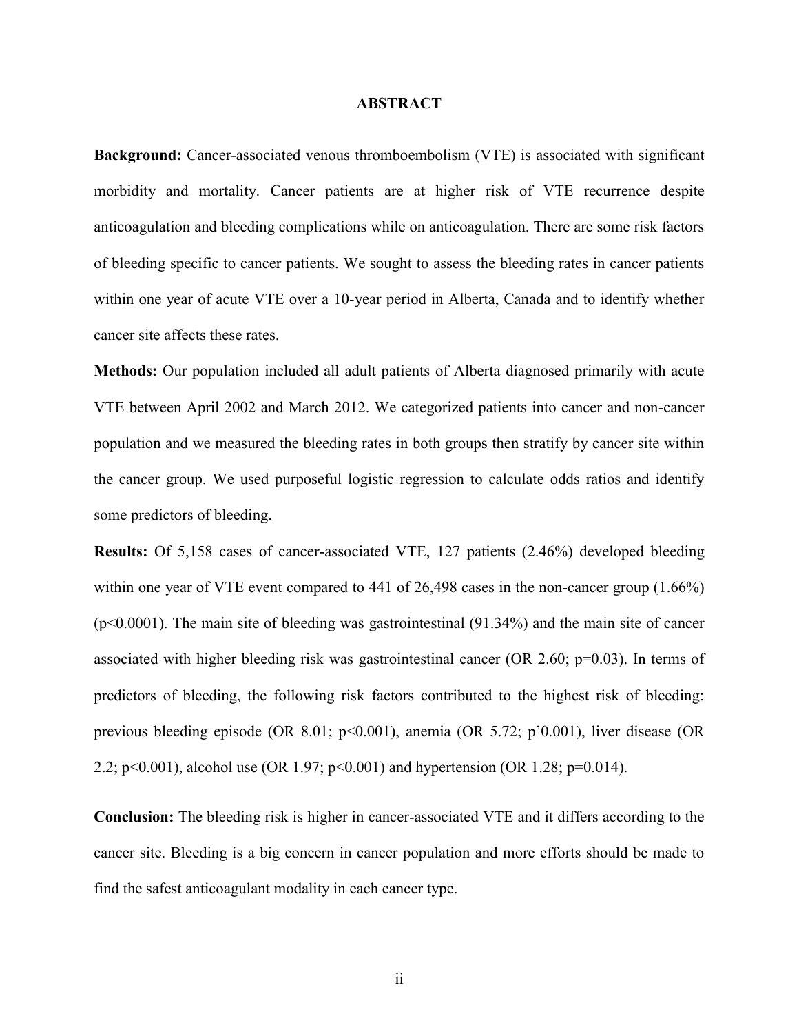# ABSTRACT

**Background:** Cancer-associated venous thromboembolism (VTE) is associated with significant morbidity and mortality. Cancer patients are at higher risk of VTE recurrence despite anticoagulation and bleeding complications while on anticoagulation. There are some risk factors of bleeding specific to cancer patients. We sought to assess the bleeding rates in cancer patients within one year of acute VTE over a 10-year period in Alberta, Canada and to identify whether cancer site affects these rates.

**Methods:** Our population included all adult patients of Alberta diagnosed primarily with acute VTE between April 2002 and March 2012. We categorized patients into cancer and non-cancer population and we measured the bleeding rates in both groups then stratify by cancer site within the cancer group. We used purposeful logistic regression to calculate odds ratios and identify some predictors of bleeding.

**Results:** Of 5,158 cases of cancer-associated VTE, 127 patients (2.46%) developed bleeding within one year of VTE event compared to 441 of 26,498 cases in the non-cancer group (1.66%) ($p<0.0001$). The main site of bleeding was gastrointestinal (91.34%) and the main site of cancer associated with higher bleeding risk was gastrointestinal cancer (OR 2.60; $p=0.03$). In terms of predictors of bleeding, the following risk factors contributed to the highest risk of bleeding: previous bleeding episode (OR 8.01; $p<0.001$), anemia (OR 5.72; p'0.001), liver disease (OR 2.2; $p<0.001$), alcohol use (OR 1.97; $p<0.001$) and hypertension (OR 1.28; $p=0.014$).

**Conclusion:** The bleeding risk is higher in cancer-associated VTE and it differs according to the cancer site. Bleeding is a big concern in cancer population and more efforts should be made to find the safest anticoagulant modality in each cancer type.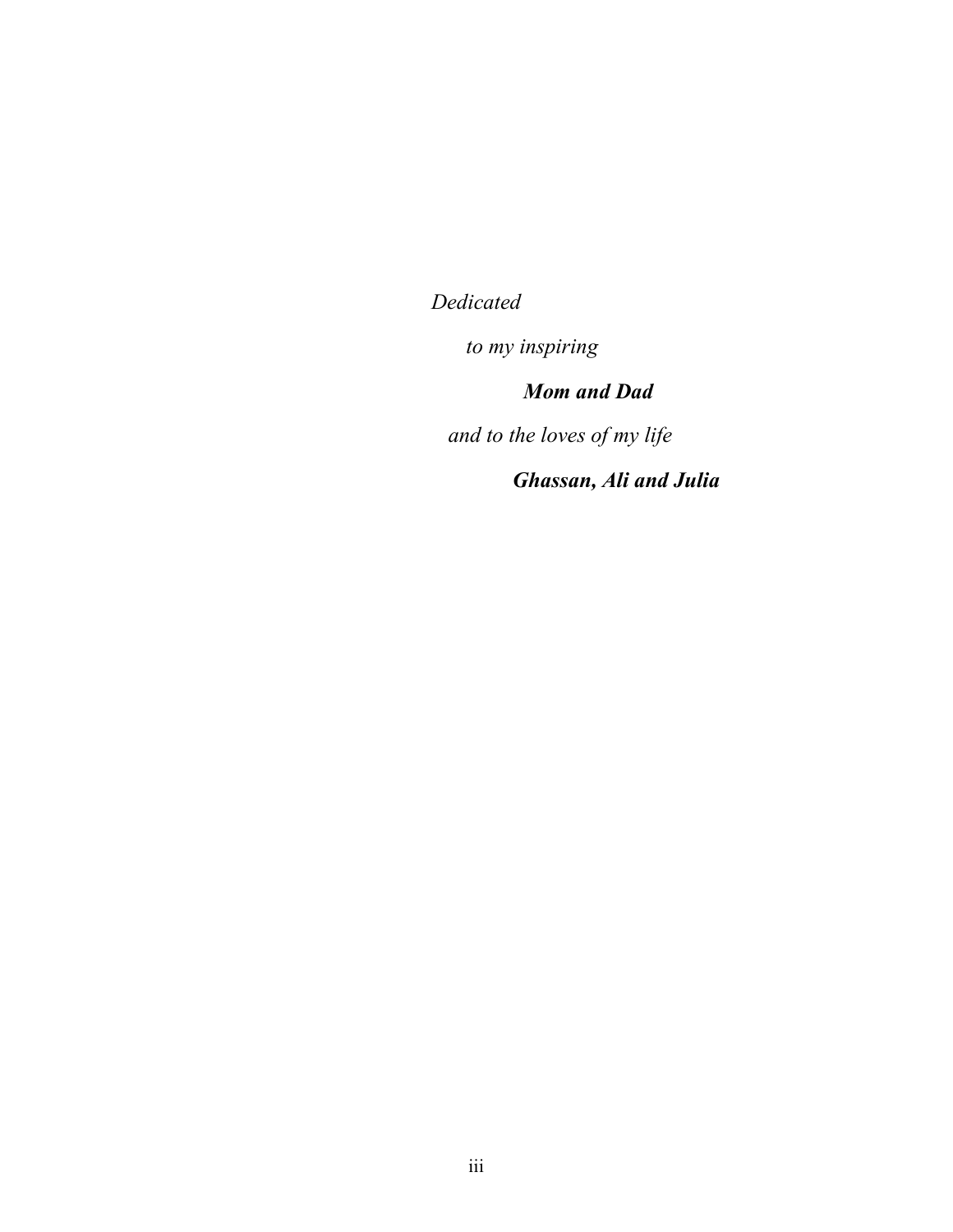*Dedicated*

*to my inspiring*

***Mom and Dad***

*and to the loves of my life*

***Ghassan, Ali and Julia***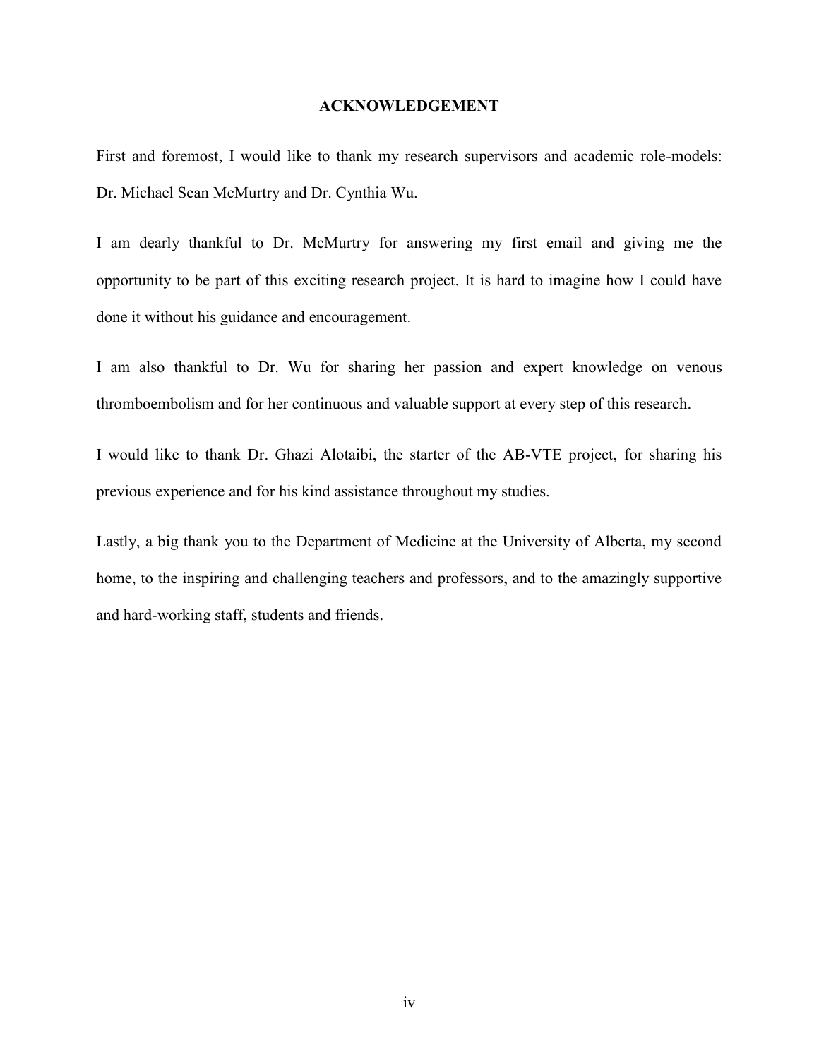# ACKNOWLEDGEMENT

First and foremost, I would like to thank my research supervisors and academic role-models: Dr. Michael Sean McMurtry and Dr. Cynthia Wu.

I am dearly thankful to Dr. McMurtry for answering my first email and giving me the opportunity to be part of this exciting research project. It is hard to imagine how I could have done it without his guidance and encouragement.

I am also thankful to Dr. Wu for sharing her passion and expert knowledge on venous thromboembolism and for her continuous and valuable support at every step of this research.

I would like to thank Dr. Ghazi Alotaibi, the starter of the AB-VTE project, for sharing his previous experience and for his kind assistance throughout my studies.

Lastly, a big thank you to the Department of Medicine at the University of Alberta, my second home, to the inspiring and challenging teachers and professors, and to the amazingly supportive and hard-working staff, students and friends.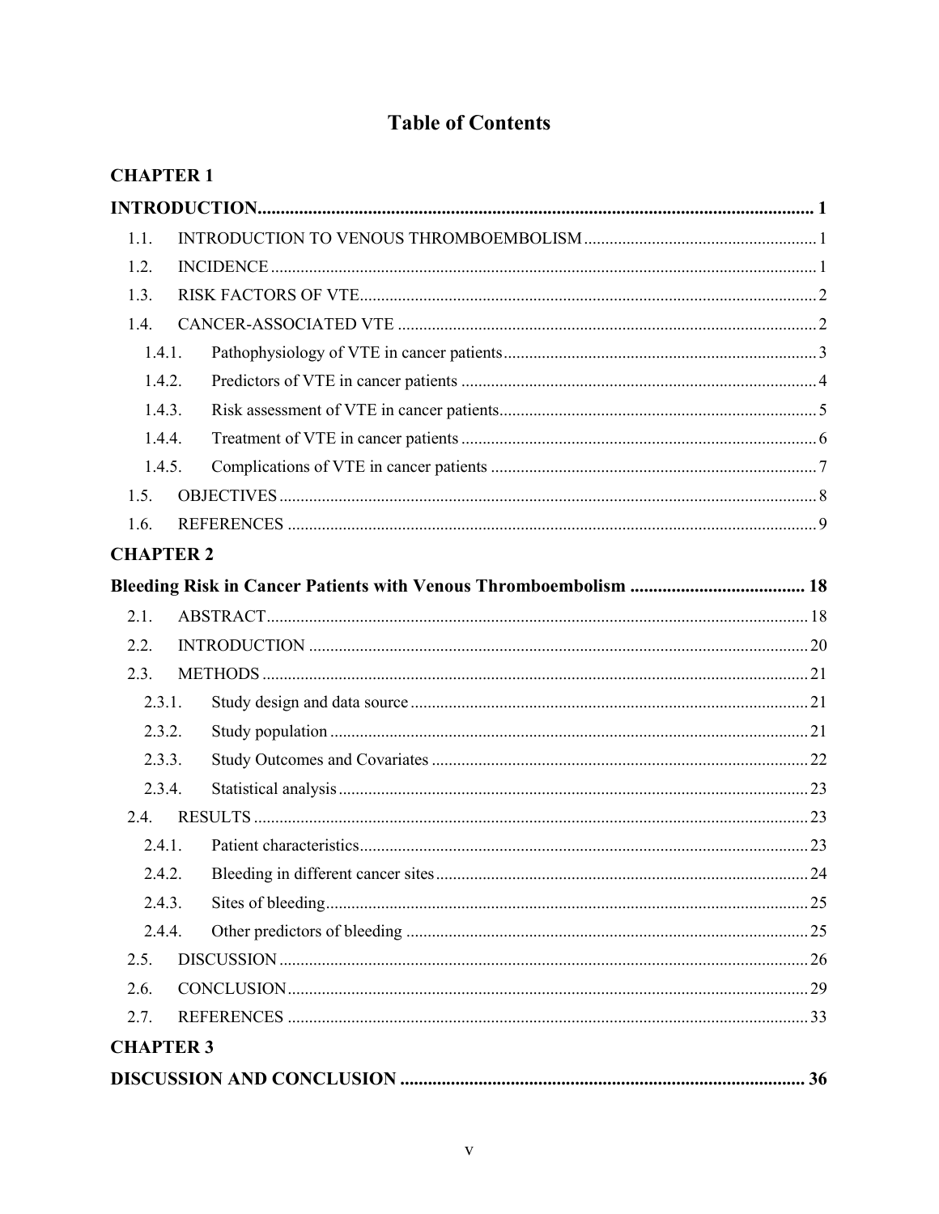# Table of Contents

**CHAPTER 1**

**INTRODUCTION ........................................................................................................ 1**

- 1.1. INTRODUCTION TO VENOUS THROMBOEMBOLISM ........................................ 1
- 1.2. INCIDENCE ........................................................................................................ 1
- 1.3. RISK FACTORS OF VTE ..................................................................................... 2
- 1.4. CANCER-ASSOCIATED VTE ............................................................................. 2
  - 1.4.1. Pathophysiology of VTE in cancer patients ..................................................... 3
  - 1.4.2. Predictors of VTE in cancer patients ............................................................... 4
  - 1.4.3. Risk assessment of VTE in cancer patients ...................................................... 5
  - 1.4.4. Treatment of VTE in cancer patients ............................................................... 6
  - 1.4.5. Complications of VTE in cancer patients ........................................................ 7
- 1.5. OBJECTIVES ....................................................................................................... 8
- 1.6. REFERENCES ..................................................................................................... 9

**CHAPTER 2**

**Bleeding Risk in Cancer Patients with Venous Thromboembolism ...................................... 18**

- 2.1. ABSTRACT ........................................................................................................ 18
- 2.2. INTRODUCTION ................................................................................................ 20
- 2.3. METHODS .......................................................................................................... 21
  - 2.3.1. Study design and data source ......................................................................... 21
  - 2.3.2. Study population ............................................................................................ 21
  - 2.3.3. Study Outcomes and Covariates ..................................................................... 22
  - 2.3.4. Statistical analysis .......................................................................................... 23
- 2.4. RESULTS ............................................................................................................ 23
  - 2.4.1. Patient characteristics ..................................................................................... 23
  - 2.4.2. Bleeding in different cancer sites ................................................................... 24
  - 2.4.3. Sites of bleeding ............................................................................................. 25
  - 2.4.4. Other predictors of bleeding ........................................................................... 25
- 2.5. DISCUSSION ...................................................................................................... 26
- 2.6. CONCLUSION .................................................................................................... 29
- 2.7. REFERENCES ..................................................................................................... 33

**CHAPTER 3**

**DISCUSSION AND CONCLUSION ....................................................................................... 36**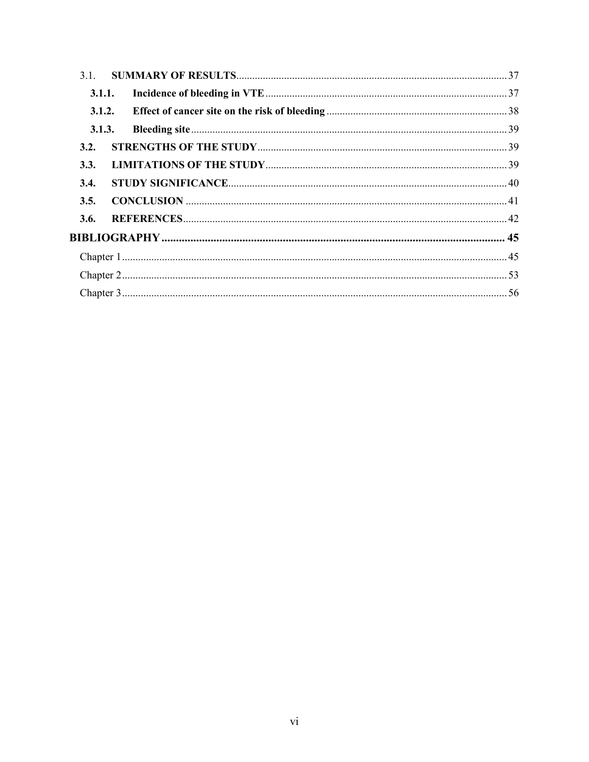3.1. **SUMMARY OF RESULTS** ..................................................................................................... 37

**3.1.1. Incidence of bleeding in VTE** ........................................................................................... 37

**3.1.2. Effect of cancer site on the risk of bleeding** .................................................................... 38

**3.1.3. Bleeding site** ....................................................................................................................... 39

**3.2. STRENGTHS OF THE STUDY** ............................................................................................ 39

**3.3. LIMITATIONS OF THE STUDY** ......................................................................................... 39

**3.4. STUDY SIGNIFICANCE** ..................................................................................................... 40

**3.5. CONCLUSION** ...................................................................................................................... 41

**3.6. REFERENCES** ...................................................................................................................... 42

**BIBLIOGRAPHY** ........................................................................................................................ **45**

Chapter 1 ................................................................................................................................. 45

Chapter 2 ................................................................................................................................. 53

Chapter 3 ................................................................................................................................. 56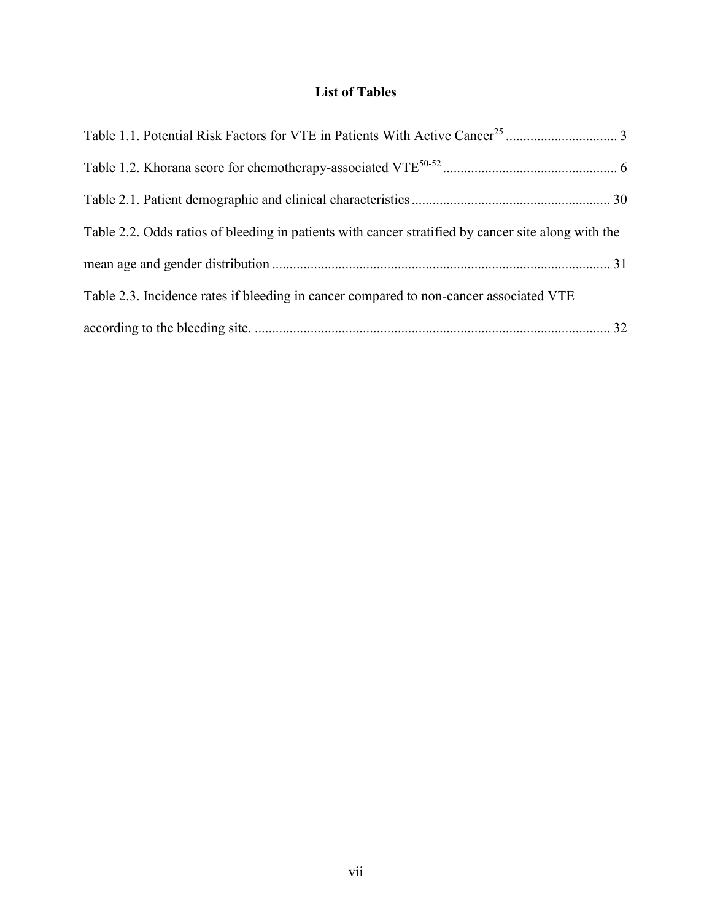# List of Tables

Table 1.1. Potential Risk Factors for VTE in Patients With Active Cancer[25] ................................ 3

Table 1.2. Khorana score for chemotherapy-associated VTE[50-52] ................................................. 6

Table 2.1. Patient demographic and clinical characteristics ......................................................... 30

Table 2.2. Odds ratios of bleeding in patients with cancer stratified by cancer site along with the mean age and gender distribution ................................................................................................ 31

Table 2.3. Incidence rates if bleeding in cancer compared to non-cancer associated VTE according to the bleeding site. ..................................................................................................... 32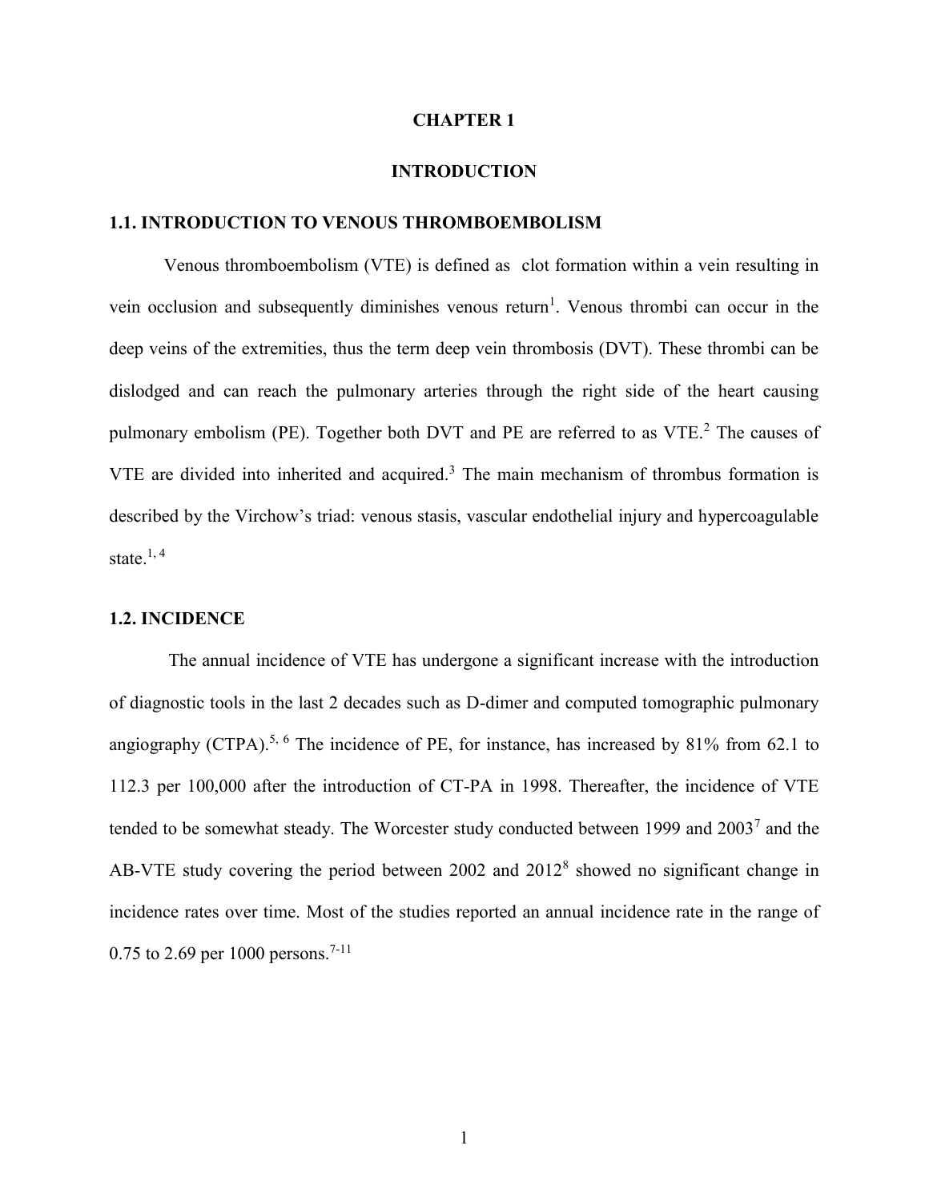# CHAPTER 1

# INTRODUCTION

## 1.1. INTRODUCTION TO VENOUS THROMBOEMBOLISM

Venous thromboembolism (VTE) is defined as clot formation within a vein resulting in vein occlusion and subsequently diminishes venous return[1]. Venous thrombi can occur in the deep veins of the extremities, thus the term deep vein thrombosis (DVT). These thrombi can be dislodged and can reach the pulmonary arteries through the right side of the heart causing pulmonary embolism (PE). Together both DVT and PE are referred to as VTE.[2] The causes of VTE are divided into inherited and acquired.[3] The main mechanism of thrombus formation is described by the Virchow's triad: venous stasis, vascular endothelial injury and hypercoagulable state.[1, 4]

## 1.2. INCIDENCE

The annual incidence of VTE has undergone a significant increase with the introduction of diagnostic tools in the last 2 decades such as D-dimer and computed tomographic pulmonary angiography (CTPA).[5, 6] The incidence of PE, for instance, has increased by 81% from 62.1 to 112.3 per 100,000 after the introduction of CT-PA in 1998. Thereafter, the incidence of VTE tended to be somewhat steady. The Worcester study conducted between 1999 and 2003[7] and the AB-VTE study covering the period between 2002 and 2012[8] showed no significant change in incidence rates over time. Most of the studies reported an annual incidence rate in the range of 0.75 to 2.69 per 1000 persons.[7-11]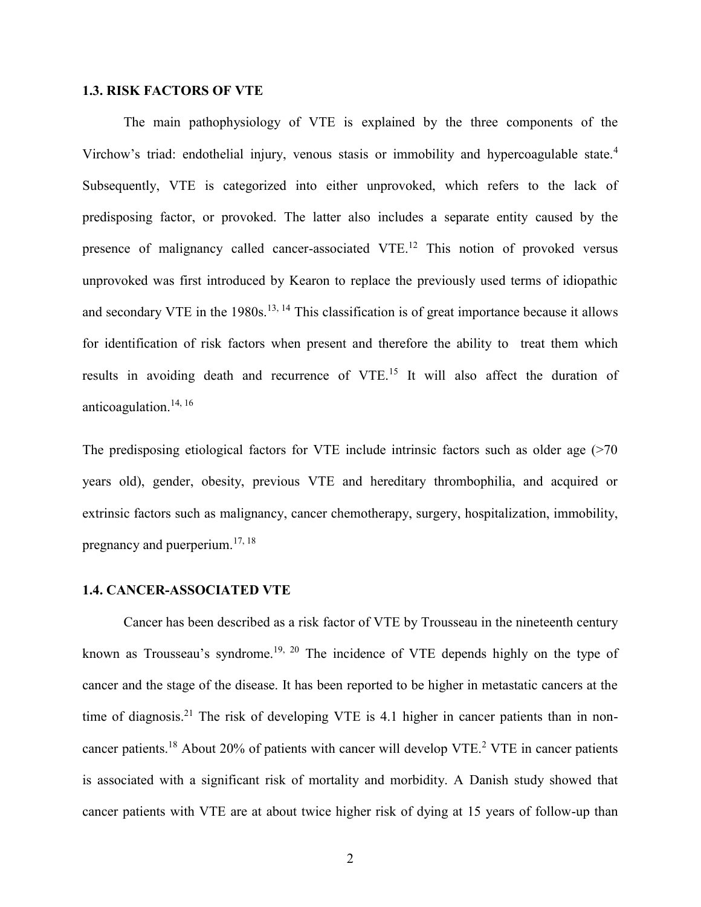### 1.3. RISK FACTORS OF VTE

The main pathophysiology of VTE is explained by the three components of the Virchow's triad: endothelial injury, venous stasis or immobility and hypercoagulable state.[4] Subsequently, VTE is categorized into either unprovoked, which refers to the lack of predisposing factor, or provoked. The latter also includes a separate entity caused by the presence of malignancy called cancer-associated VTE.[12] This notion of provoked versus unprovoked was first introduced by Kearon to replace the previously used terms of idiopathic and secondary VTE in the 1980s.[13, 14] This classification is of great importance because it allows for identification of risk factors when present and therefore the ability to treat them which results in avoiding death and recurrence of VTE.[15] It will also affect the duration of anticoagulation.[14, 16]

The predisposing etiological factors for VTE include intrinsic factors such as older age (>70 years old), gender, obesity, previous VTE and hereditary thrombophilia, and acquired or extrinsic factors such as malignancy, cancer chemotherapy, surgery, hospitalization, immobility, pregnancy and puerperium.[17, 18]

### 1.4. CANCER-ASSOCIATED VTE

Cancer has been described as a risk factor of VTE by Trousseau in the nineteenth century known as Trousseau's syndrome.[19, 20] The incidence of VTE depends highly on the type of cancer and the stage of the disease. It has been reported to be higher in metastatic cancers at the time of diagnosis.[21] The risk of developing VTE is 4.1 higher in cancer patients than in non-cancer patients.[18] About 20% of patients with cancer will develop VTE.[2] VTE in cancer patients is associated with a significant risk of mortality and morbidity. A Danish study showed that cancer patients with VTE are at about twice higher risk of dying at 15 years of follow-up than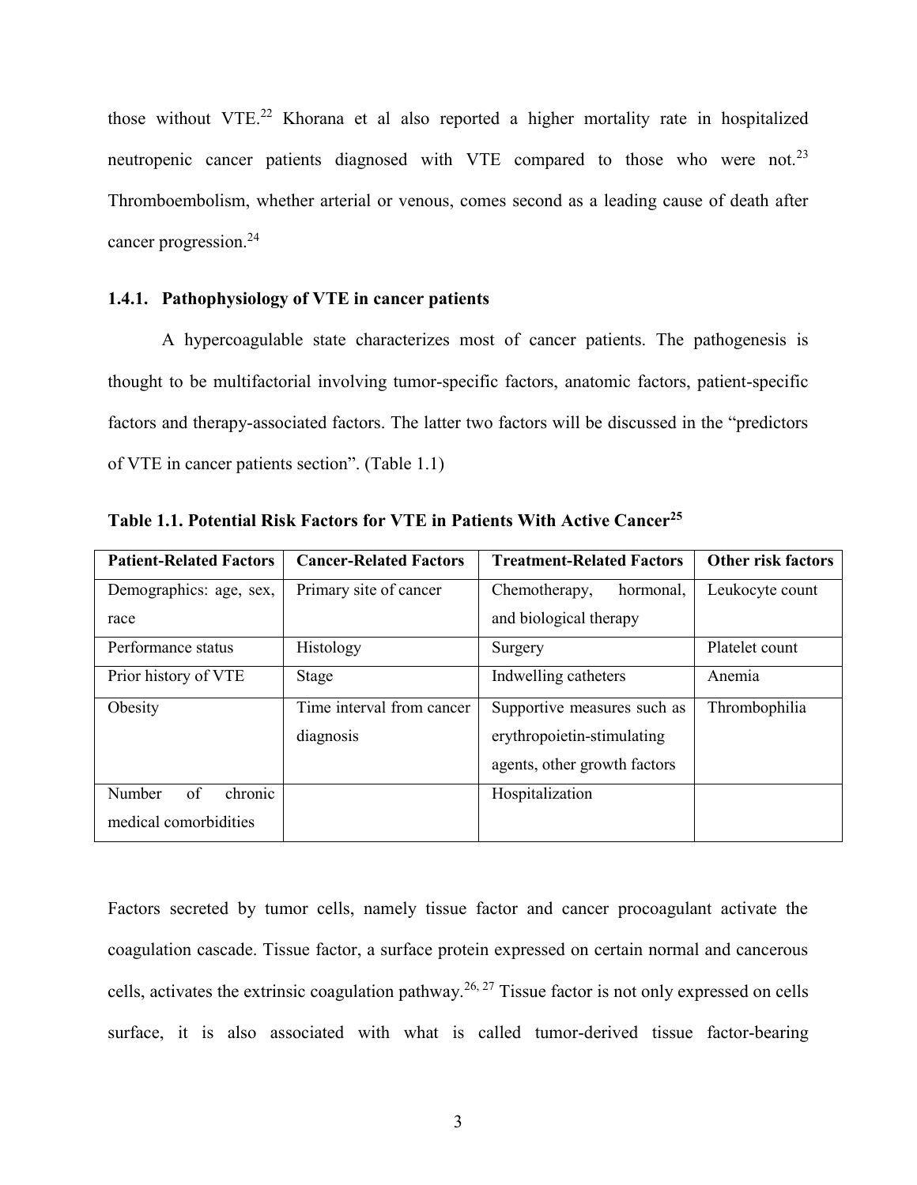those without VTE.[22] Khorana et al also reported a higher mortality rate in hospitalized neutropenic cancer patients diagnosed with VTE compared to those who were not.[23] Thromboembolism, whether arterial or venous, comes second as a leading cause of death after cancer progression.[24]

### 1.4.1. Pathophysiology of VTE in cancer patients

A hypercoagulable state characterizes most of cancer patients. The pathogenesis is thought to be multifactorial involving tumor-specific factors, anatomic factors, patient-specific factors and therapy-associated factors. The latter two factors will be discussed in the "predictors of VTE in cancer patients section". (Table 1.1)

**Table 1.1. Potential Risk Factors for VTE in Patients With Active Cancer[25]**

| Patient-Related Factors | Cancer-Related Factors | Treatment-Related Factors | Other risk factors |
|---|---|---|---|
| Demographics: age, sex, race | Primary site of cancer | Chemotherapy, hormonal, and biological therapy | Leukocyte count |
| Performance status | Histology | Surgery | Platelet count |
| Prior history of VTE | Stage | Indwelling catheters | Anemia |
| Obesity | Time interval from cancer diagnosis | Supportive measures such as erythropoietin-stimulating agents, other growth factors | Thrombophilia |
| Number of chronic medical comorbidities | | Hospitalization | |

Factors secreted by tumor cells, namely tissue factor and cancer procoagulant activate the coagulation cascade. Tissue factor, a surface protein expressed on certain normal and cancerous cells, activates the extrinsic coagulation pathway.[26, 27] Tissue factor is not only expressed on cells surface, it is also associated with what is called tumor-derived tissue factor-bearing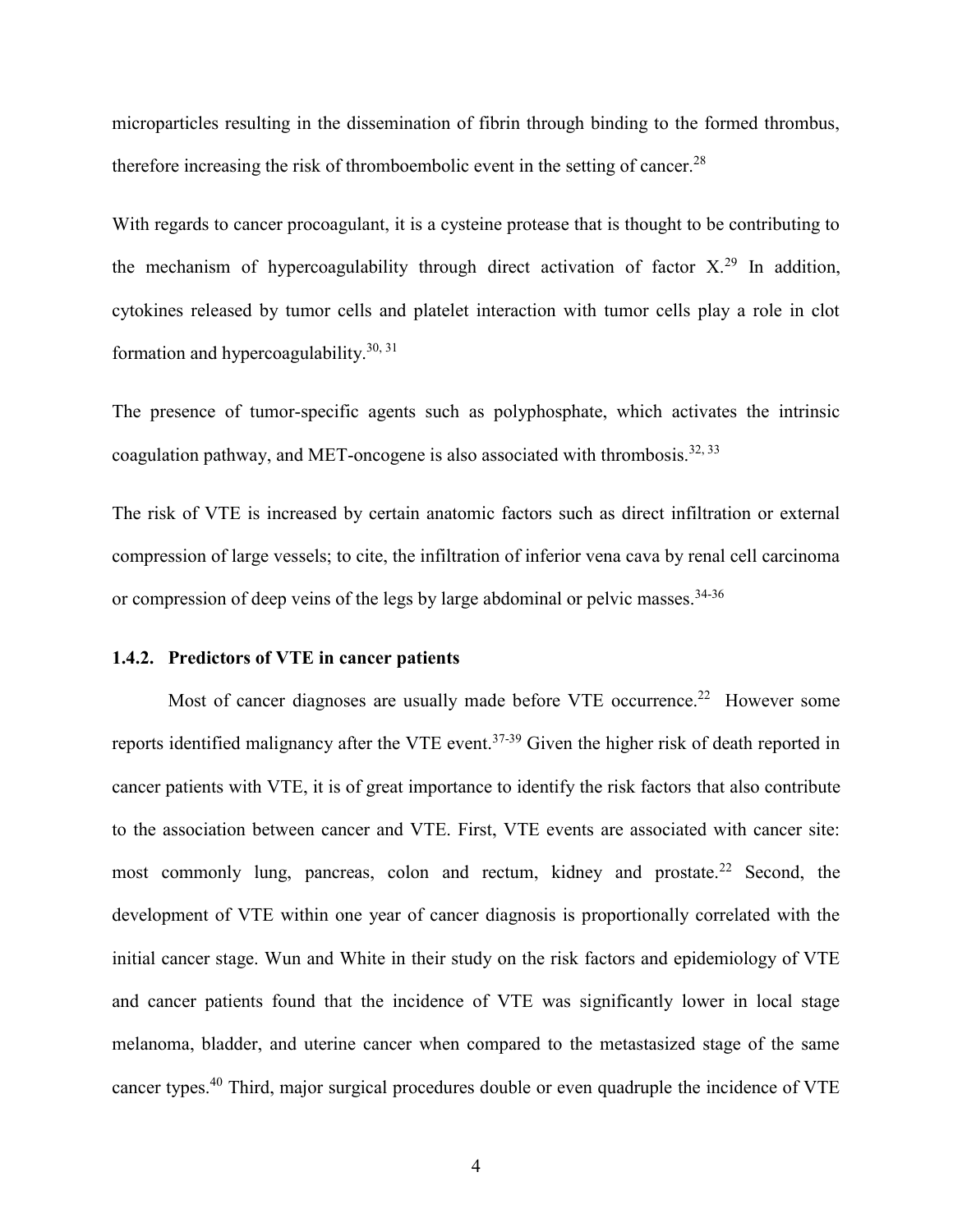microparticles resulting in the dissemination of fibrin through binding to the formed thrombus, therefore increasing the risk of thromboembolic event in the setting of cancer.[28]

With regards to cancer procoagulant, it is a cysteine protease that is thought to be contributing to the mechanism of hypercoagulability through direct activation of factor X.[29] In addition, cytokines released by tumor cells and platelet interaction with tumor cells play a role in clot formation and hypercoagulability.[30, 31]

The presence of tumor-specific agents such as polyphosphate, which activates the intrinsic coagulation pathway, and MET-oncogene is also associated with thrombosis.[32, 33]

The risk of VTE is increased by certain anatomic factors such as direct infiltration or external compression of large vessels; to cite, the infiltration of inferior vena cava by renal cell carcinoma or compression of deep veins of the legs by large abdominal or pelvic masses.[34-36]

### 1.4.2. Predictors of VTE in cancer patients

Most of cancer diagnoses are usually made before VTE occurrence.[22] However some reports identified malignancy after the VTE event.[37-39] Given the higher risk of death reported in cancer patients with VTE, it is of great importance to identify the risk factors that also contribute to the association between cancer and VTE. First, VTE events are associated with cancer site: most commonly lung, pancreas, colon and rectum, kidney and prostate.[22] Second, the development of VTE within one year of cancer diagnosis is proportionally correlated with the initial cancer stage. Wun and White in their study on the risk factors and epidemiology of VTE and cancer patients found that the incidence of VTE was significantly lower in local stage melanoma, bladder, and uterine cancer when compared to the metastasized stage of the same cancer types.[40] Third, major surgical procedures double or even quadruple the incidence of VTE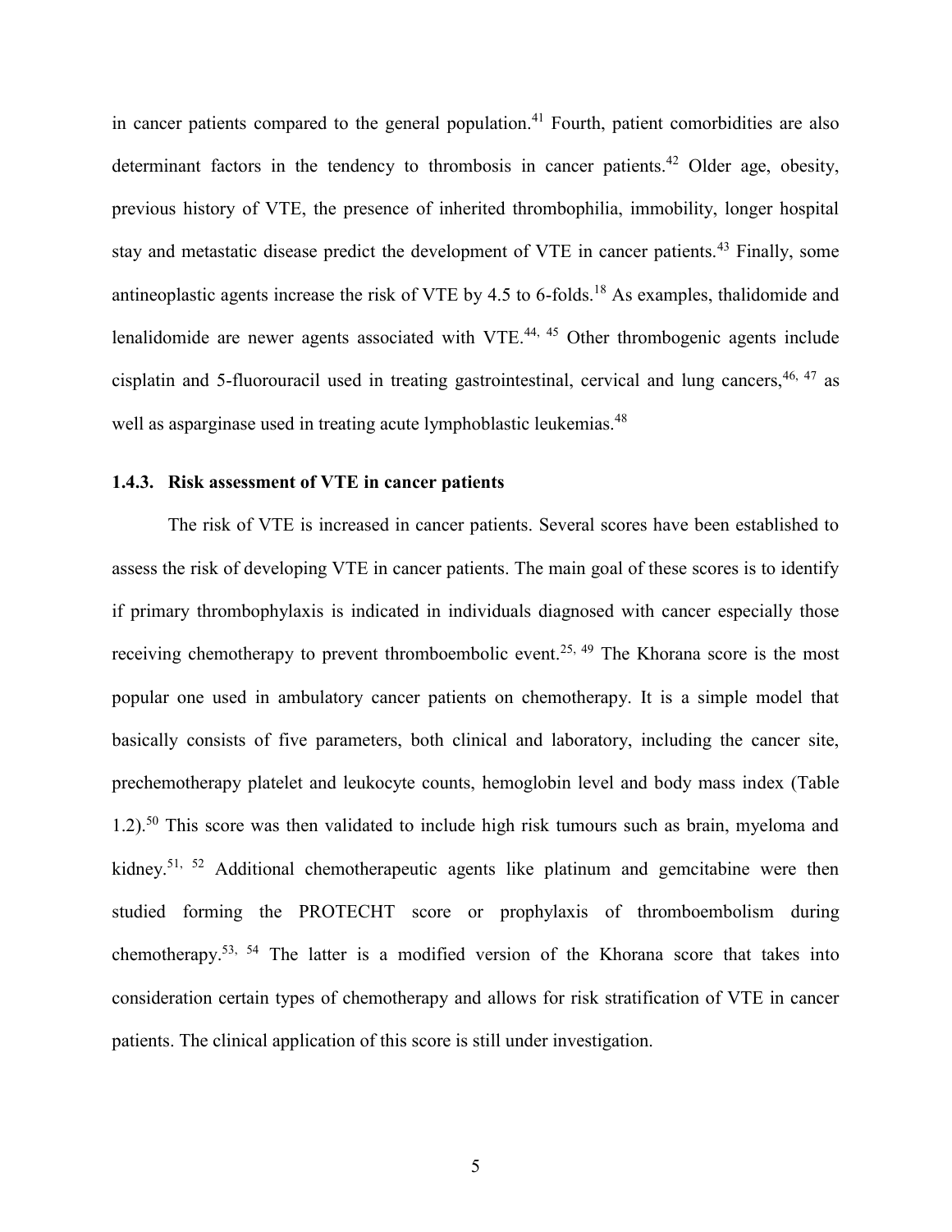in cancer patients compared to the general population.[41] Fourth, patient comorbidities are also determinant factors in the tendency to thrombosis in cancer patients.[42] Older age, obesity, previous history of VTE, the presence of inherited thrombophilia, immobility, longer hospital stay and metastatic disease predict the development of VTE in cancer patients.[43] Finally, some antineoplastic agents increase the risk of VTE by 4.5 to 6-folds.[18] As examples, thalidomide and lenalidomide are newer agents associated with VTE.[44, 45] Other thrombogenic agents include cisplatin and 5-fluorouracil used in treating gastrointestinal, cervical and lung cancers,[46, 47] as well as asparginase used in treating acute lymphoblastic leukemias.[48]

### 1.4.3. Risk assessment of VTE in cancer patients

The risk of VTE is increased in cancer patients. Several scores have been established to assess the risk of developing VTE in cancer patients. The main goal of these scores is to identify if primary thrombophylaxis is indicated in individuals diagnosed with cancer especially those receiving chemotherapy to prevent thromboembolic event.[25, 49] The Khorana score is the most popular one used in ambulatory cancer patients on chemotherapy. It is a simple model that basically consists of five parameters, both clinical and laboratory, including the cancer site, prechemotherapy platelet and leukocyte counts, hemoglobin level and body mass index (Table 1.2).[50] This score was then validated to include high risk tumours such as brain, myeloma and kidney.[51, 52] Additional chemotherapeutic agents like platinum and gemcitabine were then studied forming the PROTECHT score or prophylaxis of thromboembolism during chemotherapy.[53, 54] The latter is a modified version of the Khorana score that takes into consideration certain types of chemotherapy and allows for risk stratification of VTE in cancer patients. The clinical application of this score is still under investigation.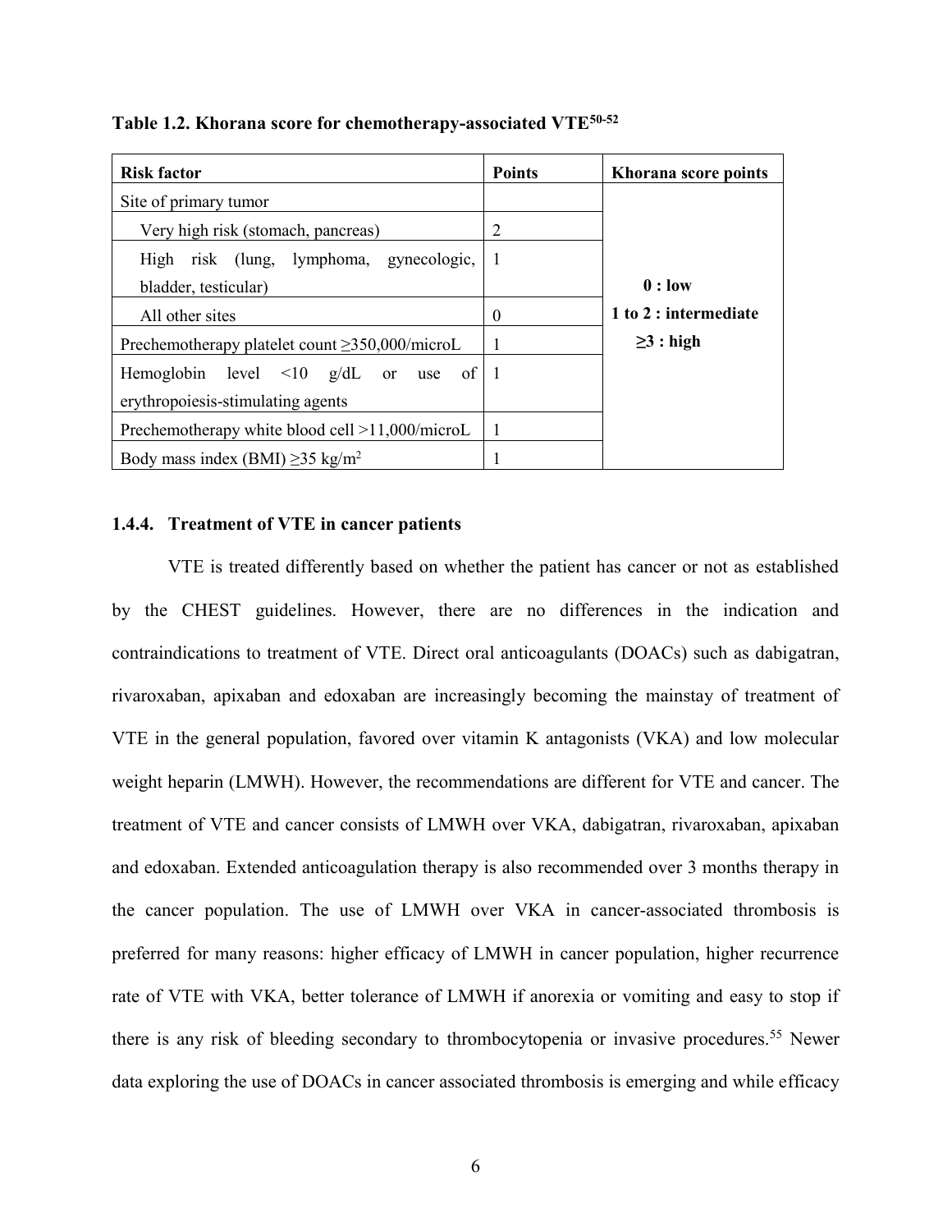**Table 1.2. Khorana score for chemotherapy-associated VTE[50-52]**

| Risk factor | Points | Khorana score points |
|---|---|---|
| Site of primary tumor | | 0 : low<br>1 to 2 : intermediate<br>≥3 : high |
| Very high risk (stomach, pancreas) | 2 | |
| High risk (lung, lymphoma, gynecologic, bladder, testicular) | 1 | |
| All other sites | 0 | |
| Prechemotherapy platelet count ≥350,000/microL | 1 | |
| Hemoglobin level <10 g/dL or use of erythropoiesis-stimulating agents | 1 | |
| Prechemotherapy white blood cell >11,000/microL | 1 | |
| Body mass index (BMI) ≥35 kg/m$^2$ | 1 | |

### 1.4.4. Treatment of VTE in cancer patients

VTE is treated differently based on whether the patient has cancer or not as established by the CHEST guidelines. However, there are no differences in the indication and contraindications to treatment of VTE. Direct oral anticoagulants (DOACs) such as dabigatran, rivaroxaban, apixaban and edoxaban are increasingly becoming the mainstay of treatment of VTE in the general population, favored over vitamin K antagonists (VKA) and low molecular weight heparin (LMWH). However, the recommendations are different for VTE and cancer. The treatment of VTE and cancer consists of LMWH over VKA, dabigatran, rivaroxaban, apixaban and edoxaban. Extended anticoagulation therapy is also recommended over 3 months therapy in the cancer population. The use of LMWH over VKA in cancer-associated thrombosis is preferred for many reasons: higher efficacy of LMWH in cancer population, higher recurrence rate of VTE with VKA, better tolerance of LMWH if anorexia or vomiting and easy to stop if there is any risk of bleeding secondary to thrombocytopenia or invasive procedures.[55] Newer data exploring the use of DOACs in cancer associated thrombosis is emerging and while efficacy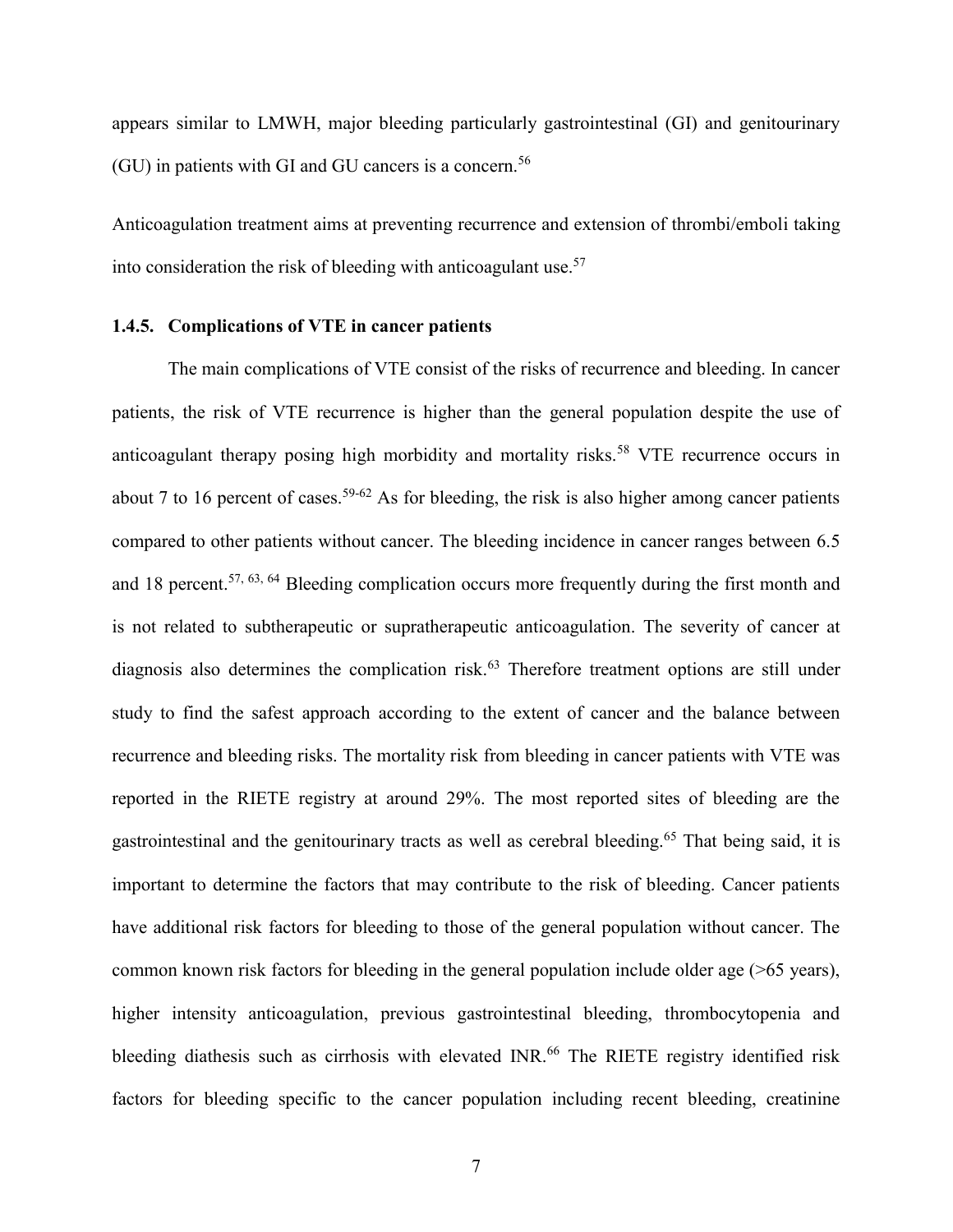appears similar to LMWH, major bleeding particularly gastrointestinal (GI) and genitourinary (GU) in patients with GI and GU cancers is a concern.[56]

Anticoagulation treatment aims at preventing recurrence and extension of thrombi/emboli taking into consideration the risk of bleeding with anticoagulant use.[57]

### 1.4.5. Complications of VTE in cancer patients

The main complications of VTE consist of the risks of recurrence and bleeding. In cancer patients, the risk of VTE recurrence is higher than the general population despite the use of anticoagulant therapy posing high morbidity and mortality risks.[58] VTE recurrence occurs in about 7 to 16 percent of cases.[59-62] As for bleeding, the risk is also higher among cancer patients compared to other patients without cancer. The bleeding incidence in cancer ranges between 6.5 and 18 percent.[57, 63, 64] Bleeding complication occurs more frequently during the first month and is not related to subtherapeutic or supratherapeutic anticoagulation. The severity of cancer at diagnosis also determines the complication risk.[63] Therefore treatment options are still under study to find the safest approach according to the extent of cancer and the balance between recurrence and bleeding risks. The mortality risk from bleeding in cancer patients with VTE was reported in the RIETE registry at around 29%. The most reported sites of bleeding are the gastrointestinal and the genitourinary tracts as well as cerebral bleeding.[65] That being said, it is important to determine the factors that may contribute to the risk of bleeding. Cancer patients have additional risk factors for bleeding to those of the general population without cancer. The common known risk factors for bleeding in the general population include older age (>65 years), higher intensity anticoagulation, previous gastrointestinal bleeding, thrombocytopenia and bleeding diathesis such as cirrhosis with elevated INR.[66] The RIETE registry identified risk factors for bleeding specific to the cancer population including recent bleeding, creatinine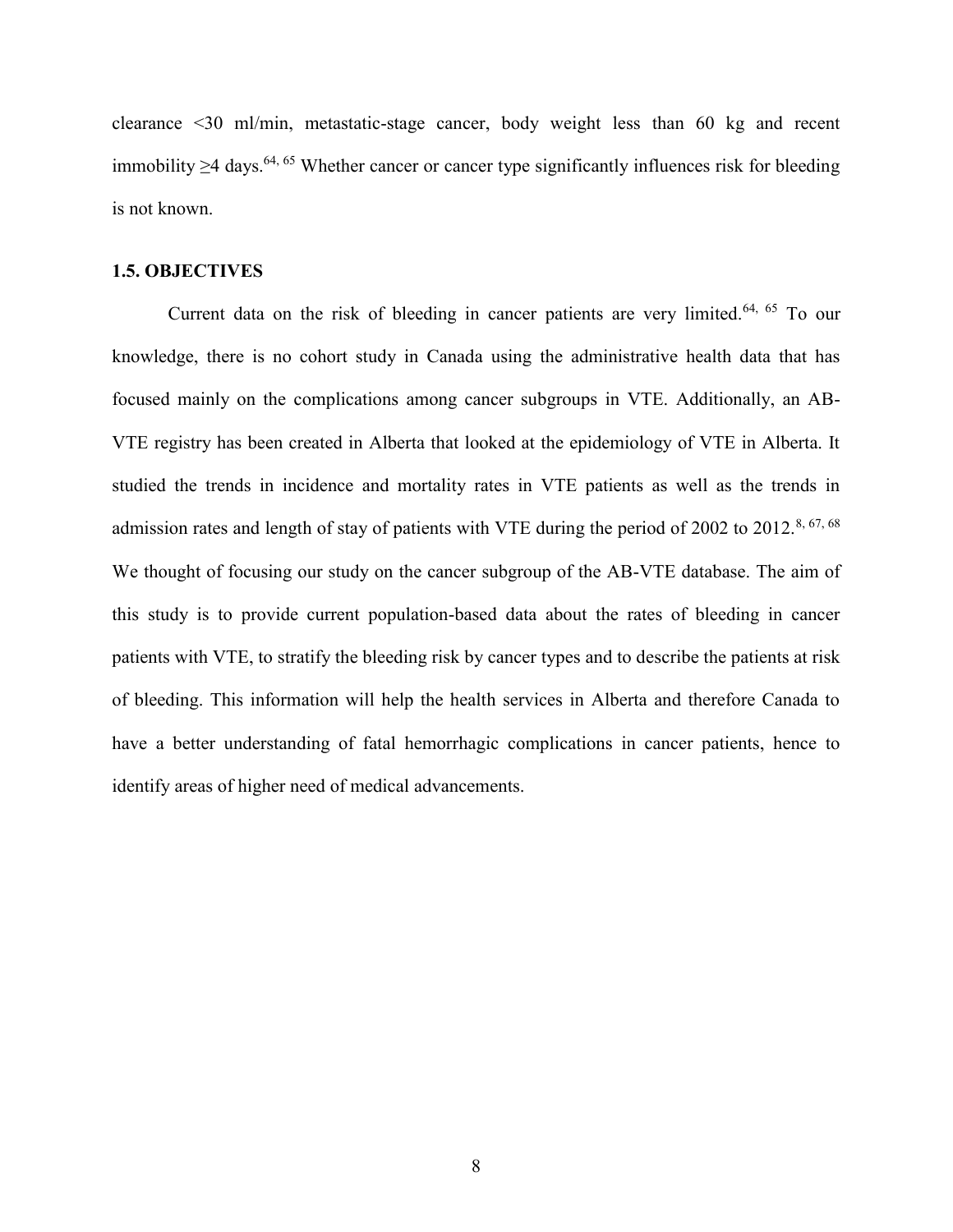clearance <30 ml/min, metastatic-stage cancer, body weight less than 60 kg and recent immobility ≥4 days.[64, 65] Whether cancer or cancer type significantly influences risk for bleeding is not known.

### 1.5. OBJECTIVES

Current data on the risk of bleeding in cancer patients are very limited.[64, 65] To our knowledge, there is no cohort study in Canada using the administrative health data that has focused mainly on the complications among cancer subgroups in VTE. Additionally, an AB-VTE registry has been created in Alberta that looked at the epidemiology of VTE in Alberta. It studied the trends in incidence and mortality rates in VTE patients as well as the trends in admission rates and length of stay of patients with VTE during the period of 2002 to 2012.[8, 67, 68] We thought of focusing our study on the cancer subgroup of the AB-VTE database. The aim of this study is to provide current population-based data about the rates of bleeding in cancer patients with VTE, to stratify the bleeding risk by cancer types and to describe the patients at risk of bleeding. This information will help the health services in Alberta and therefore Canada to have a better understanding of fatal hemorrhagic complications in cancer patients, hence to identify areas of higher need of medical advancements.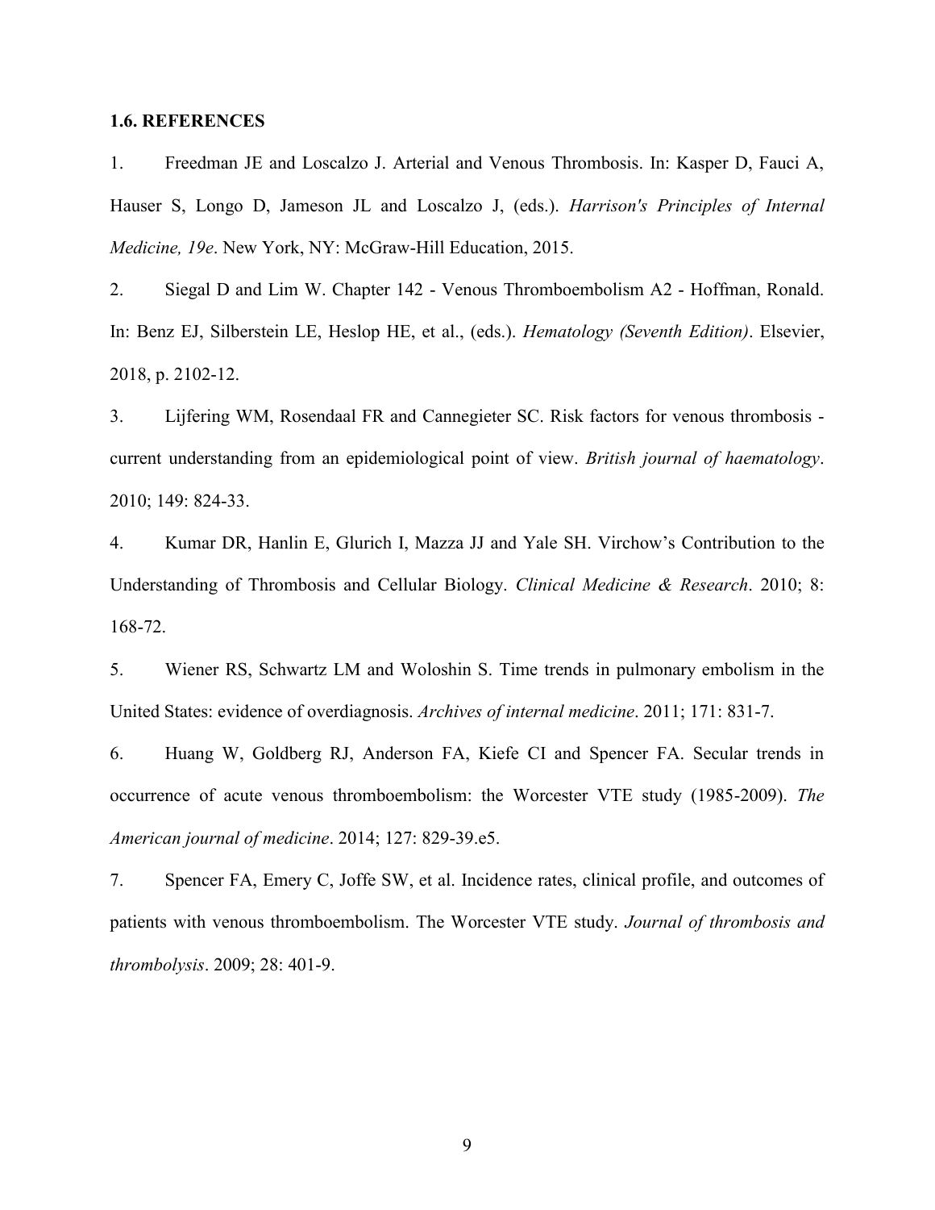### 1.6. REFERENCES

1. Freedman JE and Loscalzo J. Arterial and Venous Thrombosis. In: Kasper D, Fauci A, Hauser S, Longo D, Jameson JL and Loscalzo J, (eds.). *Harrison's Principles of Internal Medicine, 19e*. New York, NY: McGraw-Hill Education, 2015.

2. Siegal D and Lim W. Chapter 142 - Venous Thromboembolism A2 - Hoffman, Ronald. In: Benz EJ, Silberstein LE, Heslop HE, et al., (eds.). *Hematology (Seventh Edition)*. Elsevier, 2018, p. 2102-12.

3. Lijfering WM, Rosendaal FR and Cannegieter SC. Risk factors for venous thrombosis - current understanding from an epidemiological point of view. *British journal of haematology*. 2010; 149: 824-33.

4. Kumar DR, Hanlin E, Glurich I, Mazza JJ and Yale SH. Virchow's Contribution to the Understanding of Thrombosis and Cellular Biology. *Clinical Medicine & Research*. 2010; 8: 168-72.

5. Wiener RS, Schwartz LM and Woloshin S. Time trends in pulmonary embolism in the United States: evidence of overdiagnosis. *Archives of internal medicine*. 2011; 171: 831-7.

6. Huang W, Goldberg RJ, Anderson FA, Kiefe CI and Spencer FA. Secular trends in occurrence of acute venous thromboembolism: the Worcester VTE study (1985-2009). *The American journal of medicine*. 2014; 127: 829-39.e5.

7. Spencer FA, Emery C, Joffe SW, et al. Incidence rates, clinical profile, and outcomes of patients with venous thromboembolism. The Worcester VTE study. *Journal of thrombosis and thrombolysis*. 2009; 28: 401-9.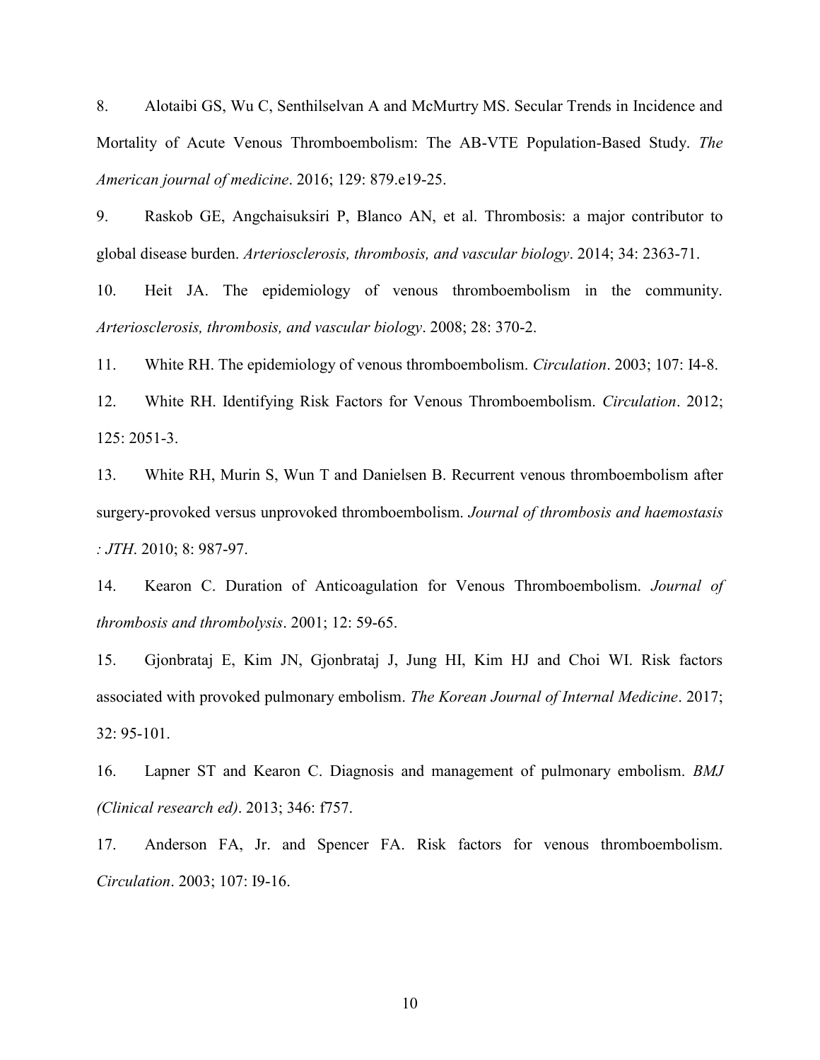8. Alotaibi GS, Wu C, Senthilselvan A and McMurtry MS. Secular Trends in Incidence and Mortality of Acute Venous Thromboembolism: The AB-VTE Population-Based Study. *The American journal of medicine*. 2016; 129: 879.e19-25.

9. Raskob GE, Angchaisuksiri P, Blanco AN, et al. Thrombosis: a major contributor to global disease burden. *Arteriosclerosis, thrombosis, and vascular biology*. 2014; 34: 2363-71.

10. Heit JA. The epidemiology of venous thromboembolism in the community. *Arteriosclerosis, thrombosis, and vascular biology*. 2008; 28: 370-2.

11. White RH. The epidemiology of venous thromboembolism. *Circulation*. 2003; 107: I4-8.

12. White RH. Identifying Risk Factors for Venous Thromboembolism. *Circulation*. 2012; 125: 2051-3.

13. White RH, Murin S, Wun T and Danielsen B. Recurrent venous thromboembolism after surgery-provoked versus unprovoked thromboembolism. *Journal of thrombosis and haemostasis : JTH*. 2010; 8: 987-97.

14. Kearon C. Duration of Anticoagulation for Venous Thromboembolism. *Journal of thrombosis and thrombolysis*. 2001; 12: 59-65.

15. Gjonbrataj E, Kim JN, Gjonbrataj J, Jung HI, Kim HJ and Choi WI. Risk factors associated with provoked pulmonary embolism. *The Korean Journal of Internal Medicine*. 2017; 32: 95-101.

16. Lapner ST and Kearon C. Diagnosis and management of pulmonary embolism. *BMJ (Clinical research ed)*. 2013; 346: f757.

17. Anderson FA, Jr. and Spencer FA. Risk factors for venous thromboembolism. *Circulation*. 2003; 107: I9-16.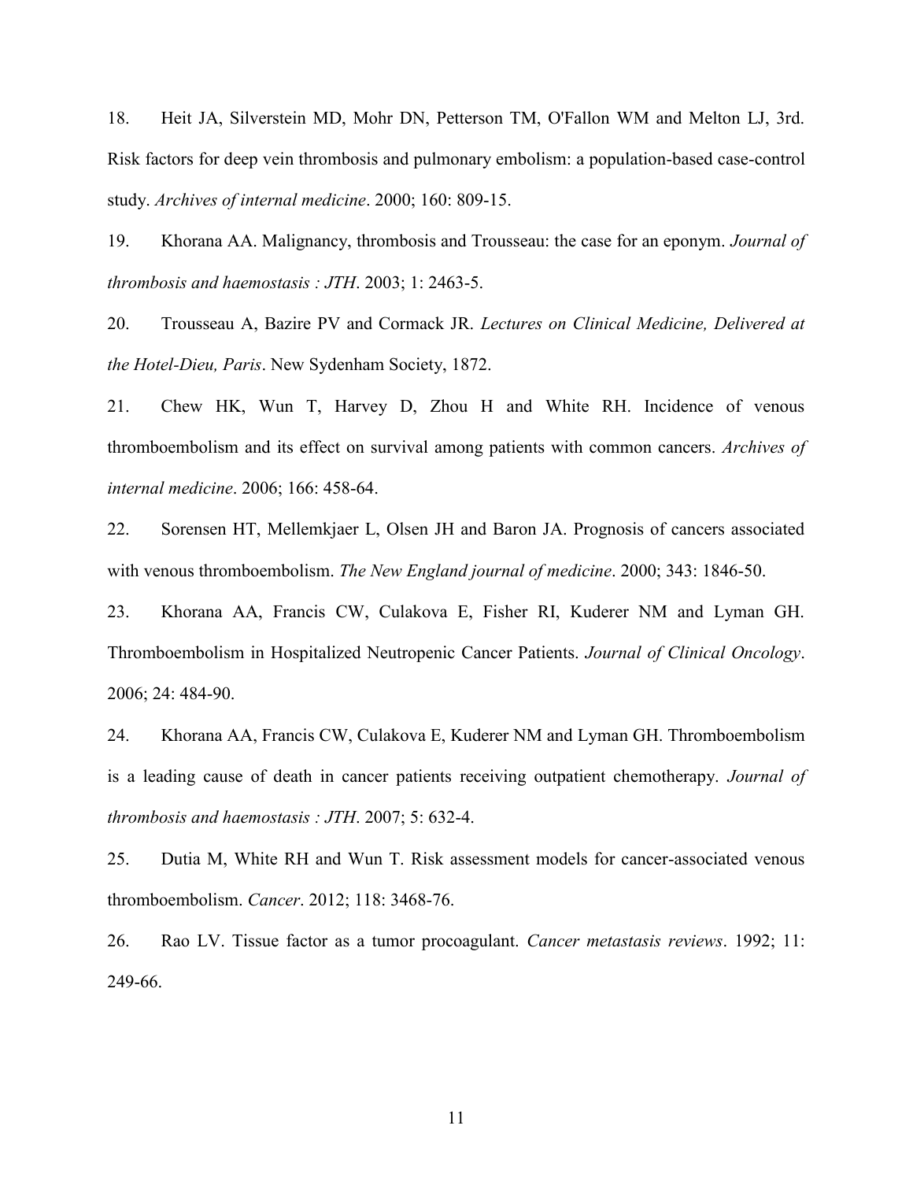18. Heit JA, Silverstein MD, Mohr DN, Petterson TM, O'Fallon WM and Melton LJ, 3rd. Risk factors for deep vein thrombosis and pulmonary embolism: a population-based case-control study. *Archives of internal medicine*. 2000; 160: 809-15.

19. Khorana AA. Malignancy, thrombosis and Trousseau: the case for an eponym. *Journal of thrombosis and haemostasis : JTH*. 2003; 1: 2463-5.

20. Trousseau A, Bazire PV and Cormack JR. *Lectures on Clinical Medicine, Delivered at the Hotel-Dieu, Paris*. New Sydenham Society, 1872.

21. Chew HK, Wun T, Harvey D, Zhou H and White RH. Incidence of venous thromboembolism and its effect on survival among patients with common cancers. *Archives of internal medicine*. 2006; 166: 458-64.

22. Sorensen HT, Mellemkjaer L, Olsen JH and Baron JA. Prognosis of cancers associated with venous thromboembolism. *The New England journal of medicine*. 2000; 343: 1846-50.

23. Khorana AA, Francis CW, Culakova E, Fisher RI, Kuderer NM and Lyman GH. Thromboembolism in Hospitalized Neutropenic Cancer Patients. *Journal of Clinical Oncology*. 2006; 24: 484-90.

24. Khorana AA, Francis CW, Culakova E, Kuderer NM and Lyman GH. Thromboembolism is a leading cause of death in cancer patients receiving outpatient chemotherapy. *Journal of thrombosis and haemostasis : JTH*. 2007; 5: 632-4.

25. Dutia M, White RH and Wun T. Risk assessment models for cancer-associated venous thromboembolism. *Cancer*. 2012; 118: 3468-76.

26. Rao LV. Tissue factor as a tumor procoagulant. *Cancer metastasis reviews*. 1992; 11: 249-66.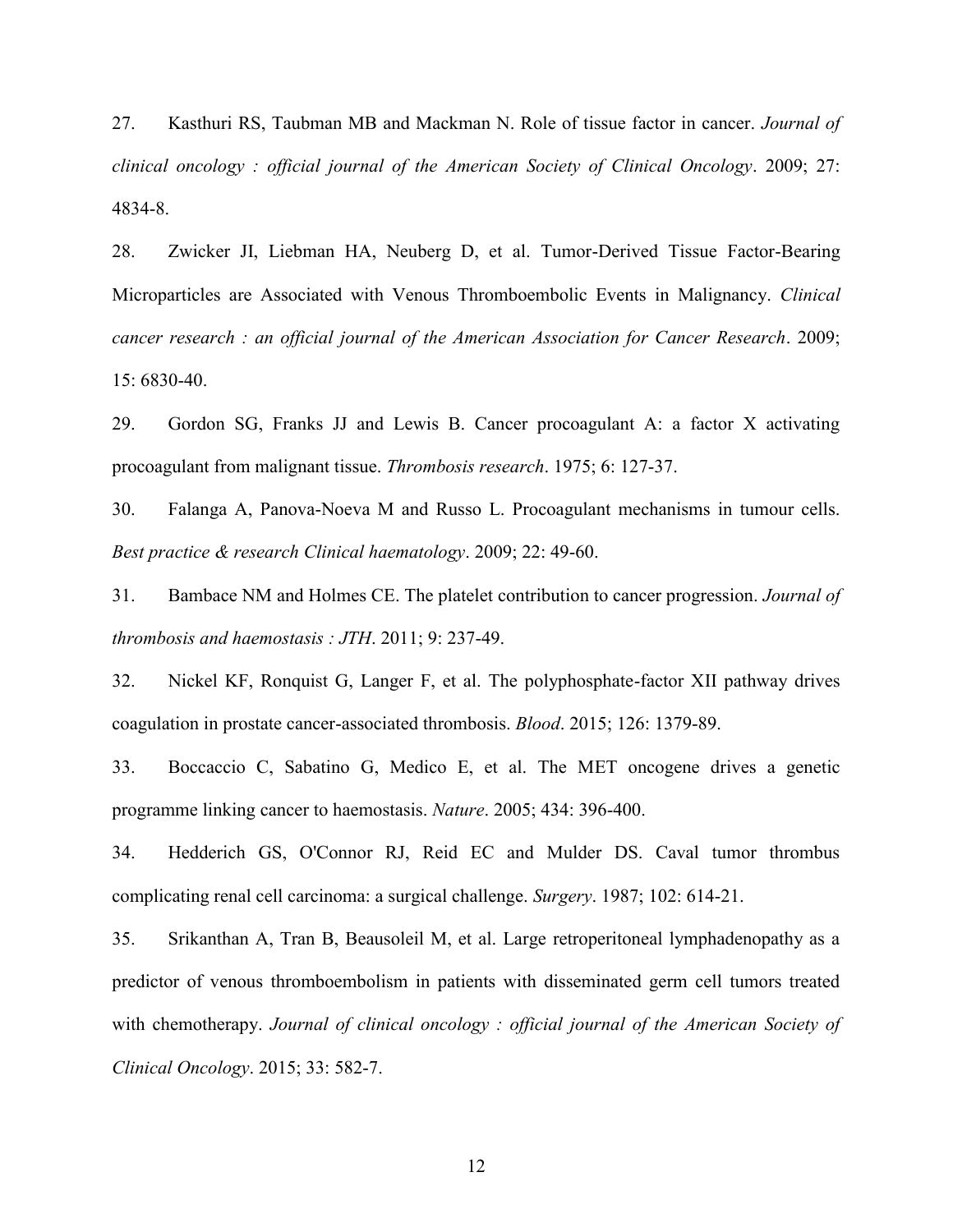27. Kasthuri RS, Taubman MB and Mackman N. Role of tissue factor in cancer. *Journal of clinical oncology : official journal of the American Society of Clinical Oncology*. 2009; 27: 4834-8.

28. Zwicker JI, Liebman HA, Neuberg D, et al. Tumor-Derived Tissue Factor-Bearing Microparticles are Associated with Venous Thromboembolic Events in Malignancy. *Clinical cancer research : an official journal of the American Association for Cancer Research*. 2009; 15: 6830-40.

29. Gordon SG, Franks JJ and Lewis B. Cancer procoagulant A: a factor X activating procoagulant from malignant tissue. *Thrombosis research*. 1975; 6: 127-37.

30. Falanga A, Panova-Noeva M and Russo L. Procoagulant mechanisms in tumour cells. *Best practice & research Clinical haematology*. 2009; 22: 49-60.

31. Bambace NM and Holmes CE. The platelet contribution to cancer progression. *Journal of thrombosis and haemostasis : JTH*. 2011; 9: 237-49.

32. Nickel KF, Ronquist G, Langer F, et al. The polyphosphate-factor XII pathway drives coagulation in prostate cancer-associated thrombosis. *Blood*. 2015; 126: 1379-89.

33. Boccaccio C, Sabatino G, Medico E, et al. The MET oncogene drives a genetic programme linking cancer to haemostasis. *Nature*. 2005; 434: 396-400.

34. Hedderich GS, O'Connor RJ, Reid EC and Mulder DS. Caval tumor thrombus complicating renal cell carcinoma: a surgical challenge. *Surgery*. 1987; 102: 614-21.

35. Srikanthan A, Tran B, Beausoleil M, et al. Large retroperitoneal lymphadenopathy as a predictor of venous thromboembolism in patients with disseminated germ cell tumors treated with chemotherapy. *Journal of clinical oncology : official journal of the American Society of Clinical Oncology*. 2015; 33: 582-7.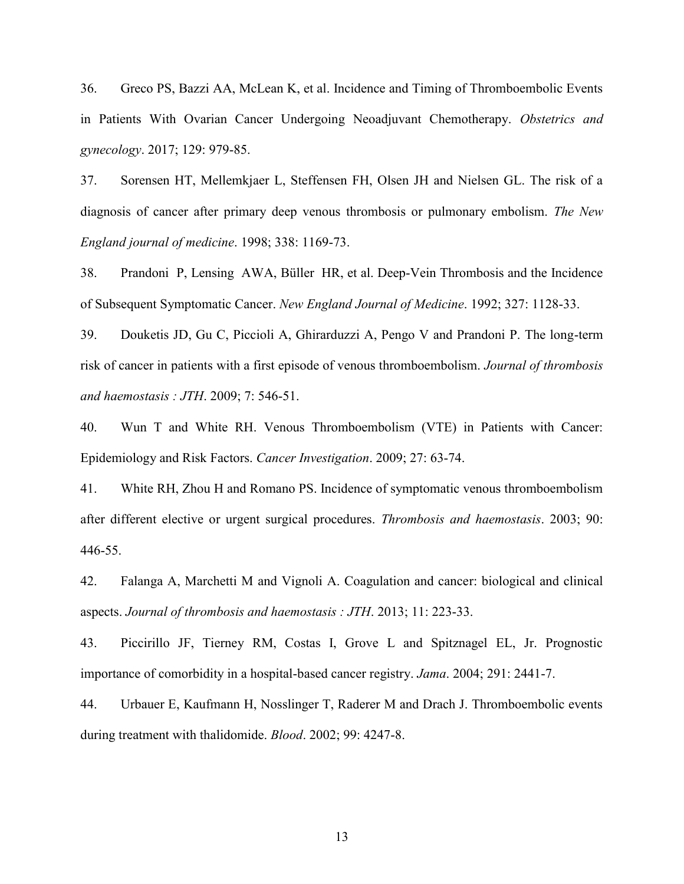36. Greco PS, Bazzi AA, McLean K, et al. Incidence and Timing of Thromboembolic Events in Patients With Ovarian Cancer Undergoing Neoadjuvant Chemotherapy. *Obstetrics and gynecology*. 2017; 129: 979-85.

37. Sorensen HT, Mellemkjaer L, Steffensen FH, Olsen JH and Nielsen GL. The risk of a diagnosis of cancer after primary deep venous thrombosis or pulmonary embolism. *The New England journal of medicine*. 1998; 338: 1169-73.

38. Prandoni P, Lensing AWA, Büller HR, et al. Deep-Vein Thrombosis and the Incidence of Subsequent Symptomatic Cancer. *New England Journal of Medicine*. 1992; 327: 1128-33.

39. Douketis JD, Gu C, Piccioli A, Ghirarduzzi A, Pengo V and Prandoni P. The long-term risk of cancer in patients with a first episode of venous thromboembolism. *Journal of thrombosis and haemostasis : JTH*. 2009; 7: 546-51.

40. Wun T and White RH. Venous Thromboembolism (VTE) in Patients with Cancer: Epidemiology and Risk Factors. *Cancer Investigation*. 2009; 27: 63-74.

41. White RH, Zhou H and Romano PS. Incidence of symptomatic venous thromboembolism after different elective or urgent surgical procedures. *Thrombosis and haemostasis*. 2003; 90: 446-55.

42. Falanga A, Marchetti M and Vignoli A. Coagulation and cancer: biological and clinical aspects. *Journal of thrombosis and haemostasis : JTH*. 2013; 11: 223-33.

43. Piccirillo JF, Tierney RM, Costas I, Grove L and Spitznagel EL, Jr. Prognostic importance of comorbidity in a hospital-based cancer registry. *Jama*. 2004; 291: 2441-7.

44. Urbauer E, Kaufmann H, Nosslinger T, Raderer M and Drach J. Thromboembolic events during treatment with thalidomide. *Blood*. 2002; 99: 4247-8.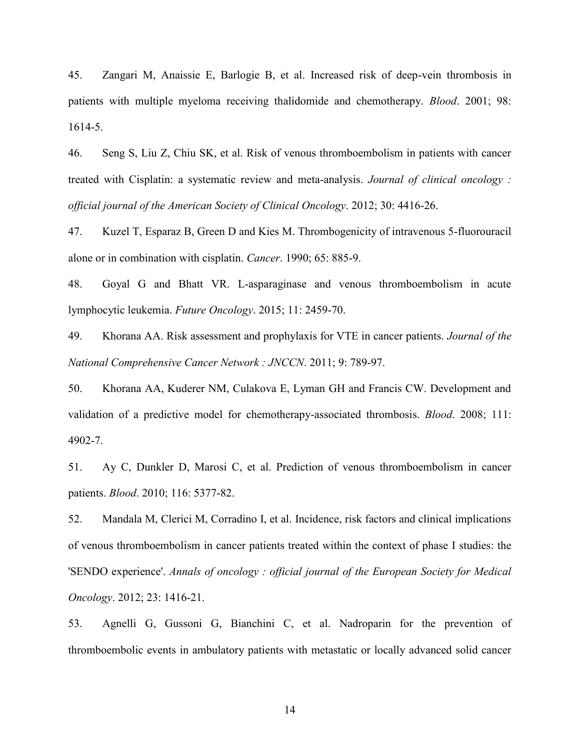45. Zangari M, Anaissie E, Barlogie B, et al. Increased risk of deep-vein thrombosis in patients with multiple myeloma receiving thalidomide and chemotherapy. *Blood*. 2001; 98: 1614-5.

46. Seng S, Liu Z, Chiu SK, et al. Risk of venous thromboembolism in patients with cancer treated with Cisplatin: a systematic review and meta-analysis. *Journal of clinical oncology : official journal of the American Society of Clinical Oncology*. 2012; 30: 4416-26.

47. Kuzel T, Esparaz B, Green D and Kies M. Thrombogenicity of intravenous 5-fluorouracil alone or in combination with cisplatin. *Cancer*. 1990; 65: 885-9.

48. Goyal G and Bhatt VR. L-asparaginase and venous thromboembolism in acute lymphocytic leukemia. *Future Oncology*. 2015; 11: 2459-70.

49. Khorana AA. Risk assessment and prophylaxis for VTE in cancer patients. *Journal of the National Comprehensive Cancer Network : JNCCN*. 2011; 9: 789-97.

50. Khorana AA, Kuderer NM, Culakova E, Lyman GH and Francis CW. Development and validation of a predictive model for chemotherapy-associated thrombosis. *Blood*. 2008; 111: 4902-7.

51. Ay C, Dunkler D, Marosi C, et al. Prediction of venous thromboembolism in cancer patients. *Blood*. 2010; 116: 5377-82.

52. Mandala M, Clerici M, Corradino I, et al. Incidence, risk factors and clinical implications of venous thromboembolism in cancer patients treated within the context of phase I studies: the 'SENDO experience'. *Annals of oncology : official journal of the European Society for Medical Oncology*. 2012; 23: 1416-21.

53. Agnelli G, Gussoni G, Bianchini C, et al. Nadroparin for the prevention of thromboembolic events in ambulatory patients with metastatic or locally advanced solid cancer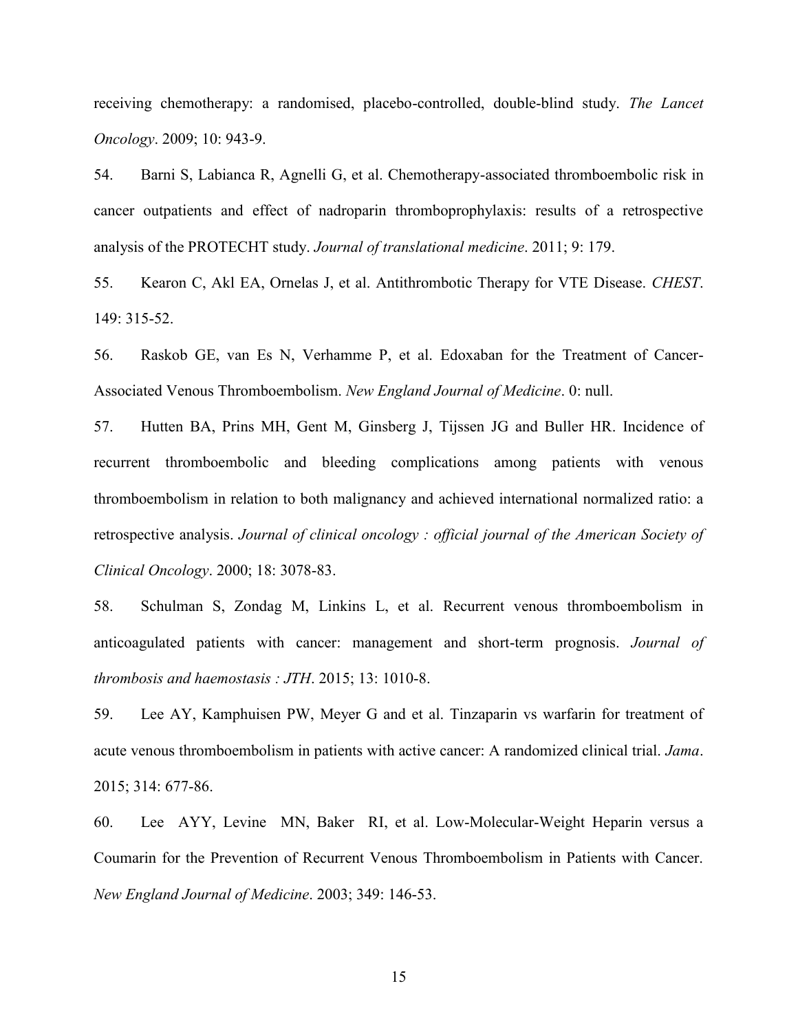receiving chemotherapy: a randomised, placebo-controlled, double-blind study. *The Lancet Oncology*. 2009; 10: 943-9.

54. Barni S, Labianca R, Agnelli G, et al. Chemotherapy-associated thromboembolic risk in cancer outpatients and effect of nadroparin thromboprophylaxis: results of a retrospective analysis of the PROTECHT study. *Journal of translational medicine*. 2011; 9: 179.

55. Kearon C, Akl EA, Ornelas J, et al. Antithrombotic Therapy for VTE Disease. *CHEST*. 149: 315-52.

56. Raskob GE, van Es N, Verhamme P, et al. Edoxaban for the Treatment of Cancer-Associated Venous Thromboembolism. *New England Journal of Medicine*. 0: null.

57. Hutten BA, Prins MH, Gent M, Ginsberg J, Tijssen JG and Buller HR. Incidence of recurrent thromboembolic and bleeding complications among patients with venous thromboembolism in relation to both malignancy and achieved international normalized ratio: a retrospective analysis. *Journal of clinical oncology : official journal of the American Society of Clinical Oncology*. 2000; 18: 3078-83.

58. Schulman S, Zondag M, Linkins L, et al. Recurrent venous thromboembolism in anticoagulated patients with cancer: management and short-term prognosis. *Journal of thrombosis and haemostasis : JTH*. 2015; 13: 1010-8.

59. Lee AY, Kamphuisen PW, Meyer G and et al. Tinzaparin vs warfarin for treatment of acute venous thromboembolism in patients with active cancer: A randomized clinical trial. *Jama*. 2015; 314: 677-86.

60. Lee AYY, Levine MN, Baker RI, et al. Low-Molecular-Weight Heparin versus a Coumarin for the Prevention of Recurrent Venous Thromboembolism in Patients with Cancer. *New England Journal of Medicine*. 2003; 349: 146-53.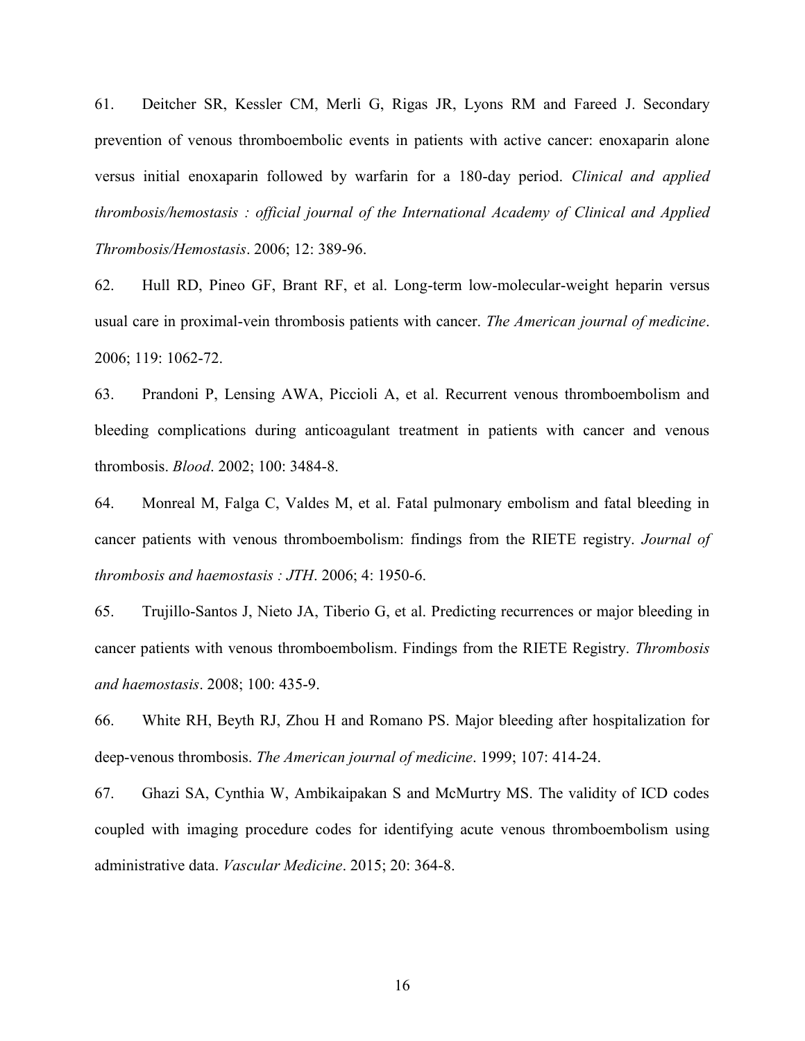61. Deitcher SR, Kessler CM, Merli G, Rigas JR, Lyons RM and Fareed J. Secondary prevention of venous thromboembolic events in patients with active cancer: enoxaparin alone versus initial enoxaparin followed by warfarin for a 180-day period. *Clinical and applied thrombosis/hemostasis : official journal of the International Academy of Clinical and Applied Thrombosis/Hemostasis*. 2006; 12: 389-96.

62. Hull RD, Pineo GF, Brant RF, et al. Long-term low-molecular-weight heparin versus usual care in proximal-vein thrombosis patients with cancer. *The American journal of medicine*. 2006; 119: 1062-72.

63. Prandoni P, Lensing AWA, Piccioli A, et al. Recurrent venous thromboembolism and bleeding complications during anticoagulant treatment in patients with cancer and venous thrombosis. *Blood*. 2002; 100: 3484-8.

64. Monreal M, Falga C, Valdes M, et al. Fatal pulmonary embolism and fatal bleeding in cancer patients with venous thromboembolism: findings from the RIETE registry. *Journal of thrombosis and haemostasis : JTH*. 2006; 4: 1950-6.

65. Trujillo-Santos J, Nieto JA, Tiberio G, et al. Predicting recurrences or major bleeding in cancer patients with venous thromboembolism. Findings from the RIETE Registry. *Thrombosis and haemostasis*. 2008; 100: 435-9.

66. White RH, Beyth RJ, Zhou H and Romano PS. Major bleeding after hospitalization for deep-venous thrombosis. *The American journal of medicine*. 1999; 107: 414-24.

67. Ghazi SA, Cynthia W, Ambikaipakan S and McMurtry MS. The validity of ICD codes coupled with imaging procedure codes for identifying acute venous thromboembolism using administrative data. *Vascular Medicine*. 2015; 20: 364-8.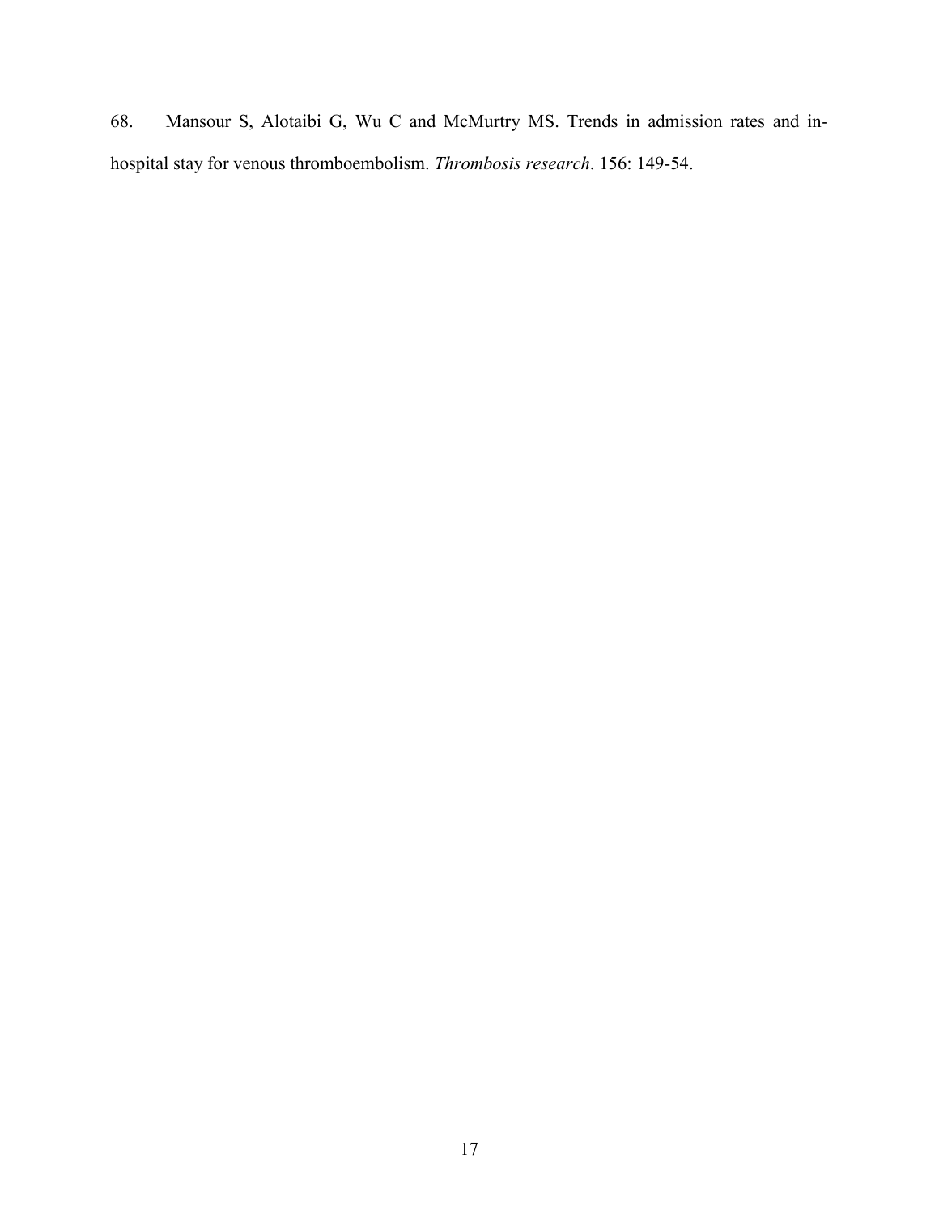68. Mansour S, Alotaibi G, Wu C and McMurtry MS. Trends in admission rates and in-hospital stay for venous thromboembolism. *Thrombosis research*. 156: 149-54.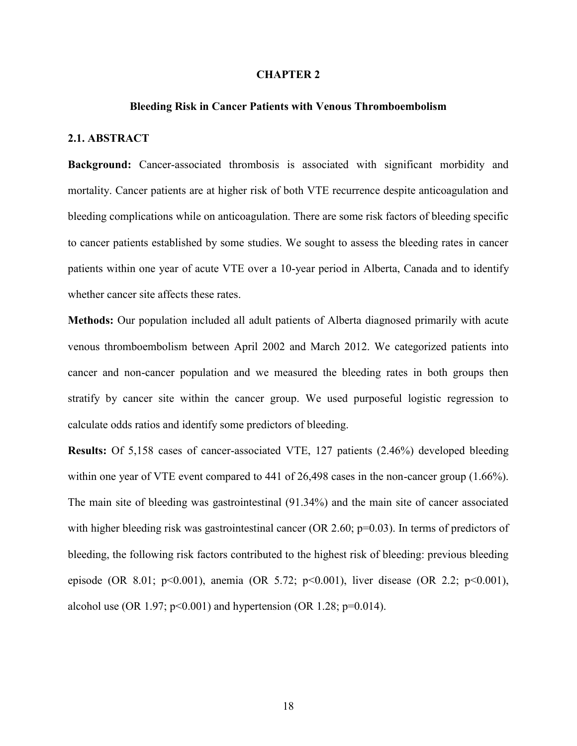# CHAPTER 2

## Bleeding Risk in Cancer Patients with Venous Thromboembolism

### 2.1. ABSTRACT

**Background:** Cancer-associated thrombosis is associated with significant morbidity and mortality. Cancer patients are at higher risk of both VTE recurrence despite anticoagulation and bleeding complications while on anticoagulation. There are some risk factors of bleeding specific to cancer patients established by some studies. We sought to assess the bleeding rates in cancer patients within one year of acute VTE over a 10-year period in Alberta, Canada and to identify whether cancer site affects these rates.

**Methods:** Our population included all adult patients of Alberta diagnosed primarily with acute venous thromboembolism between April 2002 and March 2012. We categorized patients into cancer and non-cancer population and we measured the bleeding rates in both groups then stratify by cancer site within the cancer group. We used purposeful logistic regression to calculate odds ratios and identify some predictors of bleeding.

**Results:** Of 5,158 cases of cancer-associated VTE, 127 patients (2.46%) developed bleeding within one year of VTE event compared to 441 of 26,498 cases in the non-cancer group (1.66%). The main site of bleeding was gastrointestinal (91.34%) and the main site of cancer associated with higher bleeding risk was gastrointestinal cancer (OR 2.60; $p=0.03$). In terms of predictors of bleeding, the following risk factors contributed to the highest risk of bleeding: previous bleeding episode (OR 8.01; $p<0.001$), anemia (OR 5.72; $p<0.001$), liver disease (OR 2.2; $p<0.001$), alcohol use (OR 1.97; $p<0.001$) and hypertension (OR 1.28; $p=0.014$).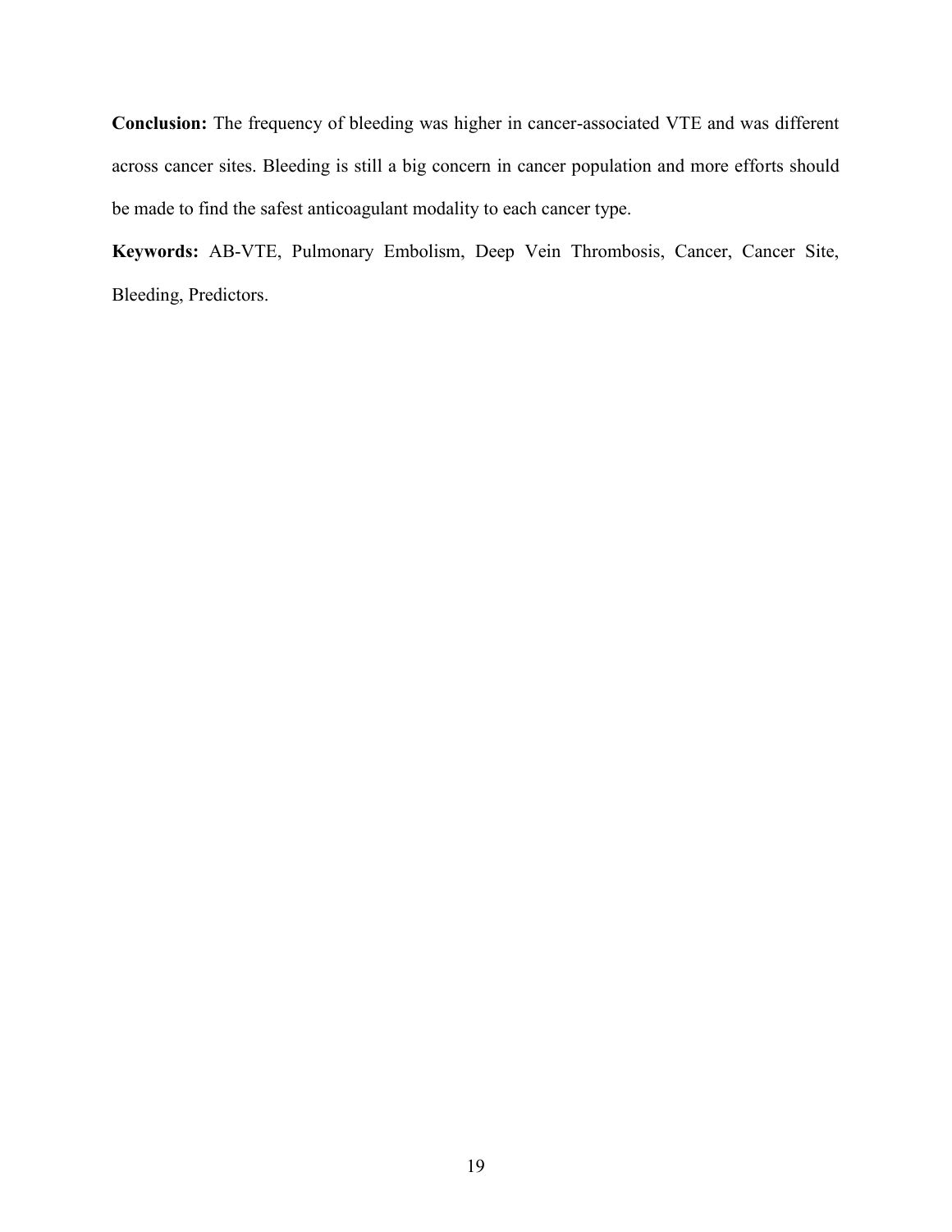**Conclusion:** The frequency of bleeding was higher in cancer-associated VTE and was different across cancer sites. Bleeding is still a big concern in cancer population and more efforts should be made to find the safest anticoagulant modality to each cancer type.

**Keywords:** AB-VTE, Pulmonary Embolism, Deep Vein Thrombosis, Cancer, Cancer Site, Bleeding, Predictors.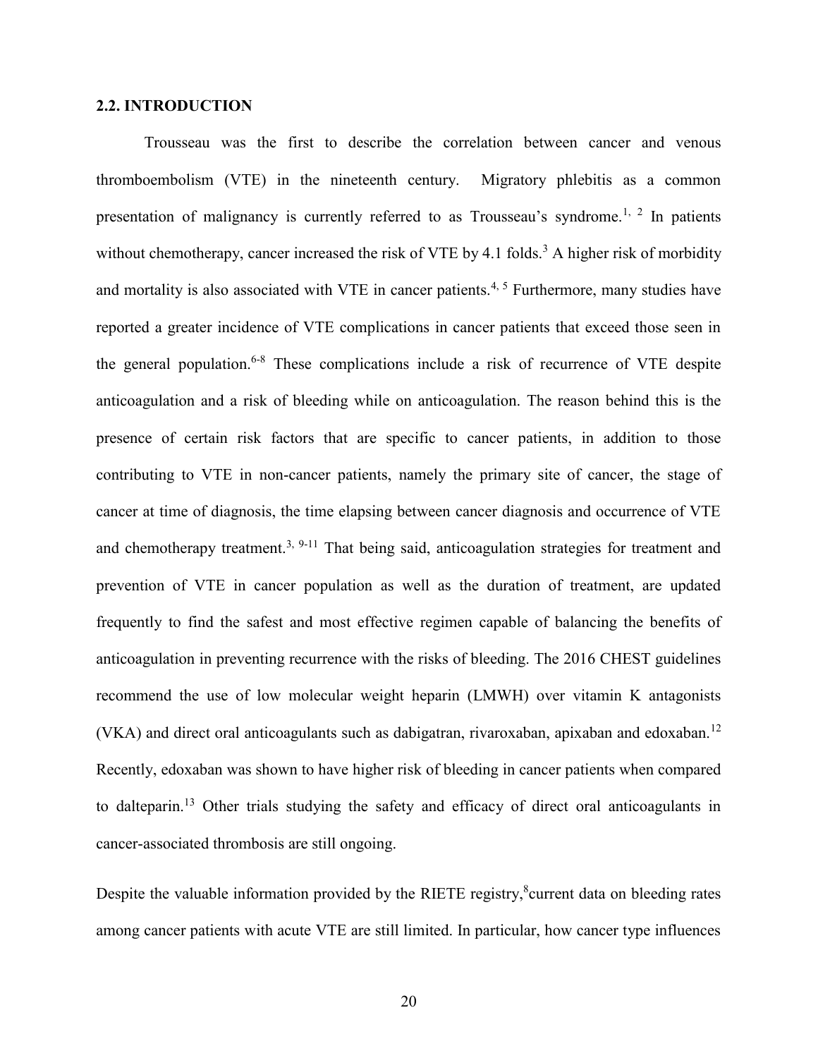### 2.2. INTRODUCTION

Trousseau was the first to describe the correlation between cancer and venous thromboembolism (VTE) in the nineteenth century. Migratory phlebitis as a common presentation of malignancy is currently referred to as Trousseau's syndrome.[1, 2] In patients without chemotherapy, cancer increased the risk of VTE by 4.1 folds.[3] A higher risk of morbidity and mortality is also associated with VTE in cancer patients.[4, 5] Furthermore, many studies have reported a greater incidence of VTE complications in cancer patients that exceed those seen in the general population.[6-8] These complications include a risk of recurrence of VTE despite anticoagulation and a risk of bleeding while on anticoagulation. The reason behind this is the presence of certain risk factors that are specific to cancer patients, in addition to those contributing to VTE in non-cancer patients, namely the primary site of cancer, the stage of cancer at time of diagnosis, the time elapsing between cancer diagnosis and occurrence of VTE and chemotherapy treatment.[3, 9-11] That being said, anticoagulation strategies for treatment and prevention of VTE in cancer population as well as the duration of treatment, are updated frequently to find the safest and most effective regimen capable of balancing the benefits of anticoagulation in preventing recurrence with the risks of bleeding. The 2016 CHEST guidelines recommend the use of low molecular weight heparin (LMWH) over vitamin K antagonists (VKA) and direct oral anticoagulants such as dabigatran, rivaroxaban, apixaban and edoxaban.[12] Recently, edoxaban was shown to have higher risk of bleeding in cancer patients when compared to dalteparin.[13] Other trials studying the safety and efficacy of direct oral anticoagulants in cancer-associated thrombosis are still ongoing.

Despite the valuable information provided by the RIETE registry,[8] current data on bleeding rates among cancer patients with acute VTE are still limited. In particular, how cancer type influences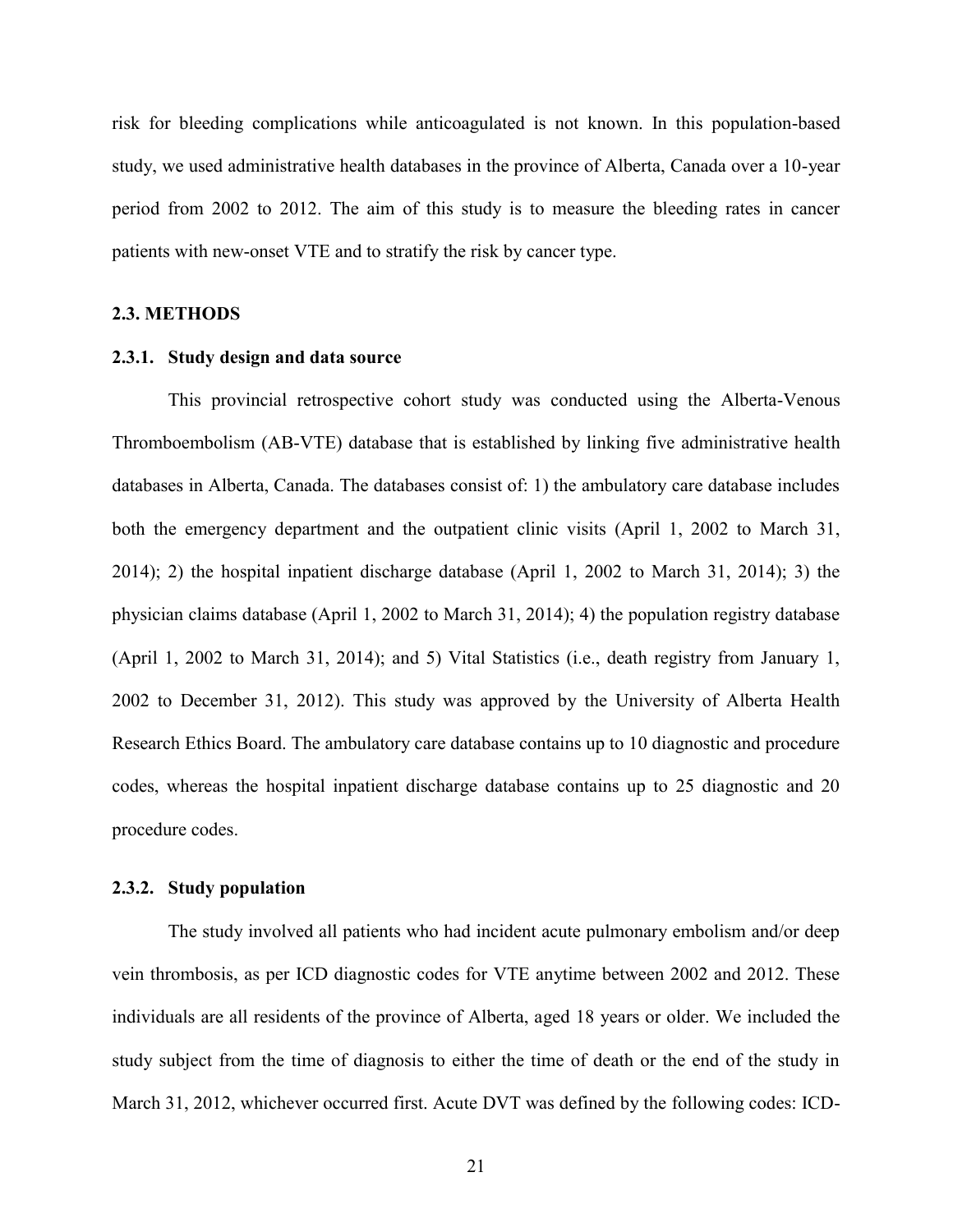risk for bleeding complications while anticoagulated is not known. In this population-based study, we used administrative health databases in the province of Alberta, Canada over a 10-year period from 2002 to 2012. The aim of this study is to measure the bleeding rates in cancer patients with new-onset VTE and to stratify the risk by cancer type.

## 2.3. METHODS

### 2.3.1. Study design and data source

This provincial retrospective cohort study was conducted using the Alberta-Venous Thromboembolism (AB-VTE) database that is established by linking five administrative health databases in Alberta, Canada. The databases consist of: 1) the ambulatory care database includes both the emergency department and the outpatient clinic visits (April 1, 2002 to March 31, 2014); 2) the hospital inpatient discharge database (April 1, 2002 to March 31, 2014); 3) the physician claims database (April 1, 2002 to March 31, 2014); 4) the population registry database (April 1, 2002 to March 31, 2014); and 5) Vital Statistics (i.e., death registry from January 1, 2002 to December 31, 2012). This study was approved by the University of Alberta Health Research Ethics Board. The ambulatory care database contains up to 10 diagnostic and procedure codes, whereas the hospital inpatient discharge database contains up to 25 diagnostic and 20 procedure codes.

### 2.3.2. Study population

The study involved all patients who had incident acute pulmonary embolism and/or deep vein thrombosis, as per ICD diagnostic codes for VTE anytime between 2002 and 2012. These individuals are all residents of the province of Alberta, aged 18 years or older. We included the study subject from the time of diagnosis to either the time of death or the end of the study in March 31, 2012, whichever occurred first. Acute DVT was defined by the following codes: ICD-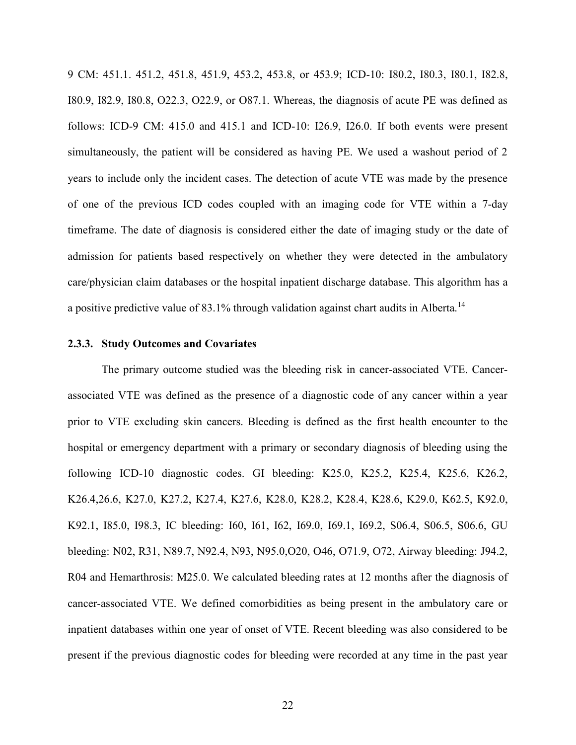9 CM: 451.1. 451.2, 451.8, 451.9, 453.2, 453.8, or 453.9; ICD-10: I80.2, I80.3, I80.1, I82.8, I80.9, I82.9, I80.8, O22.3, O22.9, or O87.1. Whereas, the diagnosis of acute PE was defined as follows: ICD-9 CM: 415.0 and 415.1 and ICD-10: I26.9, I26.0. If both events were present simultaneously, the patient will be considered as having PE. We used a washout period of 2 years to include only the incident cases. The detection of acute VTE was made by the presence of one of the previous ICD codes coupled with an imaging code for VTE within a 7-day timeframe. The date of diagnosis is considered either the date of imaging study or the date of admission for patients based respectively on whether they were detected in the ambulatory care/physician claim databases or the hospital inpatient discharge database. This algorithm has a a positive predictive value of 83.1% through validation against chart audits in Alberta.[14]

### 2.3.3. Study Outcomes and Covariates

The primary outcome studied was the bleeding risk in cancer-associated VTE. Cancer-associated VTE was defined as the presence of a diagnostic code of any cancer within a year prior to VTE excluding skin cancers. Bleeding is defined as the first health encounter to the hospital or emergency department with a primary or secondary diagnosis of bleeding using the following ICD-10 diagnostic codes. GI bleeding: K25.0, K25.2, K25.4, K25.6, K26.2, K26.4,26.6, K27.0, K27.2, K27.4, K27.6, K28.0, K28.2, K28.4, K28.6, K29.0, K62.5, K92.0, K92.1, I85.0, I98.3, IC bleeding: I60, I61, I62, I69.0, I69.1, I69.2, S06.4, S06.5, S06.6, GU bleeding: N02, R31, N89.7, N92.4, N93, N95.0,O20, O46, O71.9, O72, Airway bleeding: J94.2, R04 and Hemarthrosis: M25.0. We calculated bleeding rates at 12 months after the diagnosis of cancer-associated VTE. We defined comorbidities as being present in the ambulatory care or inpatient databases within one year of onset of VTE. Recent bleeding was also considered to be present if the previous diagnostic codes for bleeding were recorded at any time in the past year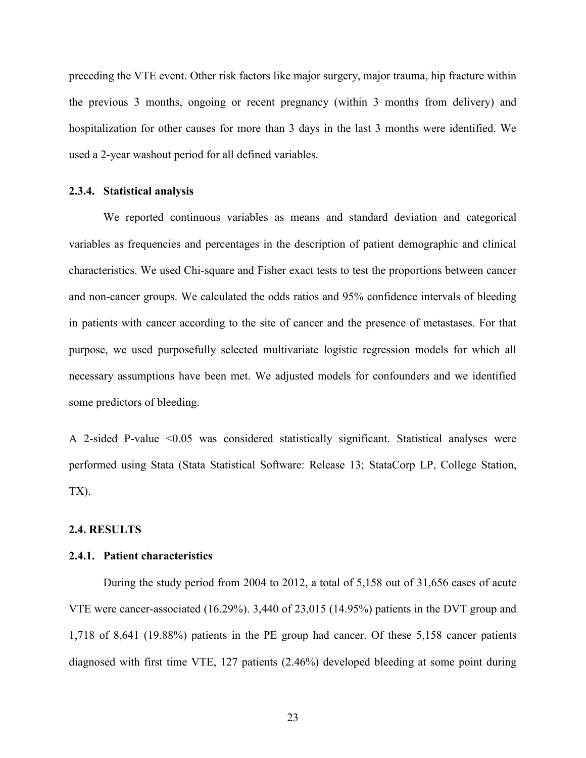preceding the VTE event. Other risk factors like major surgery, major trauma, hip fracture within the previous 3 months, ongoing or recent pregnancy (within 3 months from delivery) and hospitalization for other causes for more than 3 days in the last 3 months were identified. We used a 2-year washout period for all defined variables.

#### 2.3.4. Statistical analysis

We reported continuous variables as means and standard deviation and categorical variables as frequencies and percentages in the description of patient demographic and clinical characteristics. We used Chi-square and Fisher exact tests to test the proportions between cancer and non-cancer groups. We calculated the odds ratios and 95% confidence intervals of bleeding in patients with cancer according to the site of cancer and the presence of metastases. For that purpose, we used purposefully selected multivariate logistic regression models for which all necessary assumptions have been met. We adjusted models for confounders and we identified some predictors of bleeding.

A 2-sided P-value <0.05 was considered statistically significant. Statistical analyses were performed using Stata (Stata Statistical Software: Release 13; StataCorp LP, College Station, TX).

### 2.4. RESULTS

#### 2.4.1. Patient characteristics

During the study period from 2004 to 2012, a total of 5,158 out of 31,656 cases of acute VTE were cancer-associated (16.29%). 3,440 of 23,015 (14.95%) patients in the DVT group and 1,718 of 8,641 (19.88%) patients in the PE group had cancer. Of these 5,158 cancer patients diagnosed with first time VTE, 127 patients (2.46%) developed bleeding at some point during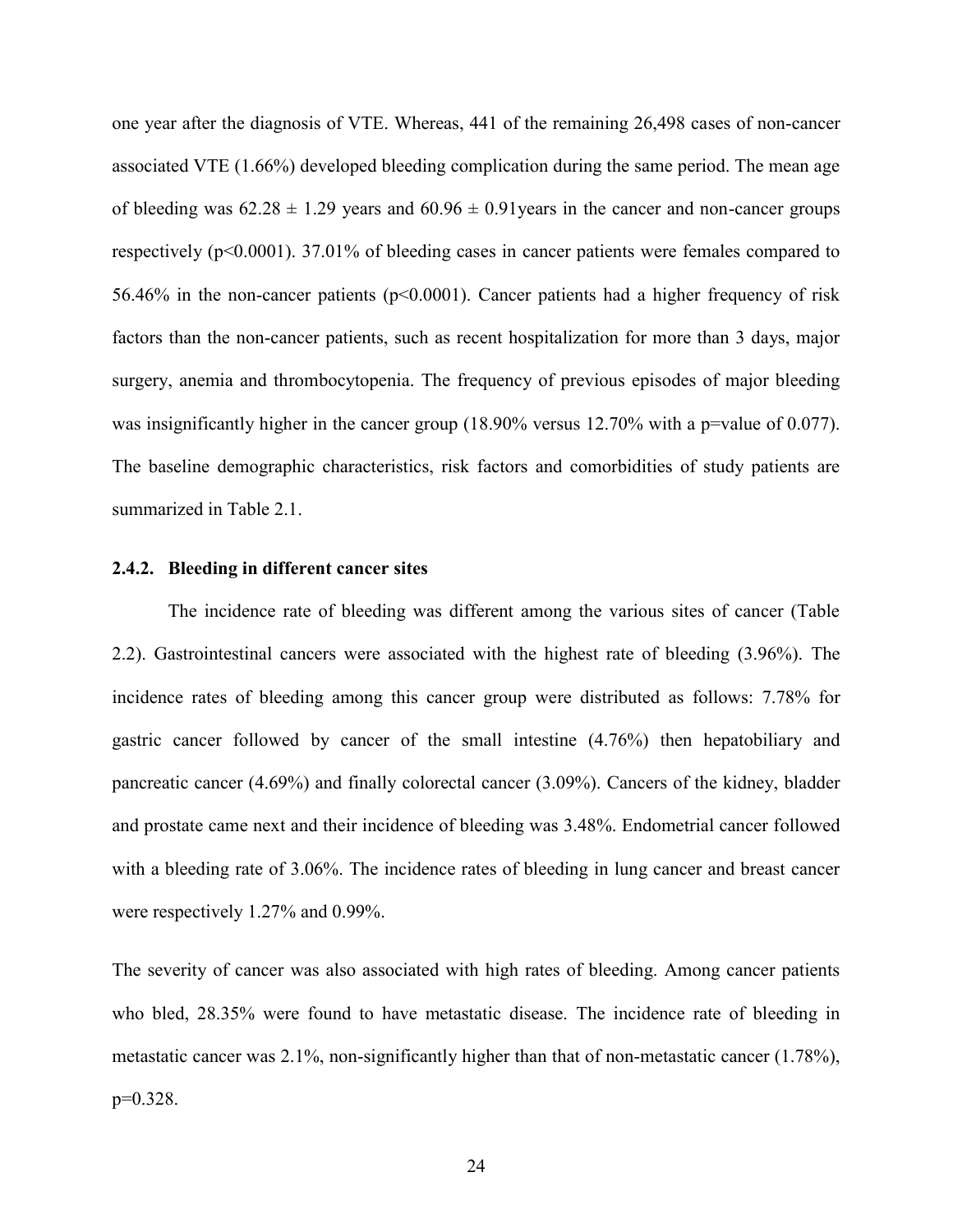one year after the diagnosis of VTE. Whereas, 441 of the remaining 26,498 cases of non-cancer associated VTE (1.66%) developed bleeding complication during the same period. The mean age of bleeding was $62.28 \pm 1.29$ years and $60.96 \pm 0.91$years in the cancer and non-cancer groups respectively ($p<0.0001$). 37.01% of bleeding cases in cancer patients were females compared to 56.46% in the non-cancer patients ($p<0.0001$). Cancer patients had a higher frequency of risk factors than the non-cancer patients, such as recent hospitalization for more than 3 days, major surgery, anemia and thrombocytopenia. The frequency of previous episodes of major bleeding was insignificantly higher in the cancer group (18.90% versus 12.70% with a p=value of 0.077). The baseline demographic characteristics, risk factors and comorbidities of study patients are summarized in Table 2.1.

### 2.4.2. Bleeding in different cancer sites

The incidence rate of bleeding was different among the various sites of cancer (Table 2.2). Gastrointestinal cancers were associated with the highest rate of bleeding (3.96%). The incidence rates of bleeding among this cancer group were distributed as follows: 7.78% for gastric cancer followed by cancer of the small intestine (4.76%) then hepatobiliary and pancreatic cancer (4.69%) and finally colorectal cancer (3.09%). Cancers of the kidney, bladder and prostate came next and their incidence of bleeding was 3.48%. Endometrial cancer followed with a bleeding rate of 3.06%. The incidence rates of bleeding in lung cancer and breast cancer were respectively 1.27% and 0.99%.

The severity of cancer was also associated with high rates of bleeding. Among cancer patients who bled, 28.35% were found to have metastatic disease. The incidence rate of bleeding in metastatic cancer was 2.1%, non-significantly higher than that of non-metastatic cancer (1.78%), $p=0.328$.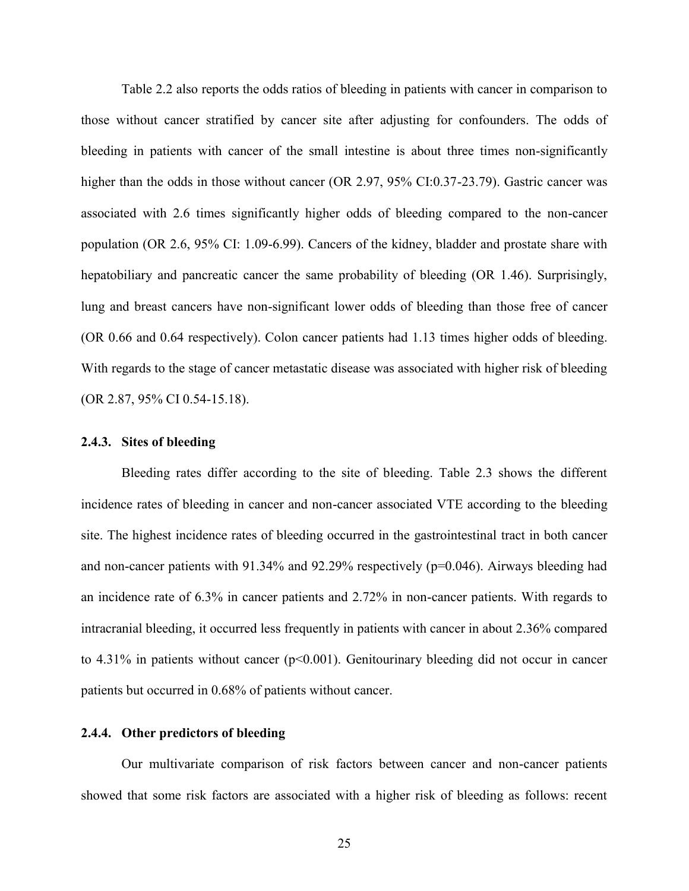Table 2.2 also reports the odds ratios of bleeding in patients with cancer in comparison to those without cancer stratified by cancer site after adjusting for confounders. The odds of bleeding in patients with cancer of the small intestine is about three times non-significantly higher than the odds in those without cancer (OR 2.97, 95% CI:0.37-23.79). Gastric cancer was associated with 2.6 times significantly higher odds of bleeding compared to the non-cancer population (OR 2.6, 95% CI: 1.09-6.99). Cancers of the kidney, bladder and prostate share with hepatobiliary and pancreatic cancer the same probability of bleeding (OR 1.46). Surprisingly, lung and breast cancers have non-significant lower odds of bleeding than those free of cancer (OR 0.66 and 0.64 respectively). Colon cancer patients had 1.13 times higher odds of bleeding. With regards to the stage of cancer metastatic disease was associated with higher risk of bleeding (OR 2.87, 95% CI 0.54-15.18).

### 2.4.3. Sites of bleeding

Bleeding rates differ according to the site of bleeding. Table 2.3 shows the different incidence rates of bleeding in cancer and non-cancer associated VTE according to the bleeding site. The highest incidence rates of bleeding occurred in the gastrointestinal tract in both cancer and non-cancer patients with 91.34% and 92.29% respectively ($p=0.046$). Airways bleeding had an incidence rate of 6.3% in cancer patients and 2.72% in non-cancer patients. With regards to intracranial bleeding, it occurred less frequently in patients with cancer in about 2.36% compared to 4.31% in patients without cancer ($p<0.001$). Genitourinary bleeding did not occur in cancer patients but occurred in 0.68% of patients without cancer.

### 2.4.4. Other predictors of bleeding

Our multivariate comparison of risk factors between cancer and non-cancer patients showed that some risk factors are associated with a higher risk of bleeding as follows: recent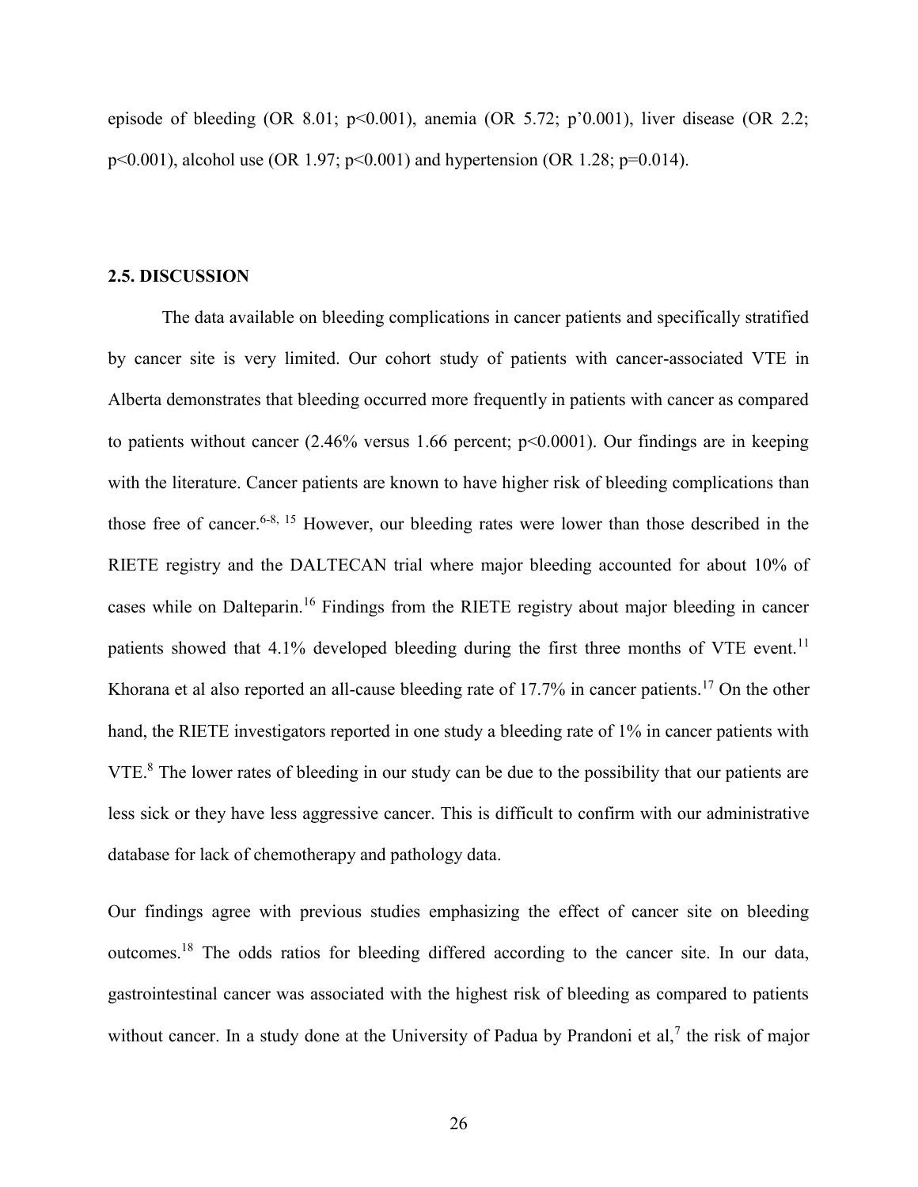episode of bleeding (OR 8.01; p<0.001), anemia (OR 5.72; p'0.001), liver disease (OR 2.2; p<0.001), alcohol use (OR 1.97; p<0.001) and hypertension (OR 1.28; p=0.014).

### 2.5. DISCUSSION

The data available on bleeding complications in cancer patients and specifically stratified by cancer site is very limited. Our cohort study of patients with cancer-associated VTE in Alberta demonstrates that bleeding occurred more frequently in patients with cancer as compared to patients without cancer (2.46% versus 1.66 percent; p<0.0001). Our findings are in keeping with the literature. Cancer patients are known to have higher risk of bleeding complications than those free of cancer.[6-8, 15] However, our bleeding rates were lower than those described in the RIETE registry and the DALTECAN trial where major bleeding accounted for about 10% of cases while on Dalteparin.[16] Findings from the RIETE registry about major bleeding in cancer patients showed that 4.1% developed bleeding during the first three months of VTE event.[11] Khorana et al also reported an all-cause bleeding rate of 17.7% in cancer patients.[17] On the other hand, the RIETE investigators reported in one study a bleeding rate of 1% in cancer patients with VTE.[8] The lower rates of bleeding in our study can be due to the possibility that our patients are less sick or they have less aggressive cancer. This is difficult to confirm with our administrative database for lack of chemotherapy and pathology data.

Our findings agree with previous studies emphasizing the effect of cancer site on bleeding outcomes.[18] The odds ratios for bleeding differed according to the cancer site. In our data, gastrointestinal cancer was associated with the highest risk of bleeding as compared to patients without cancer. In a study done at the University of Padua by Prandoni et al,[7] the risk of major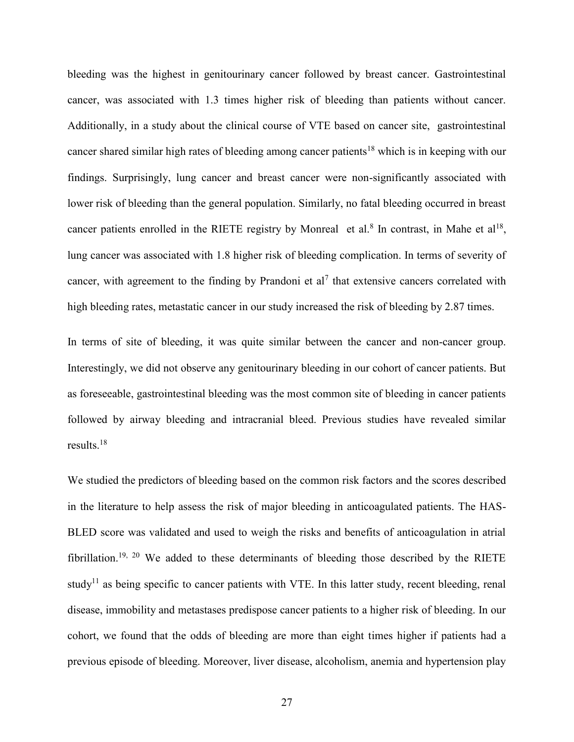bleeding was the highest in genitourinary cancer followed by breast cancer. Gastrointestinal cancer, was associated with 1.3 times higher risk of bleeding than patients without cancer. Additionally, in a study about the clinical course of VTE based on cancer site, gastrointestinal cancer shared similar high rates of bleeding among cancer patients[18] which is in keeping with our findings. Surprisingly, lung cancer and breast cancer were non-significantly associated with lower risk of bleeding than the general population. Similarly, no fatal bleeding occurred in breast cancer patients enrolled in the RIETE registry by Monreal et al.[8] In contrast, in Mahe et al[18], lung cancer was associated with 1.8 higher risk of bleeding complication. In terms of severity of cancer, with agreement to the finding by Prandoni et al[7] that extensive cancers correlated with high bleeding rates, metastatic cancer in our study increased the risk of bleeding by 2.87 times.

In terms of site of bleeding, it was quite similar between the cancer and non-cancer group. Interestingly, we did not observe any genitourinary bleeding in our cohort of cancer patients. But as foreseeable, gastrointestinal bleeding was the most common site of bleeding in cancer patients followed by airway bleeding and intracranial bleed. Previous studies have revealed similar results.[18]

We studied the predictors of bleeding based on the common risk factors and the scores described in the literature to help assess the risk of major bleeding in anticoagulated patients. The HAS-BLED score was validated and used to weigh the risks and benefits of anticoagulation in atrial fibrillation.[19, 20] We added to these determinants of bleeding those described by the RIETE study[11] as being specific to cancer patients with VTE. In this latter study, recent bleeding, renal disease, immobility and metastases predispose cancer patients to a higher risk of bleeding. In our cohort, we found that the odds of bleeding are more than eight times higher if patients had a previous episode of bleeding. Moreover, liver disease, alcoholism, anemia and hypertension play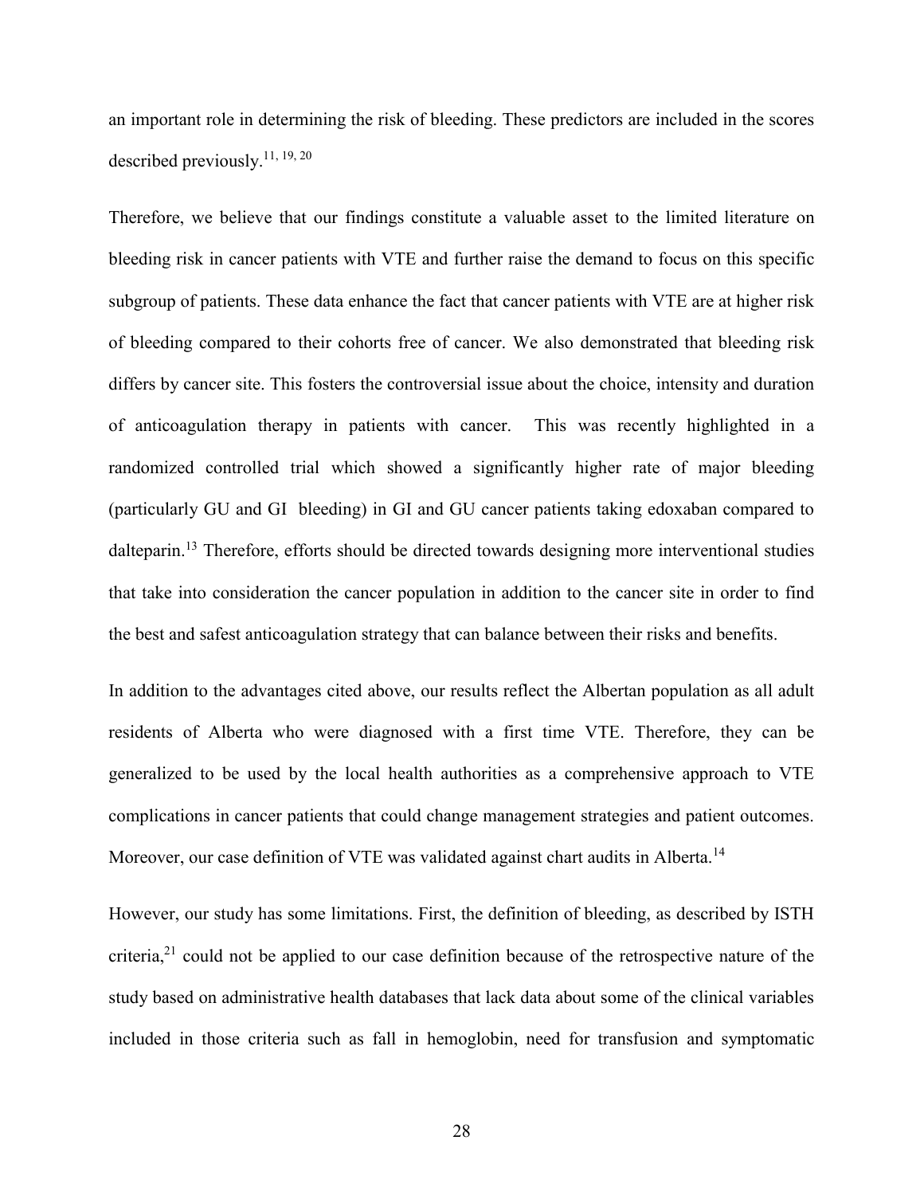an important role in determining the risk of bleeding. These predictors are included in the scores described previously.[11, 19, 20]

Therefore, we believe that our findings constitute a valuable asset to the limited literature on bleeding risk in cancer patients with VTE and further raise the demand to focus on this specific subgroup of patients. These data enhance the fact that cancer patients with VTE are at higher risk of bleeding compared to their cohorts free of cancer. We also demonstrated that bleeding risk differs by cancer site. This fosters the controversial issue about the choice, intensity and duration of anticoagulation therapy in patients with cancer. This was recently highlighted in a randomized controlled trial which showed a significantly higher rate of major bleeding (particularly GU and GI bleeding) in GI and GU cancer patients taking edoxaban compared to dalteparin.[13] Therefore, efforts should be directed towards designing more interventional studies that take into consideration the cancer population in addition to the cancer site in order to find the best and safest anticoagulation strategy that can balance between their risks and benefits.

In addition to the advantages cited above, our results reflect the Albertan population as all adult residents of Alberta who were diagnosed with a first time VTE. Therefore, they can be generalized to be used by the local health authorities as a comprehensive approach to VTE complications in cancer patients that could change management strategies and patient outcomes. Moreover, our case definition of VTE was validated against chart audits in Alberta.[14]

However, our study has some limitations. First, the definition of bleeding, as described by ISTH criteria,[21] could not be applied to our case definition because of the retrospective nature of the study based on administrative health databases that lack data about some of the clinical variables included in those criteria such as fall in hemoglobin, need for transfusion and symptomatic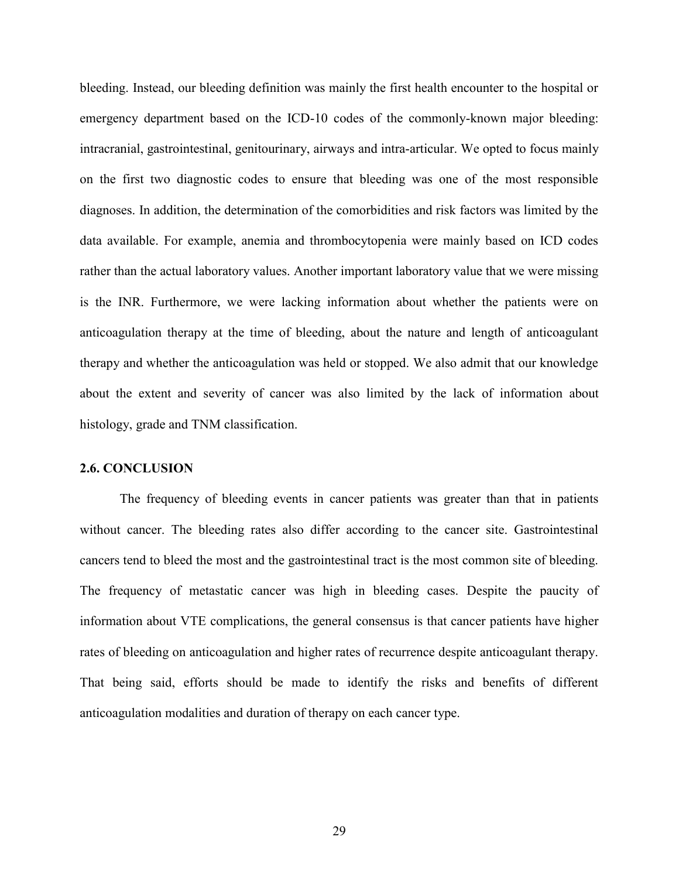bleeding. Instead, our bleeding definition was mainly the first health encounter to the hospital or emergency department based on the ICD-10 codes of the commonly-known major bleeding: intracranial, gastrointestinal, genitourinary, airways and intra-articular. We opted to focus mainly on the first two diagnostic codes to ensure that bleeding was one of the most responsible diagnoses. In addition, the determination of the comorbidities and risk factors was limited by the data available. For example, anemia and thrombocytopenia were mainly based on ICD codes rather than the actual laboratory values. Another important laboratory value that we were missing is the INR. Furthermore, we were lacking information about whether the patients were on anticoagulation therapy at the time of bleeding, about the nature and length of anticoagulant therapy and whether the anticoagulation was held or stopped. We also admit that our knowledge about the extent and severity of cancer was also limited by the lack of information about histology, grade and TNM classification.

### 2.6. CONCLUSION

The frequency of bleeding events in cancer patients was greater than that in patients without cancer. The bleeding rates also differ according to the cancer site. Gastrointestinal cancers tend to bleed the most and the gastrointestinal tract is the most common site of bleeding. The frequency of metastatic cancer was high in bleeding cases. Despite the paucity of information about VTE complications, the general consensus is that cancer patients have higher rates of bleeding on anticoagulation and higher rates of recurrence despite anticoagulant therapy. That being said, efforts should be made to identify the risks and benefits of different anticoagulation modalities and duration of therapy on each cancer type.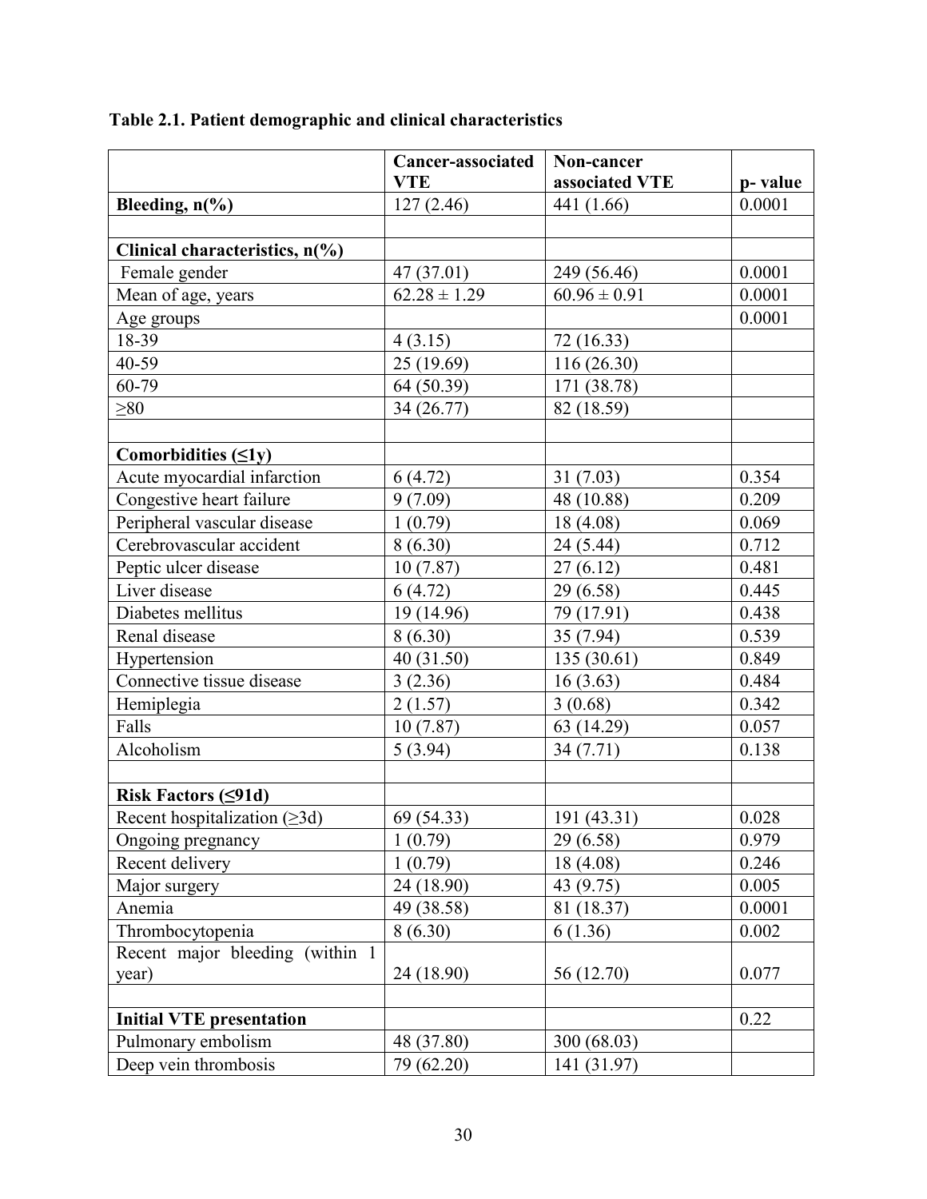**Table 2.1. Patient demographic and clinical characteristics**

| | Cancer-associated VTE | Non-cancer associated VTE | p- value |
|---|---|---|---|
| **Bleeding, n(%)** | 127 (2.46) | 441 (1.66) | 0.0001 |
| | | | |
| **Clinical characteristics, n(%)** | | | |
| Female gender | 47 (37.01) | 249 (56.46) | 0.0001 |
| Mean of age, years | 62.28 ± 1.29 | 60.96 ± 0.91 | 0.0001 |
| Age groups | | | 0.0001 |
| 18-39 | 4 (3.15) | 72 (16.33) | |
| 40-59 | 25 (19.69) | 116 (26.30) | |
| 60-79 | 64 (50.39) | 171 (38.78) | |
| ≥80 | 34 (26.77) | 82 (18.59) | |
| | | | |
| **Comorbidities (≤1y)** | | | |
| Acute myocardial infarction | 6 (4.72) | 31 (7.03) | 0.354 |
| Congestive heart failure | 9 (7.09) | 48 (10.88) | 0.209 |
| Peripheral vascular disease | 1 (0.79) | 18 (4.08) | 0.069 |
| Cerebrovascular accident | 8 (6.30) | 24 (5.44) | 0.712 |
| Peptic ulcer disease | 10 (7.87) | 27 (6.12) | 0.481 |
| Liver disease | 6 (4.72) | 29 (6.58) | 0.445 |
| Diabetes mellitus | 19 (14.96) | 79 (17.91) | 0.438 |
| Renal disease | 8 (6.30) | 35 (7.94) | 0.539 |
| Hypertension | 40 (31.50) | 135 (30.61) | 0.849 |
| Connective tissue disease | 3 (2.36) | 16 (3.63) | 0.484 |
| Hemiplegia | 2 (1.57) | 3 (0.68) | 0.342 |
| Falls | 10 (7.87) | 63 (14.29) | 0.057 |
| Alcoholism | 5 (3.94) | 34 (7.71) | 0.138 |
| | | | |
| **Risk Factors (≤91d)** | | | |
| Recent hospitalization (≥3d) | 69 (54.33) | 191 (43.31) | 0.028 |
| Ongoing pregnancy | 1 (0.79) | 29 (6.58) | 0.979 |
| Recent delivery | 1 (0.79) | 18 (4.08) | 0.246 |
| Major surgery | 24 (18.90) | 43 (9.75) | 0.005 |
| Anemia | 49 (38.58) | 81 (18.37) | 0.0001 |
| Thrombocytopenia | 8 (6.30) | 6 (1.36) | 0.002 |
| Recent major bleeding (within 1 year) | 24 (18.90) | 56 (12.70) | 0.077 |
| | | | |
| **Initial VTE presentation** | | | 0.22 |
| Pulmonary embolism | 48 (37.80) | 300 (68.03) | |
| Deep vein thrombosis | 79 (62.20) | 141 (31.97) | |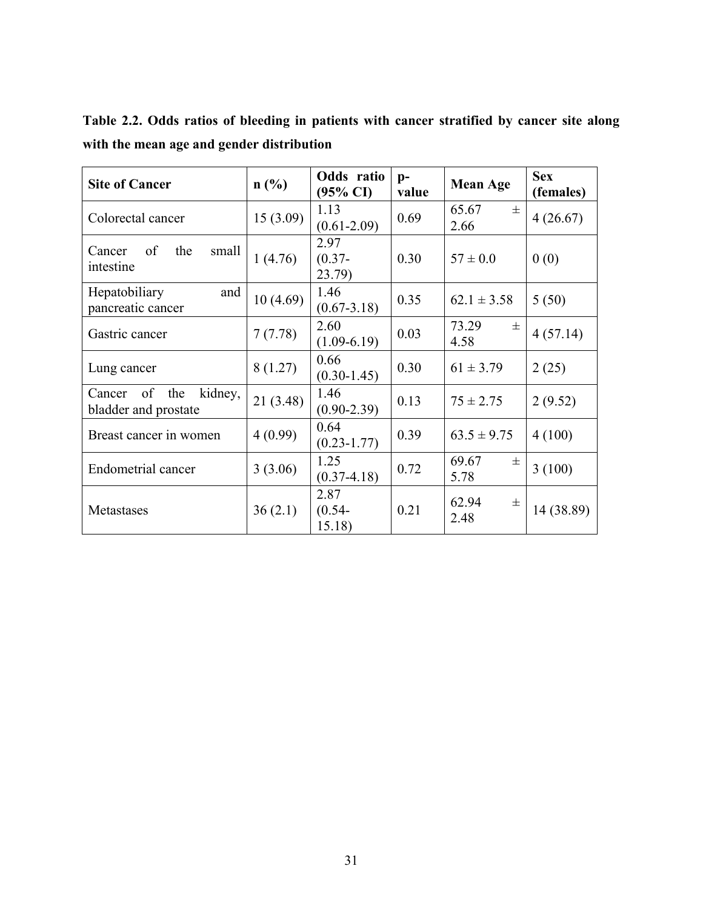**Table 2.2. Odds ratios of bleeding in patients with cancer stratified by cancer site along with the mean age and gender distribution**

| Site of Cancer | n (%) | Odds ratio (95% CI) | p-value | Mean Age | Sex (females) |
|---|---|---|---|---|---|
| Colorectal cancer | 15 (3.09) | 1.13 (0.61-2.09) | 0.69 | 65.67 ± 2.66 | 4 (26.67) |
| Cancer of the small intestine | 1 (4.76) | 2.97 (0.37-23.79) | 0.30 | 57 ± 0.0 | 0 (0) |
| Hepatobiliary and pancreatic cancer | 10 (4.69) | 1.46 (0.67-3.18) | 0.35 | 62.1 ± 3.58 | 5 (50) |
| Gastric cancer | 7 (7.78) | 2.60 (1.09-6.19) | 0.03 | 73.29 ± 4.58 | 4 (57.14) |
| Lung cancer | 8 (1.27) | 0.66 (0.30-1.45) | 0.30 | 61 ± 3.79 | 2 (25) |
| Cancer of the kidney, bladder and prostate | 21 (3.48) | 1.46 (0.90-2.39) | 0.13 | 75 ± 2.75 | 2 (9.52) |
| Breast cancer in women | 4 (0.99) | 0.64 (0.23-1.77) | 0.39 | 63.5 ± 9.75 | 4 (100) |
| Endometrial cancer | 3 (3.06) | 1.25 (0.37-4.18) | 0.72 | 69.67 ± 5.78 | 3 (100) |
| Metastases | 36 (2.1) | 2.87 (0.54-15.18) | 0.21 | 62.94 ± 2.48 | 14 (38.89) |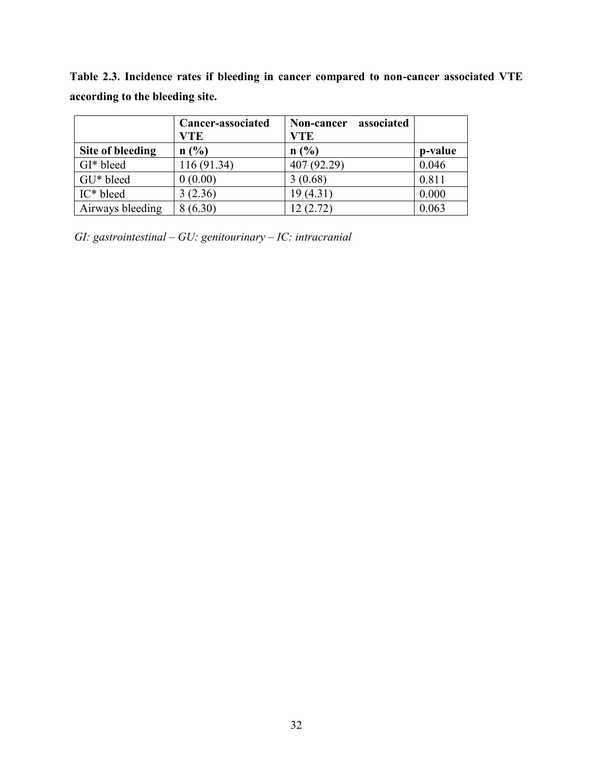**Table 2.3. Incidence rates if bleeding in cancer compared to non-cancer associated VTE according to the bleeding site.**

| | Cancer-associated VTE | Non-cancer associated VTE | |
|---|---|---|---|
| **Site of bleeding** | **n (%)** | **n (%)** | **p-value** |
| GI* bleed | 116 (91.34) | 407 (92.29) | 0.046 |
| GU* bleed | 0 (0.00) | 3 (0.68) | 0.811 |
| IC* bleed | 3 (2.36) | 19 (4.31) | 0.000 |
| Airways bleeding | 8 (6.30) | 12 (2.72) | 0.063 |

*GI: gastrointestinal – GU: genitourinary – IC: intracranial*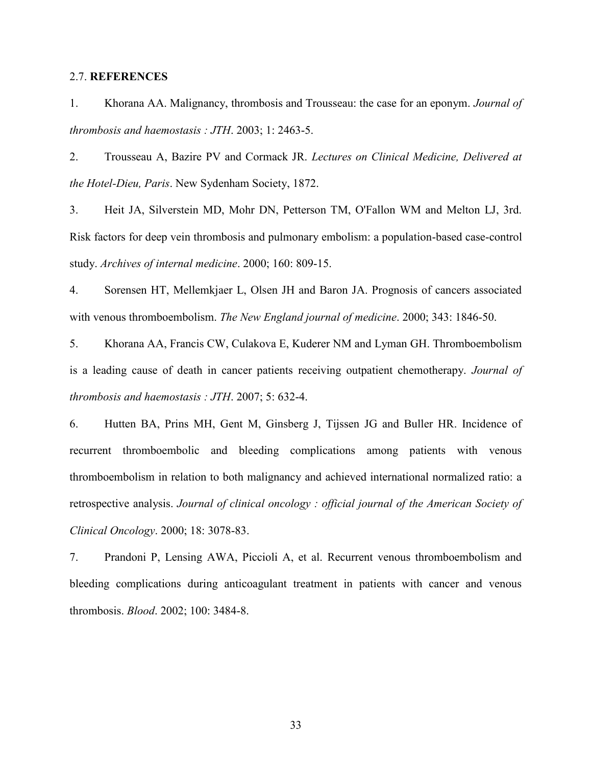## 2.7. **REFERENCES**

1. Khorana AA. Malignancy, thrombosis and Trousseau: the case for an eponym. *Journal of thrombosis and haemostasis : JTH*. 2003; 1: 2463-5.

2. Trousseau A, Bazire PV and Cormack JR. *Lectures on Clinical Medicine, Delivered at the Hotel-Dieu, Paris*. New Sydenham Society, 1872.

3. Heit JA, Silverstein MD, Mohr DN, Petterson TM, O'Fallon WM and Melton LJ, 3rd. Risk factors for deep vein thrombosis and pulmonary embolism: a population-based case-control study. *Archives of internal medicine*. 2000; 160: 809-15.

4. Sorensen HT, Mellemkjaer L, Olsen JH and Baron JA. Prognosis of cancers associated with venous thromboembolism. *The New England journal of medicine*. 2000; 343: 1846-50.

5. Khorana AA, Francis CW, Culakova E, Kuderer NM and Lyman GH. Thromboembolism is a leading cause of death in cancer patients receiving outpatient chemotherapy. *Journal of thrombosis and haemostasis : JTH*. 2007; 5: 632-4.

6. Hutten BA, Prins MH, Gent M, Ginsberg J, Tijssen JG and Buller HR. Incidence of recurrent thromboembolic and bleeding complications among patients with venous thromboembolism in relation to both malignancy and achieved international normalized ratio: a retrospective analysis. *Journal of clinical oncology : official journal of the American Society of Clinical Oncology*. 2000; 18: 3078-83.

7. Prandoni P, Lensing AWA, Piccioli A, et al. Recurrent venous thromboembolism and bleeding complications during anticoagulant treatment in patients with cancer and venous thrombosis. *Blood*. 2002; 100: 3484-8.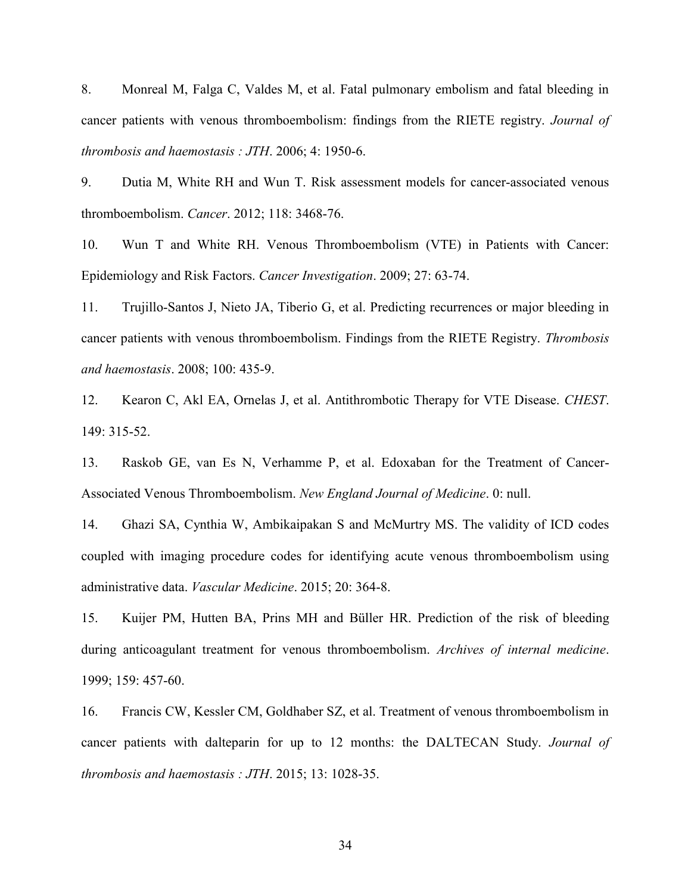8. Monreal M, Falga C, Valdes M, et al. Fatal pulmonary embolism and fatal bleeding in cancer patients with venous thromboembolism: findings from the RIETE registry. *Journal of thrombosis and haemostasis : JTH*. 2006; 4: 1950-6.

9. Dutia M, White RH and Wun T. Risk assessment models for cancer-associated venous thromboembolism. *Cancer*. 2012; 118: 3468-76.

10. Wun T and White RH. Venous Thromboembolism (VTE) in Patients with Cancer: Epidemiology and Risk Factors. *Cancer Investigation*. 2009; 27: 63-74.

11. Trujillo-Santos J, Nieto JA, Tiberio G, et al. Predicting recurrences or major bleeding in cancer patients with venous thromboembolism. Findings from the RIETE Registry. *Thrombosis and haemostasis*. 2008; 100: 435-9.

12. Kearon C, Akl EA, Ornelas J, et al. Antithrombotic Therapy for VTE Disease. *CHEST*. 149: 315-52.

13. Raskob GE, van Es N, Verhamme P, et al. Edoxaban for the Treatment of Cancer-Associated Venous Thromboembolism. *New England Journal of Medicine*. 0: null.

14. Ghazi SA, Cynthia W, Ambikaipakan S and McMurtry MS. The validity of ICD codes coupled with imaging procedure codes for identifying acute venous thromboembolism using administrative data. *Vascular Medicine*. 2015; 20: 364-8.

15. Kuijer PM, Hutten BA, Prins MH and Büller HR. Prediction of the risk of bleeding during anticoagulant treatment for venous thromboembolism. *Archives of internal medicine*. 1999; 159: 457-60.

16. Francis CW, Kessler CM, Goldhaber SZ, et al. Treatment of venous thromboembolism in cancer patients with dalteparin for up to 12 months: the DALTECAN Study. *Journal of thrombosis and haemostasis : JTH*. 2015; 13: 1028-35.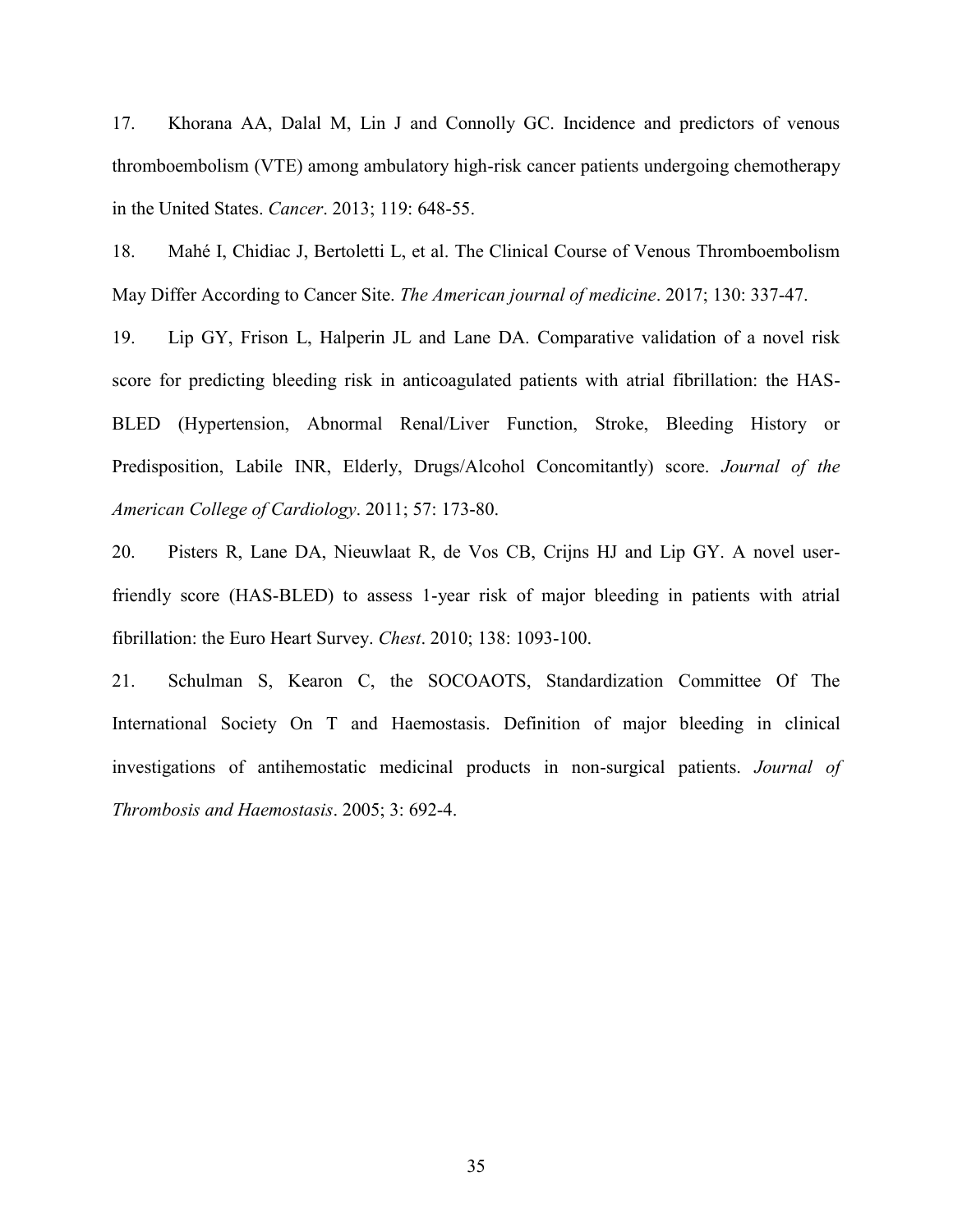17. Khorana AA, Dalal M, Lin J and Connolly GC. Incidence and predictors of venous thromboembolism (VTE) among ambulatory high-risk cancer patients undergoing chemotherapy in the United States. *Cancer*. 2013; 119: 648-55.

18. Mahé I, Chidiac J, Bertoletti L, et al. The Clinical Course of Venous Thromboembolism May Differ According to Cancer Site. *The American journal of medicine*. 2017; 130: 337-47.

19. Lip GY, Frison L, Halperin JL and Lane DA. Comparative validation of a novel risk score for predicting bleeding risk in anticoagulated patients with atrial fibrillation: the HAS-BLED (Hypertension, Abnormal Renal/Liver Function, Stroke, Bleeding History or Predisposition, Labile INR, Elderly, Drugs/Alcohol Concomitantly) score. *Journal of the American College of Cardiology*. 2011; 57: 173-80.

20. Pisters R, Lane DA, Nieuwlaat R, de Vos CB, Crijns HJ and Lip GY. A novel user-friendly score (HAS-BLED) to assess 1-year risk of major bleeding in patients with atrial fibrillation: the Euro Heart Survey. *Chest*. 2010; 138: 1093-100.

21. Schulman S, Kearon C, the SOCOAOTS, Standardization Committee Of The International Society On T and Haemostasis. Definition of major bleeding in clinical investigations of antihemostatic medicinal products in non-surgical patients. *Journal of Thrombosis and Haemostasis*. 2005; 3: 692-4.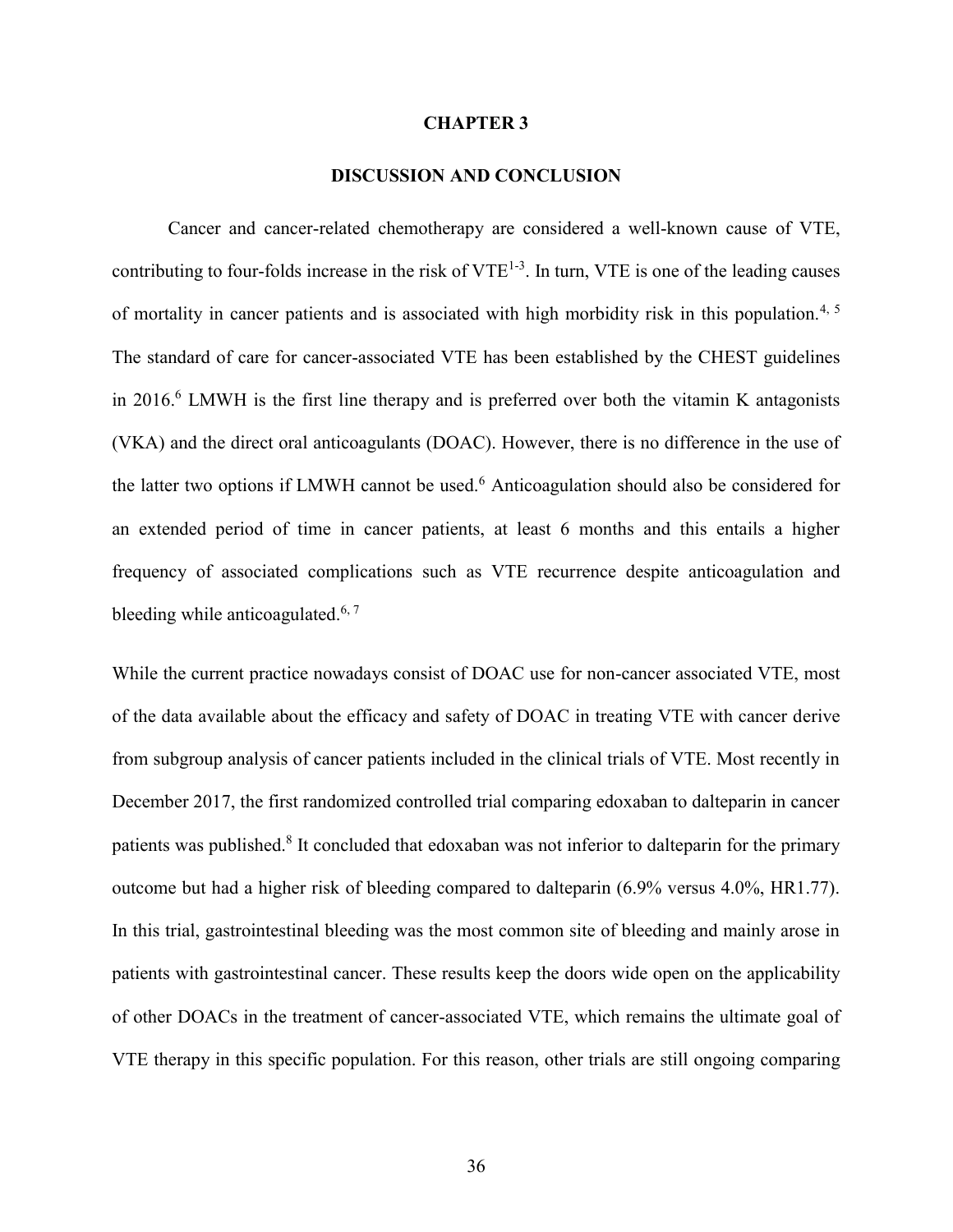# CHAPTER 3

## DISCUSSION AND CONCLUSION

Cancer and cancer-related chemotherapy are considered a well-known cause of VTE, contributing to four-folds increase in the risk of VTE[1-3]. In turn, VTE is one of the leading causes of mortality in cancer patients and is associated with high morbidity risk in this population.[4, 5] The standard of care for cancer-associated VTE has been established by the CHEST guidelines in 2016.[6] LMWH is the first line therapy and is preferred over both the vitamin K antagonists (VKA) and the direct oral anticoagulants (DOAC). However, there is no difference in the use of the latter two options if LMWH cannot be used.[6] Anticoagulation should also be considered for an extended period of time in cancer patients, at least 6 months and this entails a higher frequency of associated complications such as VTE recurrence despite anticoagulation and bleeding while anticoagulated.[6, 7]

While the current practice nowadays consist of DOAC use for non-cancer associated VTE, most of the data available about the efficacy and safety of DOAC in treating VTE with cancer derive from subgroup analysis of cancer patients included in the clinical trials of VTE. Most recently in December 2017, the first randomized controlled trial comparing edoxaban to dalteparin in cancer patients was published.[8] It concluded that edoxaban was not inferior to dalteparin for the primary outcome but had a higher risk of bleeding compared to dalteparin (6.9% versus 4.0%, HR1.77). In this trial, gastrointestinal bleeding was the most common site of bleeding and mainly arose in patients with gastrointestinal cancer. These results keep the doors wide open on the applicability of other DOACs in the treatment of cancer-associated VTE, which remains the ultimate goal of VTE therapy in this specific population. For this reason, other trials are still ongoing comparing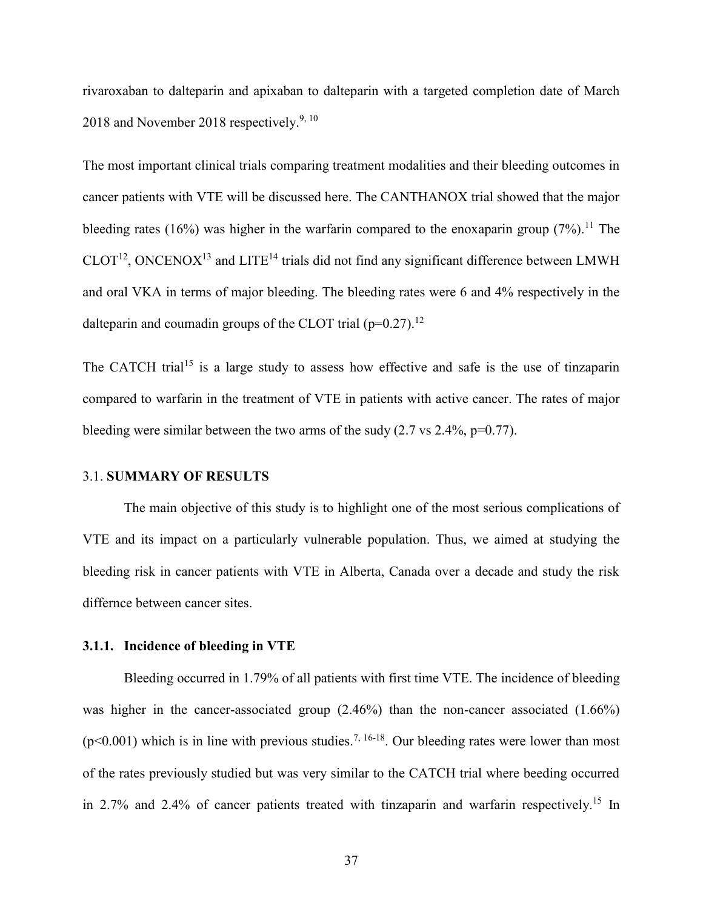rivaroxaban to dalteparin and apixaban to dalteparin with a targeted completion date of March 2018 and November 2018 respectively.[9, 10]

The most important clinical trials comparing treatment modalities and their bleeding outcomes in cancer patients with VTE will be discussed here. The CANTHANOX trial showed that the major bleeding rates (16%) was higher in the warfarin compared to the enoxaparin group (7%).[11] The CLOT[12], ONCENOX[13] and LITE[14] trials did not find any significant difference between LMWH and oral VKA in terms of major bleeding. The bleeding rates were 6 and 4% respectively in the dalteparin and coumadin groups of the CLOT trial ($p=0.27$).[12]

The CATCH trial[15] is a large study to assess how effective and safe is the use of tinzaparin compared to warfarin in the treatment of VTE in patients with active cancer. The rates of major bleeding were similar between the two arms of the sudy (2.7 vs 2.4%, $p=0.77$).

### 3.1. **SUMMARY OF RESULTS**

The main objective of this study is to highlight one of the most serious complications of VTE and its impact on a particularly vulnerable population. Thus, we aimed at studying the bleeding risk in cancer patients with VTE in Alberta, Canada over a decade and study the risk differnce between cancer sites.

#### **3.1.1. Incidence of bleeding in VTE**

Bleeding occurred in 1.79% of all patients with first time VTE. The incidence of bleeding was higher in the cancer-associated group (2.46%) than the non-cancer associated (1.66%) ($p<0.001$) which is in line with previous studies.[7, 16-18]. Our bleeding rates were lower than most of the rates previously studied but was very similar to the CATCH trial where beeding occurred in 2.7% and 2.4% of cancer patients treated with tinzaparin and warfarin respectively.[15] In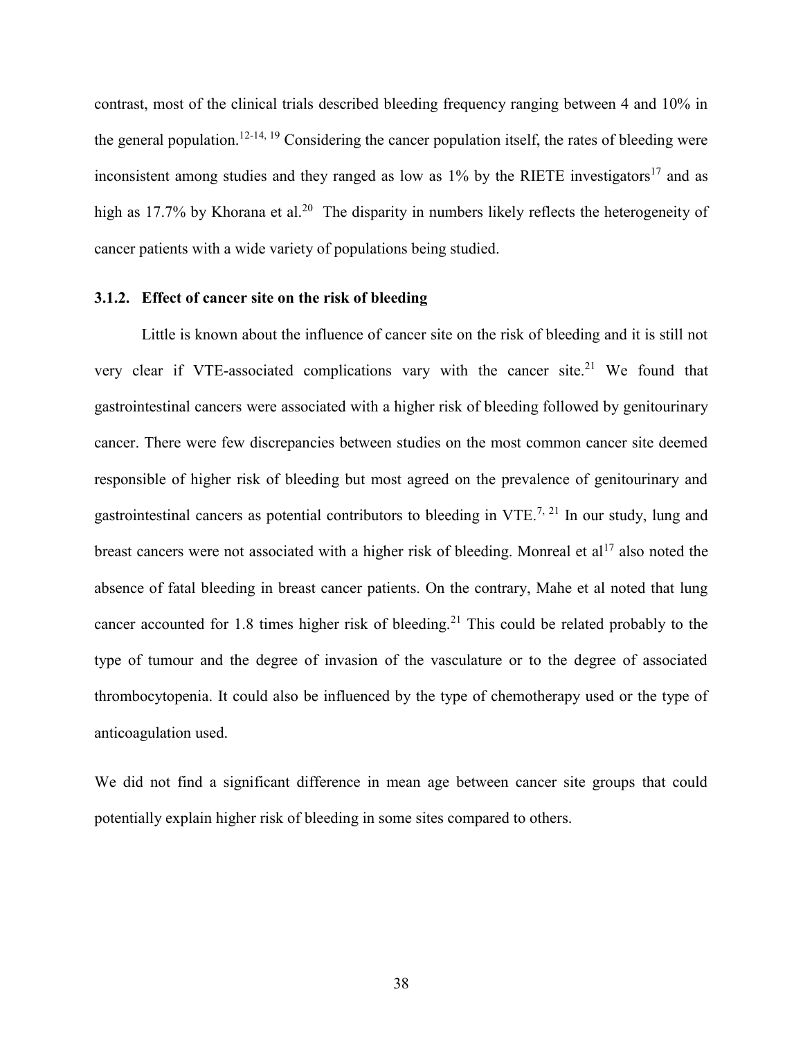contrast, most of the clinical trials described bleeding frequency ranging between 4 and 10% in the general population.[12-14, 19] Considering the cancer population itself, the rates of bleeding were inconsistent among studies and they ranged as low as 1% by the RIETE investigators[17] and as high as 17.7% by Khorana et al.[20] The disparity in numbers likely reflects the heterogeneity of cancer patients with a wide variety of populations being studied.

### 3.1.2. Effect of cancer site on the risk of bleeding

Little is known about the influence of cancer site on the risk of bleeding and it is still not very clear if VTE-associated complications vary with the cancer site.[21] We found that gastrointestinal cancers were associated with a higher risk of bleeding followed by genitourinary cancer. There were few discrepancies between studies on the most common cancer site deemed responsible of higher risk of bleeding but most agreed on the prevalence of genitourinary and gastrointestinal cancers as potential contributors to bleeding in VTE.[7, 21] In our study, lung and breast cancers were not associated with a higher risk of bleeding. Monreal et al[17] also noted the absence of fatal bleeding in breast cancer patients. On the contrary, Mahe et al noted that lung cancer accounted for 1.8 times higher risk of bleeding.[21] This could be related probably to the type of tumour and the degree of invasion of the vasculature or to the degree of associated thrombocytopenia. It could also be influenced by the type of chemotherapy used or the type of anticoagulation used.

We did not find a significant difference in mean age between cancer site groups that could potentially explain higher risk of bleeding in some sites compared to others.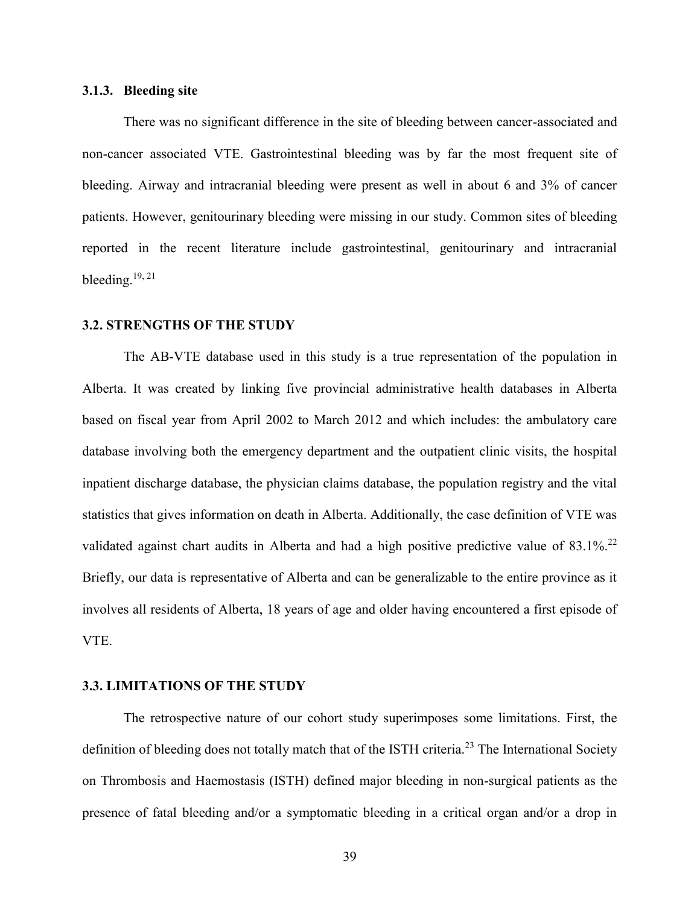### 3.1.3. Bleeding site

There was no significant difference in the site of bleeding between cancer-associated and non-cancer associated VTE. Gastrointestinal bleeding was by far the most frequent site of bleeding. Airway and intracranial bleeding were present as well in about 6 and 3% of cancer patients. However, genitourinary bleeding were missing in our study. Common sites of bleeding reported in the recent literature include gastrointestinal, genitourinary and intracranial bleeding.[19, 21]

## 3.2. STRENGTHS OF THE STUDY

The AB-VTE database used in this study is a true representation of the population in Alberta. It was created by linking five provincial administrative health databases in Alberta based on fiscal year from April 2002 to March 2012 and which includes: the ambulatory care database involving both the emergency department and the outpatient clinic visits, the hospital inpatient discharge database, the physician claims database, the population registry and the vital statistics that gives information on death in Alberta. Additionally, the case definition of VTE was validated against chart audits in Alberta and had a high positive predictive value of 83.1%.[22] Briefly, our data is representative of Alberta and can be generalizable to the entire province as it involves all residents of Alberta, 18 years of age and older having encountered a first episode of VTE.

## 3.3. LIMITATIONS OF THE STUDY

The retrospective nature of our cohort study superimposes some limitations. First, the definition of bleeding does not totally match that of the ISTH criteria.[23] The International Society on Thrombosis and Haemostasis (ISTH) defined major bleeding in non-surgical patients as the presence of fatal bleeding and/or a symptomatic bleeding in a critical organ and/or a drop in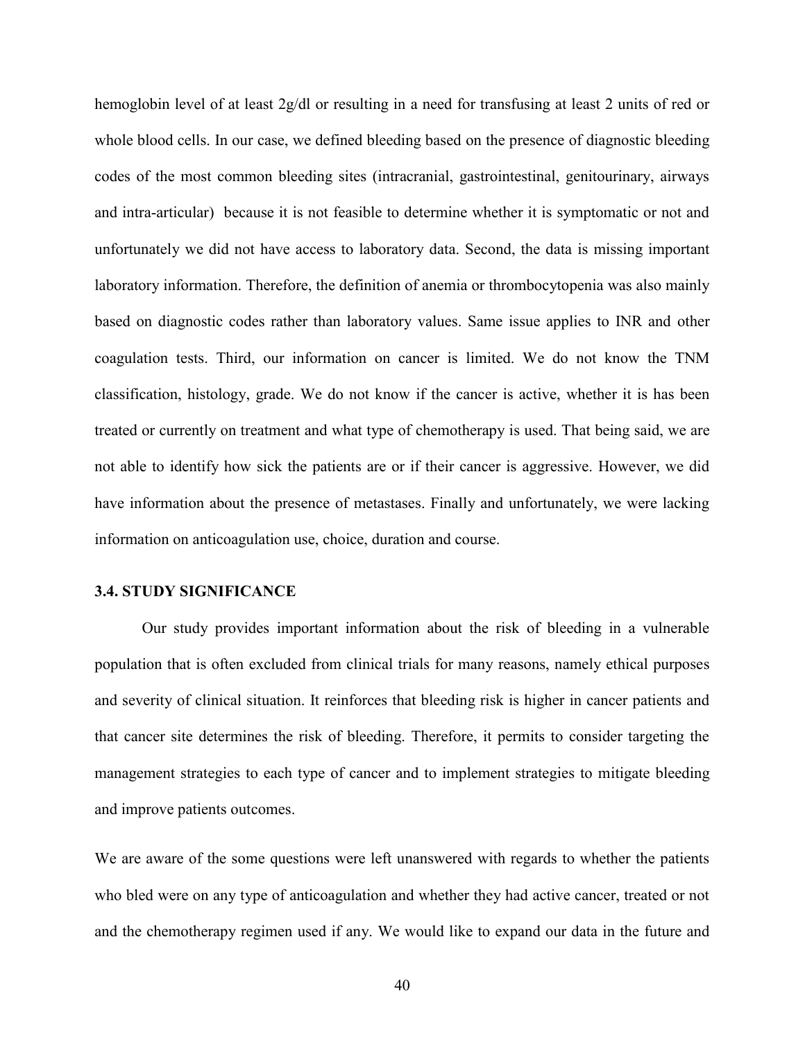hemoglobin level of at least 2g/dl or resulting in a need for transfusing at least 2 units of red or whole blood cells. In our case, we defined bleeding based on the presence of diagnostic bleeding codes of the most common bleeding sites (intracranial, gastrointestinal, genitourinary, airways and intra-articular)  because it is not feasible to determine whether it is symptomatic or not and unfortunately we did not have access to laboratory data. Second, the data is missing important laboratory information. Therefore, the definition of anemia or thrombocytopenia was also mainly based on diagnostic codes rather than laboratory values. Same issue applies to INR and other coagulation tests. Third, our information on cancer is limited. We do not know the TNM classification, histology, grade. We do not know if the cancer is active, whether it is has been treated or currently on treatment and what type of chemotherapy is used. That being said, we are not able to identify how sick the patients are or if their cancer is aggressive. However, we did have information about the presence of metastases. Finally and unfortunately, we were lacking information on anticoagulation use, choice, duration and course.

### 3.4. STUDY SIGNIFICANCE

Our study provides important information about the risk of bleeding in a vulnerable population that is often excluded from clinical trials for many reasons, namely ethical purposes and severity of clinical situation. It reinforces that bleeding risk is higher in cancer patients and that cancer site determines the risk of bleeding. Therefore, it permits to consider targeting the management strategies to each type of cancer and to implement strategies to mitigate bleeding and improve patients outcomes.

We are aware of the some questions were left unanswered with regards to whether the patients who bled were on any type of anticoagulation and whether they had active cancer, treated or not and the chemotherapy regimen used if any. We would like to expand our data in the future and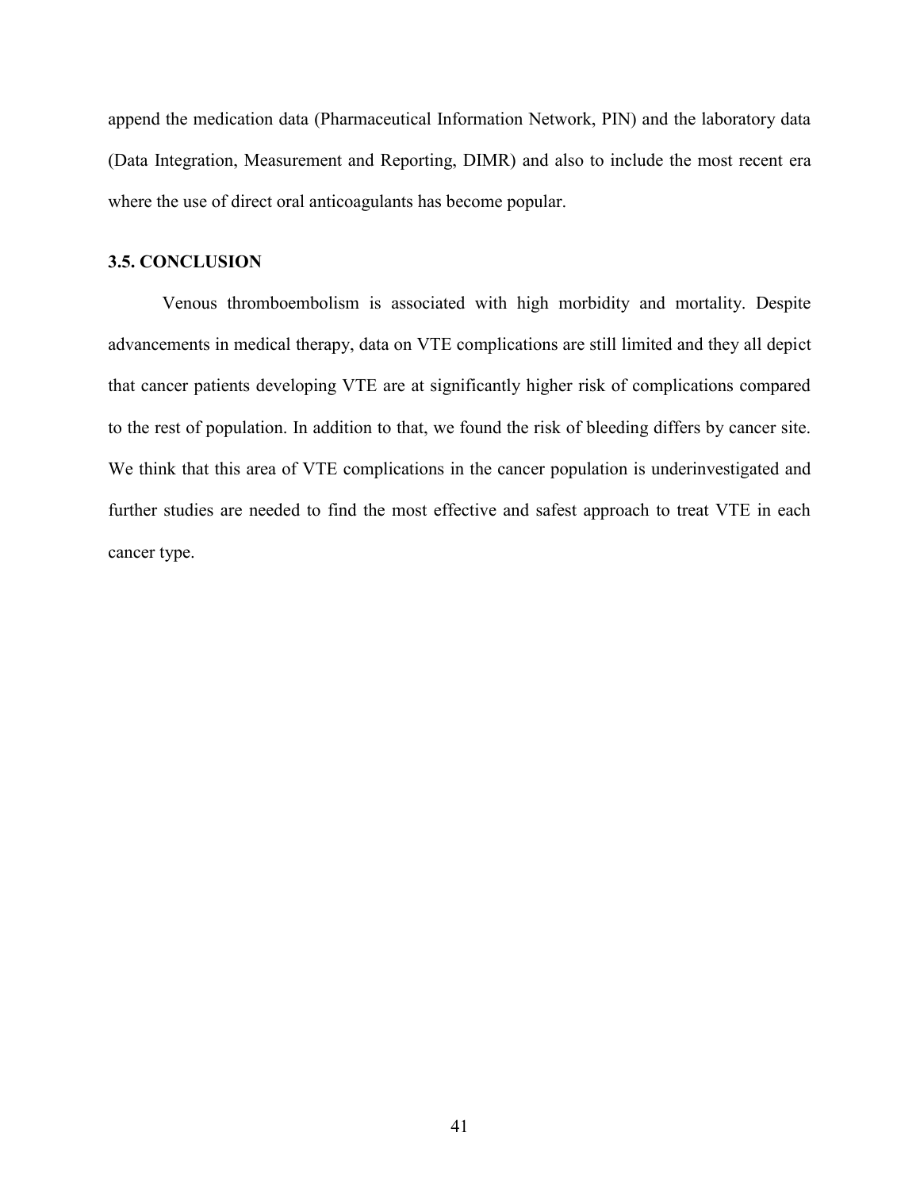append the medication data (Pharmaceutical Information Network, PIN) and the laboratory data (Data Integration, Measurement and Reporting, DIMR) and also to include the most recent era where the use of direct oral anticoagulants has become popular.

### 3.5. CONCLUSION

Venous thromboembolism is associated with high morbidity and mortality. Despite advancements in medical therapy, data on VTE complications are still limited and they all depict that cancer patients developing VTE are at significantly higher risk of complications compared to the rest of population. In addition to that, we found the risk of bleeding differs by cancer site. We think that this area of VTE complications in the cancer population is underinvestigated and further studies are needed to find the most effective and safest approach to treat VTE in each cancer type.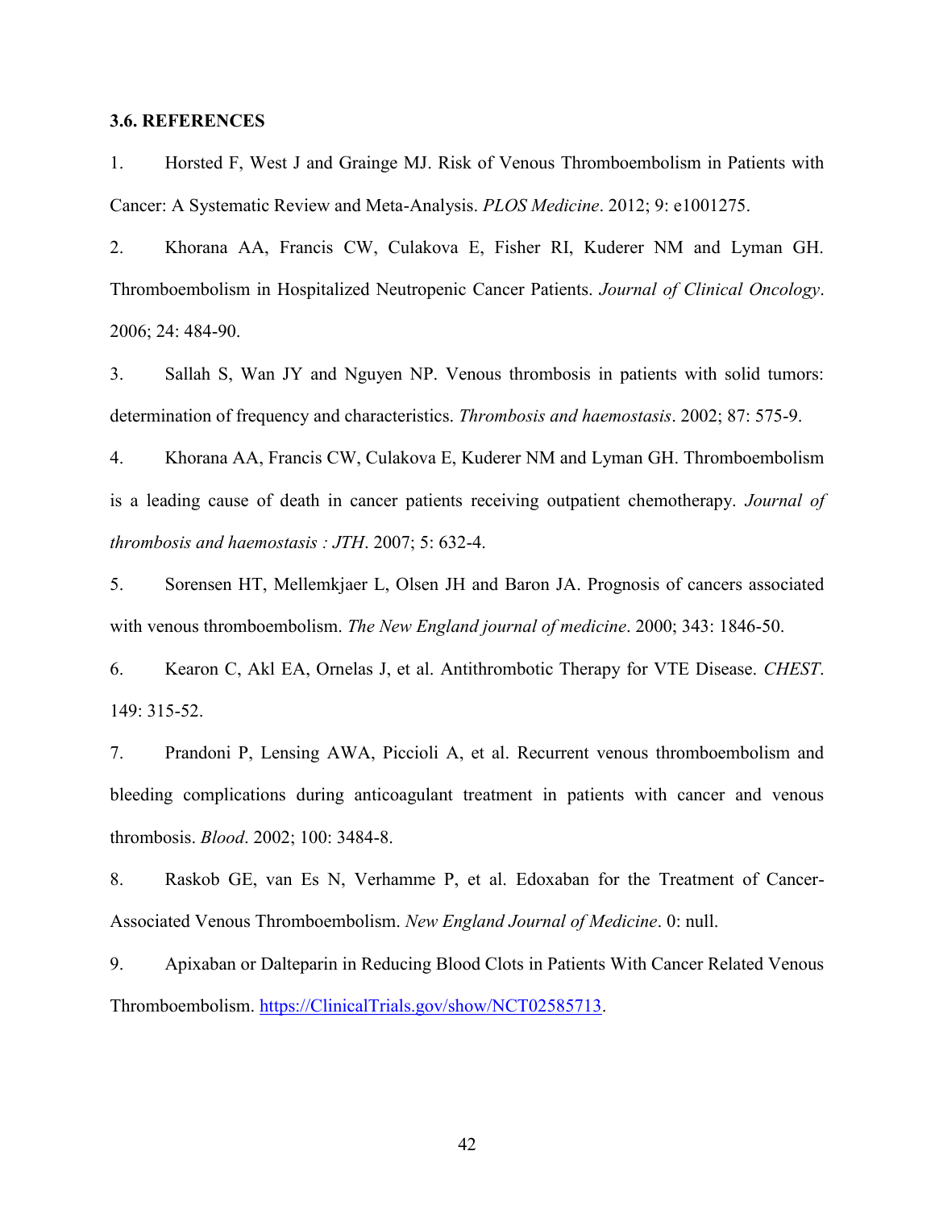### 3.6. REFERENCES

1. Horsted F, West J and Grainge MJ. Risk of Venous Thromboembolism in Patients with Cancer: A Systematic Review and Meta-Analysis. *PLOS Medicine*. 2012; 9: e1001275.

2. Khorana AA, Francis CW, Culakova E, Fisher RI, Kuderer NM and Lyman GH. Thromboembolism in Hospitalized Neutropenic Cancer Patients. *Journal of Clinical Oncology*. 2006; 24: 484-90.

3. Sallah S, Wan JY and Nguyen NP. Venous thrombosis in patients with solid tumors: determination of frequency and characteristics. *Thrombosis and haemostasis*. 2002; 87: 575-9.

4. Khorana AA, Francis CW, Culakova E, Kuderer NM and Lyman GH. Thromboembolism is a leading cause of death in cancer patients receiving outpatient chemotherapy. *Journal of thrombosis and haemostasis : JTH*. 2007; 5: 632-4.

5. Sorensen HT, Mellemkjaer L, Olsen JH and Baron JA. Prognosis of cancers associated with venous thromboembolism. *The New England journal of medicine*. 2000; 343: 1846-50.

6. Kearon C, Akl EA, Ornelas J, et al. Antithrombotic Therapy for VTE Disease. *CHEST*. 149: 315-52.

7. Prandoni P, Lensing AWA, Piccioli A, et al. Recurrent venous thromboembolism and bleeding complications during anticoagulant treatment in patients with cancer and venous thrombosis. *Blood*. 2002; 100: 3484-8.

8. Raskob GE, van Es N, Verhamme P, et al. Edoxaban for the Treatment of Cancer-Associated Venous Thromboembolism. *New England Journal of Medicine*. 0: null.

9. Apixaban or Dalteparin in Reducing Blood Clots in Patients With Cancer Related Venous Thromboembolism. https://ClinicalTrials.gov/show/NCT02585713.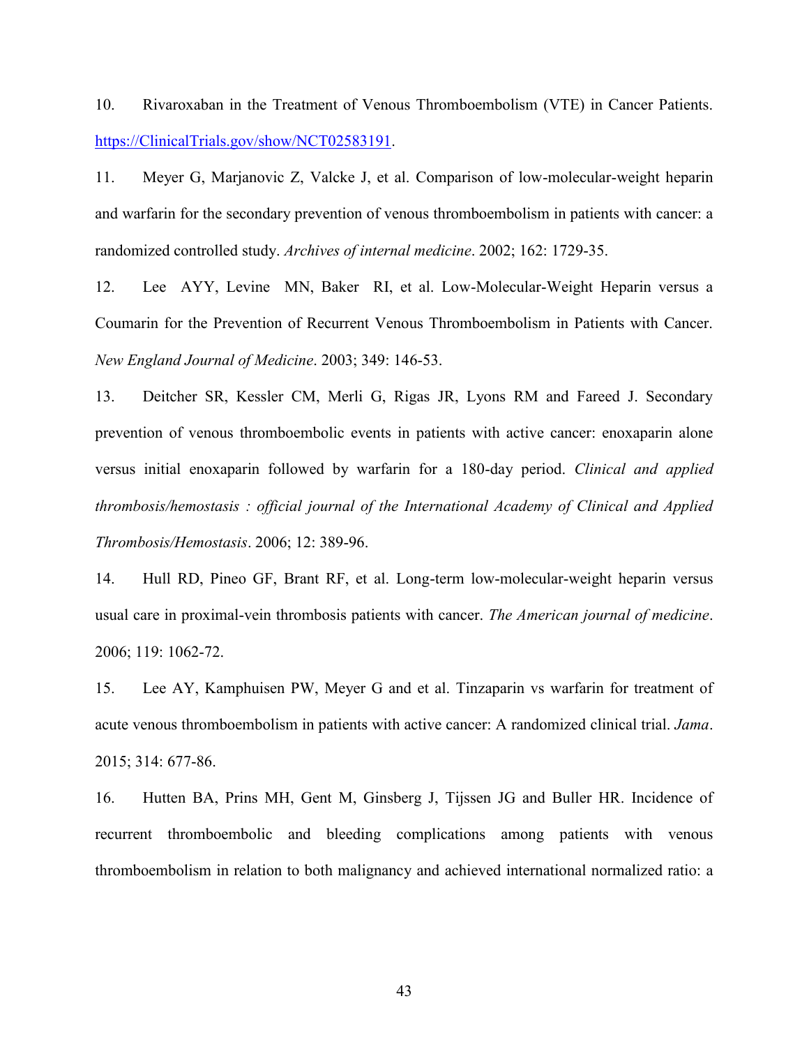10. Rivaroxaban in the Treatment of Venous Thromboembolism (VTE) in Cancer Patients. https://ClinicalTrials.gov/show/NCT02583191.

11. Meyer G, Marjanovic Z, Valcke J, et al. Comparison of low-molecular-weight heparin and warfarin for the secondary prevention of venous thromboembolism in patients with cancer: a randomized controlled study. *Archives of internal medicine*. 2002; 162: 1729-35.

12. Lee AYY, Levine MN, Baker RI, et al. Low-Molecular-Weight Heparin versus a Coumarin for the Prevention of Recurrent Venous Thromboembolism in Patients with Cancer. *New England Journal of Medicine*. 2003; 349: 146-53.

13. Deitcher SR, Kessler CM, Merli G, Rigas JR, Lyons RM and Fareed J. Secondary prevention of venous thromboembolic events in patients with active cancer: enoxaparin alone versus initial enoxaparin followed by warfarin for a 180-day period. *Clinical and applied thrombosis/hemostasis : official journal of the International Academy of Clinical and Applied Thrombosis/Hemostasis*. 2006; 12: 389-96.

14. Hull RD, Pineo GF, Brant RF, et al. Long-term low-molecular-weight heparin versus usual care in proximal-vein thrombosis patients with cancer. *The American journal of medicine*. 2006; 119: 1062-72.

15. Lee AY, Kamphuisen PW, Meyer G and et al. Tinzaparin vs warfarin for treatment of acute venous thromboembolism in patients with active cancer: A randomized clinical trial. *Jama*. 2015; 314: 677-86.

16. Hutten BA, Prins MH, Gent M, Ginsberg J, Tijssen JG and Buller HR. Incidence of recurrent thromboembolic and bleeding complications among patients with venous thromboembolism in relation to both malignancy and achieved international normalized ratio: a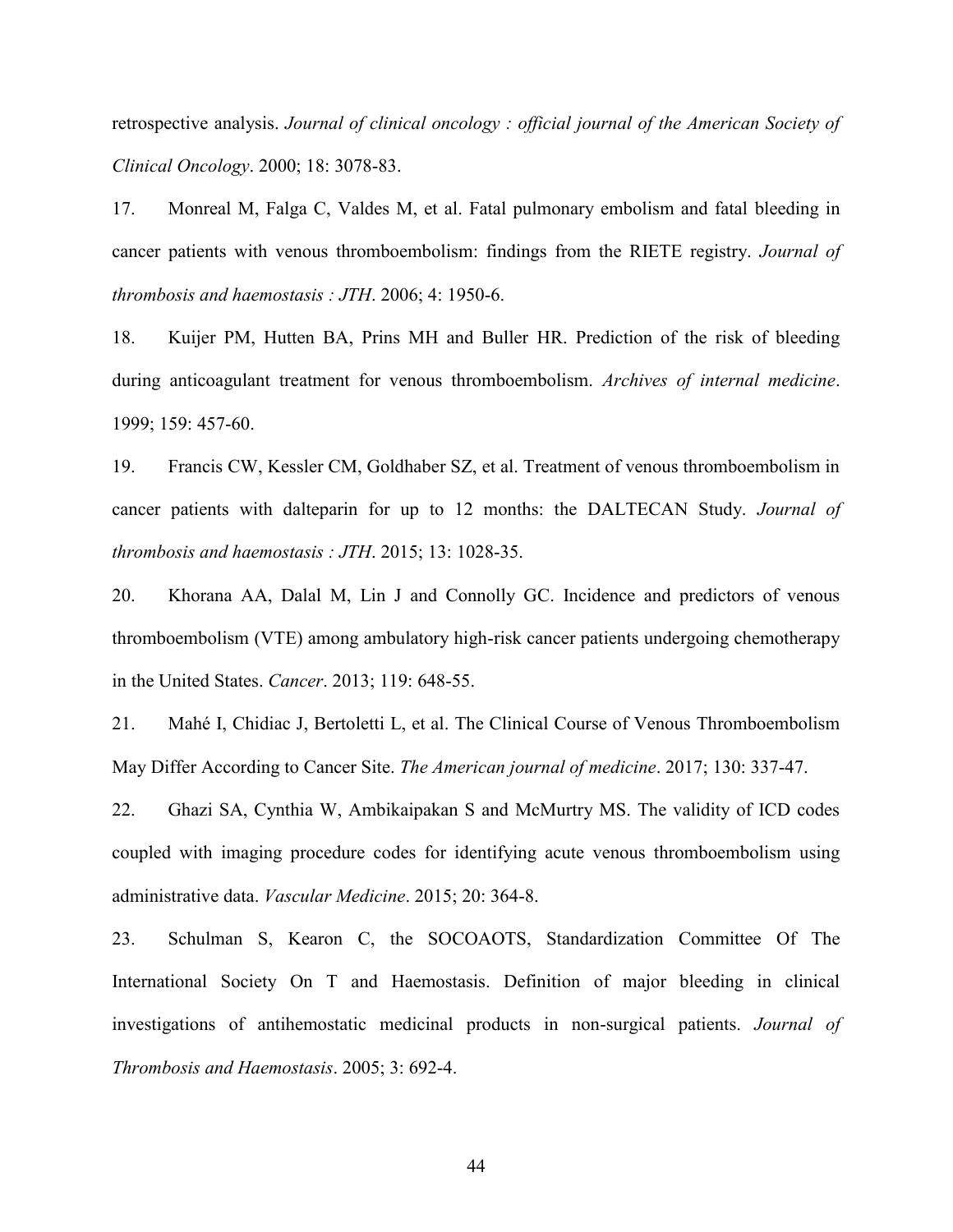retrospective analysis. *Journal of clinical oncology : official journal of the American Society of Clinical Oncology*. 2000; 18: 3078-83.

17. Monreal M, Falga C, Valdes M, et al. Fatal pulmonary embolism and fatal bleeding in cancer patients with venous thromboembolism: findings from the RIETE registry. *Journal of thrombosis and haemostasis : JTH*. 2006; 4: 1950-6.

18. Kuijer PM, Hutten BA, Prins MH and Buller HR. Prediction of the risk of bleeding during anticoagulant treatment for venous thromboembolism. *Archives of internal medicine*. 1999; 159: 457-60.

19. Francis CW, Kessler CM, Goldhaber SZ, et al. Treatment of venous thromboembolism in cancer patients with dalteparin for up to 12 months: the DALTECAN Study. *Journal of thrombosis and haemostasis : JTH*. 2015; 13: 1028-35.

20. Khorana AA, Dalal M, Lin J and Connolly GC. Incidence and predictors of venous thromboembolism (VTE) among ambulatory high-risk cancer patients undergoing chemotherapy in the United States. *Cancer*. 2013; 119: 648-55.

21. Mahé I, Chidiac J, Bertoletti L, et al. The Clinical Course of Venous Thromboembolism May Differ According to Cancer Site. *The American journal of medicine*. 2017; 130: 337-47.

22. Ghazi SA, Cynthia W, Ambikaipakan S and McMurtry MS. The validity of ICD codes coupled with imaging procedure codes for identifying acute venous thromboembolism using administrative data. *Vascular Medicine*. 2015; 20: 364-8.

23. Schulman S, Kearon C, the SOCOAOTS, Standardization Committee Of The International Society On T and Haemostasis. Definition of major bleeding in clinical investigations of antihemostatic medicinal products in non-surgical patients. *Journal of Thrombosis and Haemostasis*. 2005; 3: 692-4.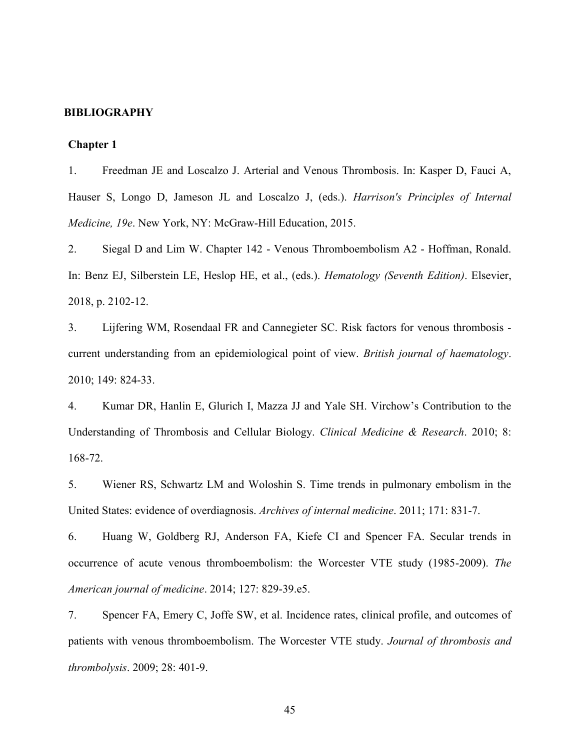# BIBLIOGRAPHY

## Chapter 1

1. Freedman JE and Loscalzo J. Arterial and Venous Thrombosis. In: Kasper D, Fauci A, Hauser S, Longo D, Jameson JL and Loscalzo J, (eds.). *Harrison's Principles of Internal Medicine, 19e*. New York, NY: McGraw-Hill Education, 2015.

2. Siegal D and Lim W. Chapter 142 - Venous Thromboembolism A2 - Hoffman, Ronald. In: Benz EJ, Silberstein LE, Heslop HE, et al., (eds.). *Hematology (Seventh Edition)*. Elsevier, 2018, p. 2102-12.

3. Lijfering WM, Rosendaal FR and Cannegieter SC. Risk factors for venous thrombosis - current understanding from an epidemiological point of view. *British journal of haematology*. 2010; 149: 824-33.

4. Kumar DR, Hanlin E, Glurich I, Mazza JJ and Yale SH. Virchow's Contribution to the Understanding of Thrombosis and Cellular Biology. *Clinical Medicine & Research*. 2010; 8: 168-72.

5. Wiener RS, Schwartz LM and Woloshin S. Time trends in pulmonary embolism in the United States: evidence of overdiagnosis. *Archives of internal medicine*. 2011; 171: 831-7.

6. Huang W, Goldberg RJ, Anderson FA, Kiefe CI and Spencer FA. Secular trends in occurrence of acute venous thromboembolism: the Worcester VTE study (1985-2009). *The American journal of medicine*. 2014; 127: 829-39.e5.

7. Spencer FA, Emery C, Joffe SW, et al. Incidence rates, clinical profile, and outcomes of patients with venous thromboembolism. The Worcester VTE study. *Journal of thrombosis and thrombolysis*. 2009; 28: 401-9.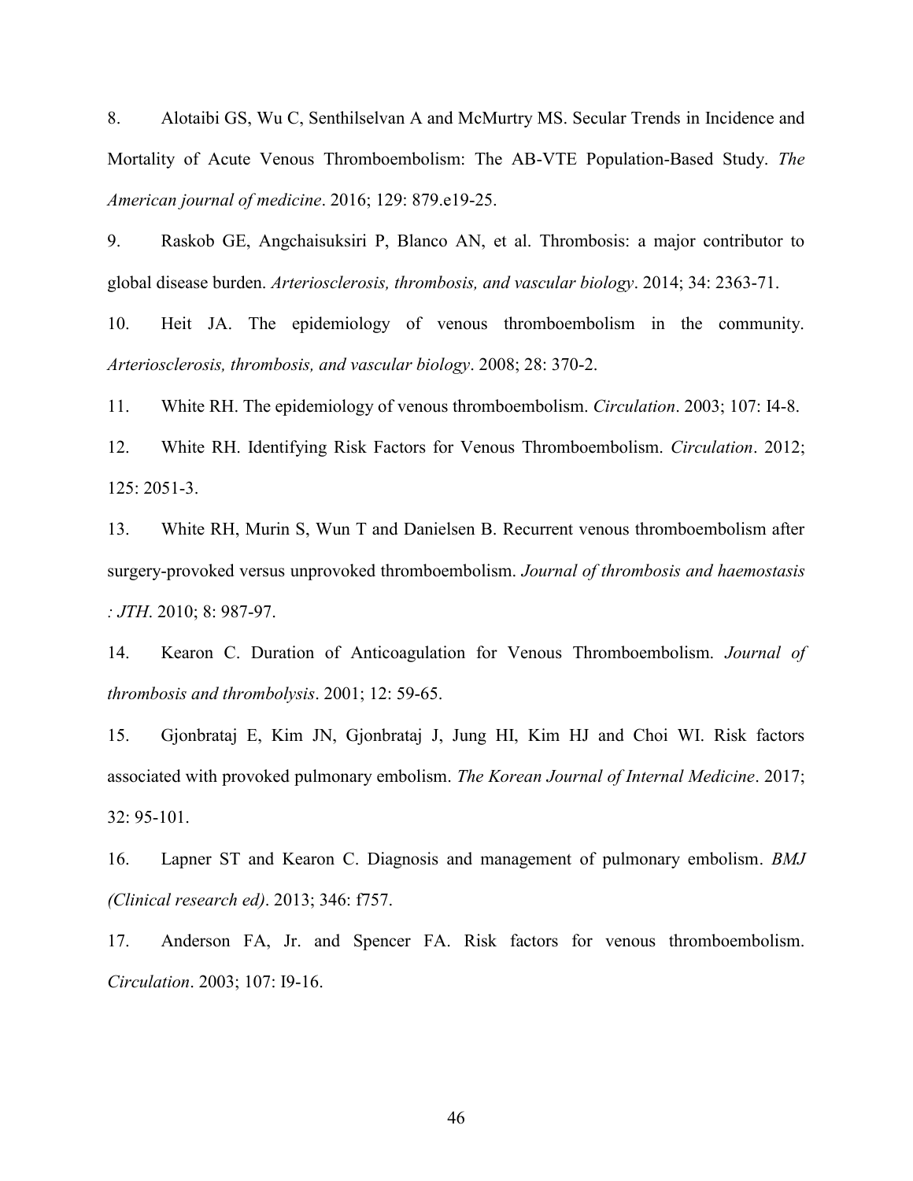8. Alotaibi GS, Wu C, Senthilselvan A and McMurtry MS. Secular Trends in Incidence and Mortality of Acute Venous Thromboembolism: The AB-VTE Population-Based Study. *The American journal of medicine*. 2016; 129: 879.e19-25.

9. Raskob GE, Angchaisuksiri P, Blanco AN, et al. Thrombosis: a major contributor to global disease burden. *Arteriosclerosis, thrombosis, and vascular biology*. 2014; 34: 2363-71.

10. Heit JA. The epidemiology of venous thromboembolism in the community. *Arteriosclerosis, thrombosis, and vascular biology*. 2008; 28: 370-2.

11. White RH. The epidemiology of venous thromboembolism. *Circulation*. 2003; 107: I4-8.

12. White RH. Identifying Risk Factors for Venous Thromboembolism. *Circulation*. 2012; 125: 2051-3.

13. White RH, Murin S, Wun T and Danielsen B. Recurrent venous thromboembolism after surgery-provoked versus unprovoked thromboembolism. *Journal of thrombosis and haemostasis : JTH*. 2010; 8: 987-97.

14. Kearon C. Duration of Anticoagulation for Venous Thromboembolism. *Journal of thrombosis and thrombolysis*. 2001; 12: 59-65.

15. Gjonbrataj E, Kim JN, Gjonbrataj J, Jung HI, Kim HJ and Choi WI. Risk factors associated with provoked pulmonary embolism. *The Korean Journal of Internal Medicine*. 2017; 32: 95-101.

16. Lapner ST and Kearon C. Diagnosis and management of pulmonary embolism. *BMJ (Clinical research ed)*. 2013; 346: f757.

17. Anderson FA, Jr. and Spencer FA. Risk factors for venous thromboembolism. *Circulation*. 2003; 107: I9-16.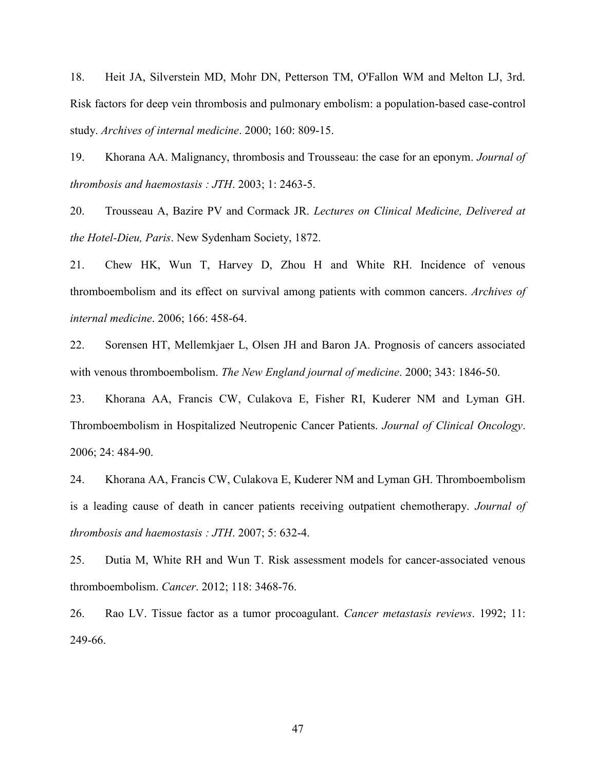18. Heit JA, Silverstein MD, Mohr DN, Petterson TM, O'Fallon WM and Melton LJ, 3rd. Risk factors for deep vein thrombosis and pulmonary embolism: a population-based case-control study. *Archives of internal medicine*. 2000; 160: 809-15.

19. Khorana AA. Malignancy, thrombosis and Trousseau: the case for an eponym. *Journal of thrombosis and haemostasis : JTH*. 2003; 1: 2463-5.

20. Trousseau A, Bazire PV and Cormack JR. *Lectures on Clinical Medicine, Delivered at the Hotel-Dieu, Paris*. New Sydenham Society, 1872.

21. Chew HK, Wun T, Harvey D, Zhou H and White RH. Incidence of venous thromboembolism and its effect on survival among patients with common cancers. *Archives of internal medicine*. 2006; 166: 458-64.

22. Sorensen HT, Mellemkjaer L, Olsen JH and Baron JA. Prognosis of cancers associated with venous thromboembolism. *The New England journal of medicine*. 2000; 343: 1846-50.

23. Khorana AA, Francis CW, Culakova E, Fisher RI, Kuderer NM and Lyman GH. Thromboembolism in Hospitalized Neutropenic Cancer Patients. *Journal of Clinical Oncology*. 2006; 24: 484-90.

24. Khorana AA, Francis CW, Culakova E, Kuderer NM and Lyman GH. Thromboembolism is a leading cause of death in cancer patients receiving outpatient chemotherapy. *Journal of thrombosis and haemostasis : JTH*. 2007; 5: 632-4.

25. Dutia M, White RH and Wun T. Risk assessment models for cancer-associated venous thromboembolism. *Cancer*. 2012; 118: 3468-76.

26. Rao LV. Tissue factor as a tumor procoagulant. *Cancer metastasis reviews*. 1992; 11: 249-66.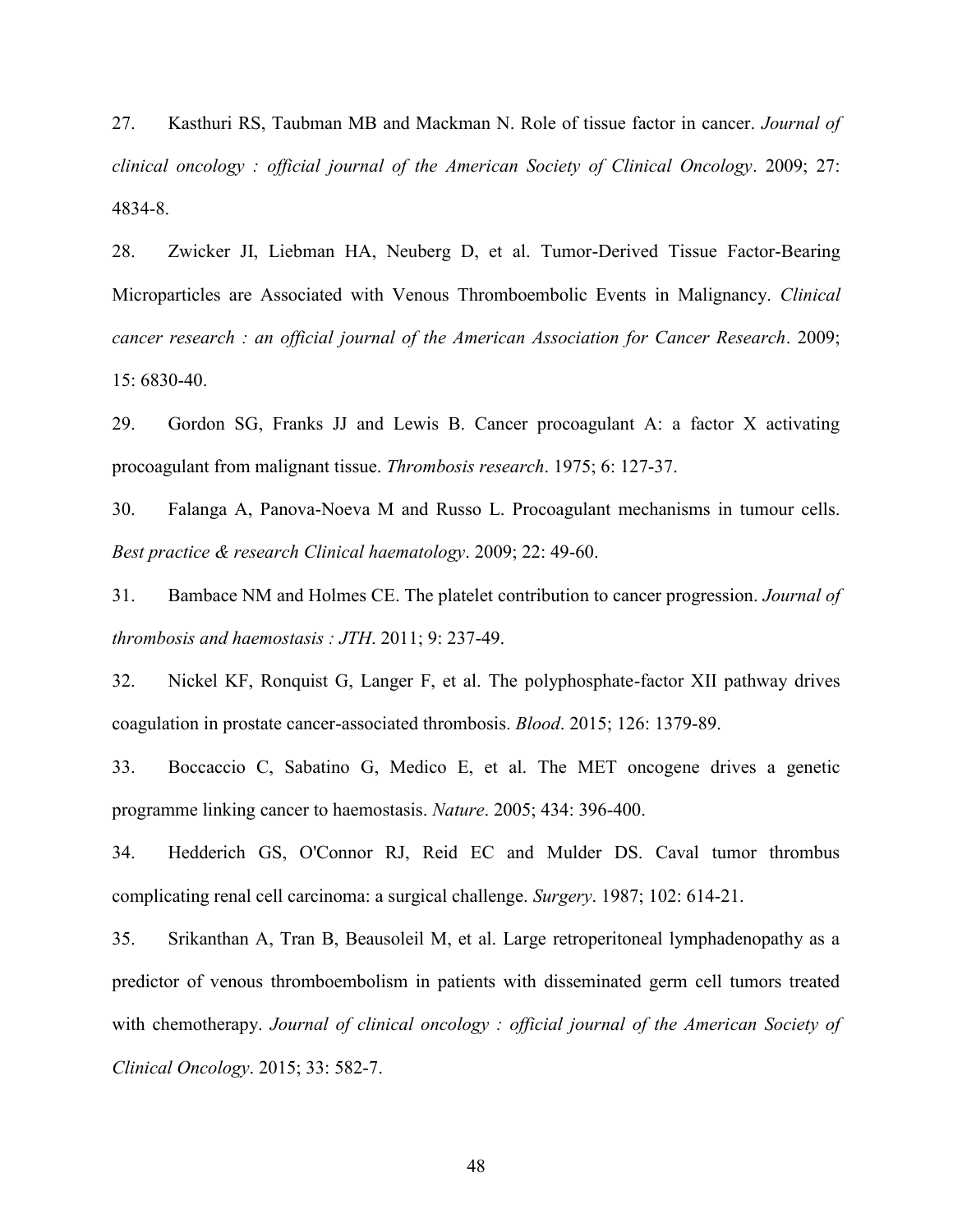27. Kasthuri RS, Taubman MB and Mackman N. Role of tissue factor in cancer. *Journal of clinical oncology : official journal of the American Society of Clinical Oncology*. 2009; 27: 4834-8.

28. Zwicker JI, Liebman HA, Neuberg D, et al. Tumor-Derived Tissue Factor-Bearing Microparticles are Associated with Venous Thromboembolic Events in Malignancy. *Clinical cancer research : an official journal of the American Association for Cancer Research*. 2009; 15: 6830-40.

29. Gordon SG, Franks JJ and Lewis B. Cancer procoagulant A: a factor X activating procoagulant from malignant tissue. *Thrombosis research*. 1975; 6: 127-37.

30. Falanga A, Panova-Noeva M and Russo L. Procoagulant mechanisms in tumour cells. *Best practice & research Clinical haematology*. 2009; 22: 49-60.

31. Bambace NM and Holmes CE. The platelet contribution to cancer progression. *Journal of thrombosis and haemostasis : JTH*. 2011; 9: 237-49.

32. Nickel KF, Ronquist G, Langer F, et al. The polyphosphate-factor XII pathway drives coagulation in prostate cancer-associated thrombosis. *Blood*. 2015; 126: 1379-89.

33. Boccaccio C, Sabatino G, Medico E, et al. The MET oncogene drives a genetic programme linking cancer to haemostasis. *Nature*. 2005; 434: 396-400.

34. Hedderich GS, O'Connor RJ, Reid EC and Mulder DS. Caval tumor thrombus complicating renal cell carcinoma: a surgical challenge. *Surgery*. 1987; 102: 614-21.

35. Srikanthan A, Tran B, Beausoleil M, et al. Large retroperitoneal lymphadenopathy as a predictor of venous thromboembolism in patients with disseminated germ cell tumors treated with chemotherapy. *Journal of clinical oncology : official journal of the American Society of Clinical Oncology*. 2015; 33: 582-7.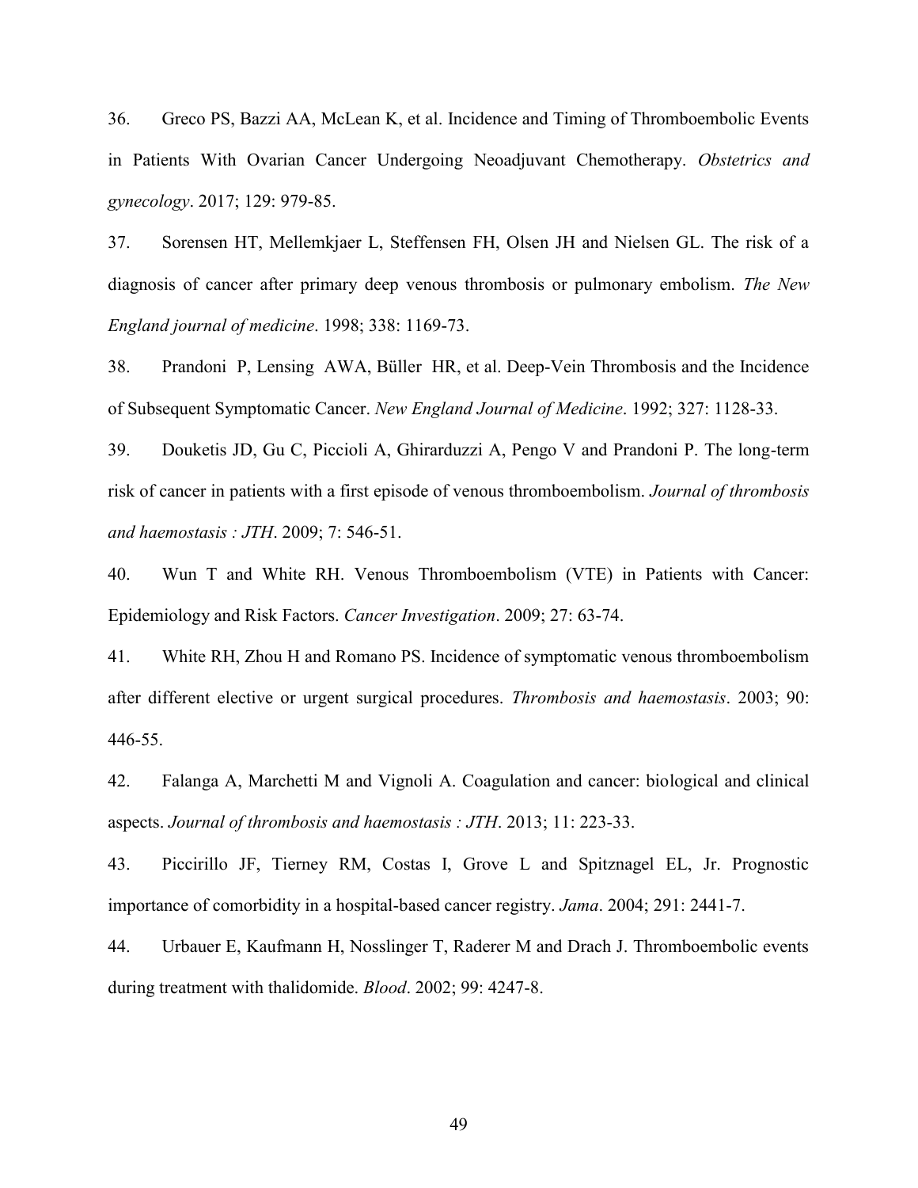36. Greco PS, Bazzi AA, McLean K, et al. Incidence and Timing of Thromboembolic Events in Patients With Ovarian Cancer Undergoing Neoadjuvant Chemotherapy. *Obstetrics and gynecology*. 2017; 129: 979-85.

37. Sorensen HT, Mellemkjaer L, Steffensen FH, Olsen JH and Nielsen GL. The risk of a diagnosis of cancer after primary deep venous thrombosis or pulmonary embolism. *The New England journal of medicine*. 1998; 338: 1169-73.

38. Prandoni P, Lensing AWA, Büller HR, et al. Deep-Vein Thrombosis and the Incidence of Subsequent Symptomatic Cancer. *New England Journal of Medicine*. 1992; 327: 1128-33.

39. Douketis JD, Gu C, Piccioli A, Ghirarduzzi A, Pengo V and Prandoni P. The long-term risk of cancer in patients with a first episode of venous thromboembolism. *Journal of thrombosis and haemostasis : JTH*. 2009; 7: 546-51.

40. Wun T and White RH. Venous Thromboembolism (VTE) in Patients with Cancer: Epidemiology and Risk Factors. *Cancer Investigation*. 2009; 27: 63-74.

41. White RH, Zhou H and Romano PS. Incidence of symptomatic venous thromboembolism after different elective or urgent surgical procedures. *Thrombosis and haemostasis*. 2003; 90: 446-55.

42. Falanga A, Marchetti M and Vignoli A. Coagulation and cancer: biological and clinical aspects. *Journal of thrombosis and haemostasis : JTH*. 2013; 11: 223-33.

43. Piccirillo JF, Tierney RM, Costas I, Grove L and Spitznagel EL, Jr. Prognostic importance of comorbidity in a hospital-based cancer registry. *Jama*. 2004; 291: 2441-7.

44. Urbauer E, Kaufmann H, Nosslinger T, Raderer M and Drach J. Thromboembolic events during treatment with thalidomide. *Blood*. 2002; 99: 4247-8.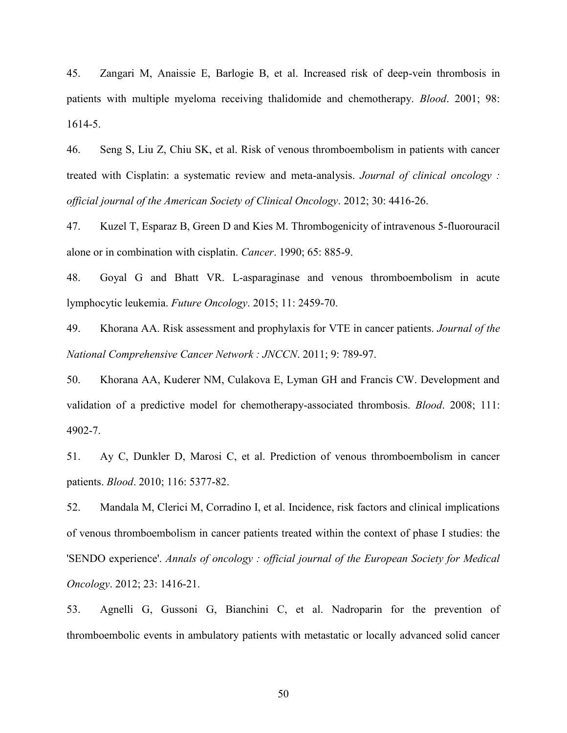45. Zangari M, Anaissie E, Barlogie B, et al. Increased risk of deep-vein thrombosis in patients with multiple myeloma receiving thalidomide and chemotherapy. *Blood*. 2001; 98: 1614-5.

46. Seng S, Liu Z, Chiu SK, et al. Risk of venous thromboembolism in patients with cancer treated with Cisplatin: a systematic review and meta-analysis. *Journal of clinical oncology : official journal of the American Society of Clinical Oncology*. 2012; 30: 4416-26.

47. Kuzel T, Esparaz B, Green D and Kies M. Thrombogenicity of intravenous 5-fluorouracil alone or in combination with cisplatin. *Cancer*. 1990; 65: 885-9.

48. Goyal G and Bhatt VR. L-asparaginase and venous thromboembolism in acute lymphocytic leukemia. *Future Oncology*. 2015; 11: 2459-70.

49. Khorana AA. Risk assessment and prophylaxis for VTE in cancer patients. *Journal of the National Comprehensive Cancer Network : JNCCN*. 2011; 9: 789-97.

50. Khorana AA, Kuderer NM, Culakova E, Lyman GH and Francis CW. Development and validation of a predictive model for chemotherapy-associated thrombosis. *Blood*. 2008; 111: 4902-7.

51. Ay C, Dunkler D, Marosi C, et al. Prediction of venous thromboembolism in cancer patients. *Blood*. 2010; 116: 5377-82.

52. Mandala M, Clerici M, Corradino I, et al. Incidence, risk factors and clinical implications of venous thromboembolism in cancer patients treated within the context of phase I studies: the 'SENDO experience'. *Annals of oncology : official journal of the European Society for Medical Oncology*. 2012; 23: 1416-21.

53. Agnelli G, Gussoni G, Bianchini C, et al. Nadroparin for the prevention of thromboembolic events in ambulatory patients with metastatic or locally advanced solid cancer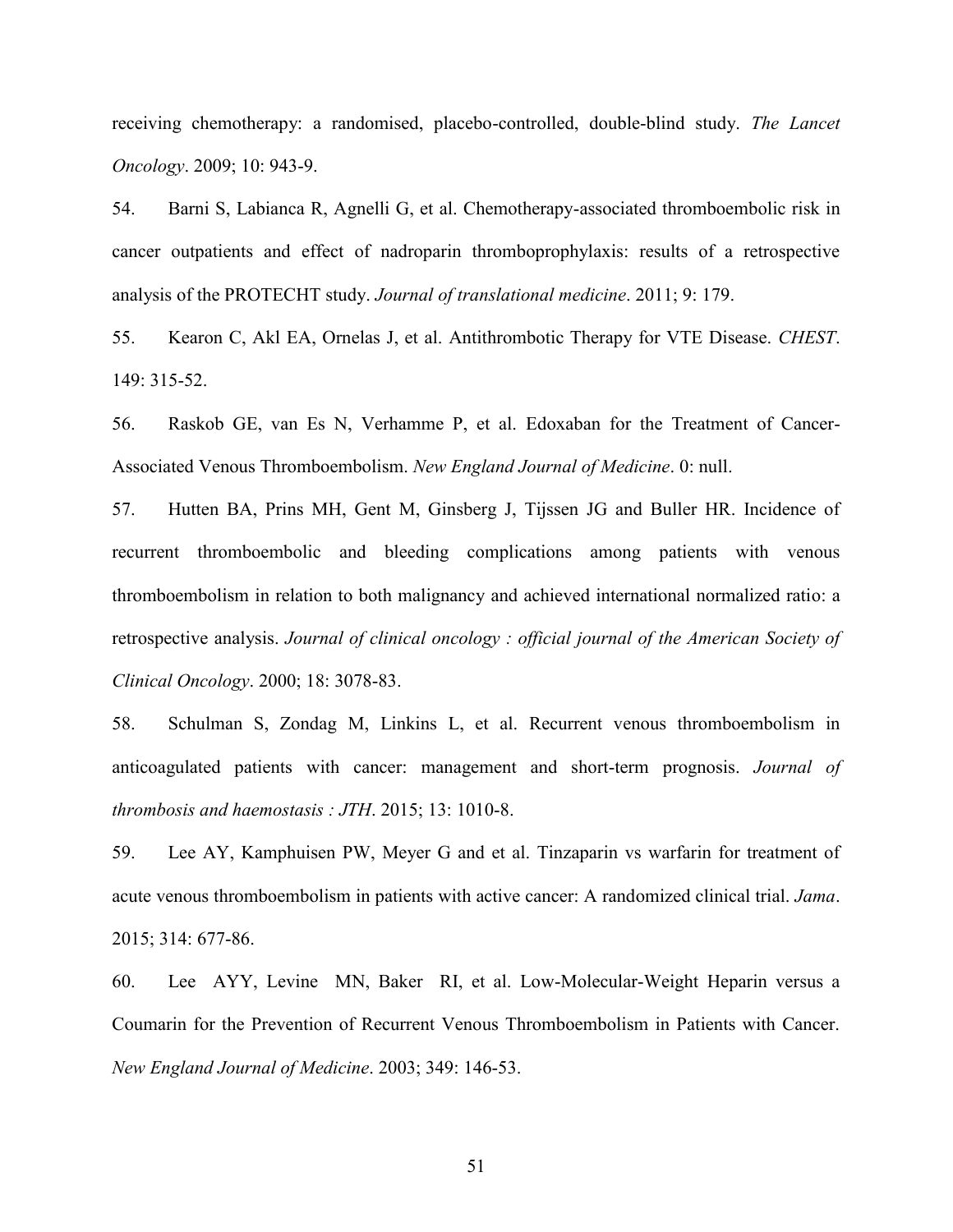receiving chemotherapy: a randomised, placebo-controlled, double-blind study. *The Lancet Oncology*. 2009; 10: 943-9.

54. Barni S, Labianca R, Agnelli G, et al. Chemotherapy-associated thromboembolic risk in cancer outpatients and effect of nadroparin thromboprophylaxis: results of a retrospective analysis of the PROTECHT study. *Journal of translational medicine*. 2011; 9: 179.

55. Kearon C, Akl EA, Ornelas J, et al. Antithrombotic Therapy for VTE Disease. *CHEST*. 149: 315-52.

56. Raskob GE, van Es N, Verhamme P, et al. Edoxaban for the Treatment of Cancer-Associated Venous Thromboembolism. *New England Journal of Medicine*. 0: null.

57. Hutten BA, Prins MH, Gent M, Ginsberg J, Tijssen JG and Buller HR. Incidence of recurrent thromboembolic and bleeding complications among patients with venous thromboembolism in relation to both malignancy and achieved international normalized ratio: a retrospective analysis. *Journal of clinical oncology : official journal of the American Society of Clinical Oncology*. 2000; 18: 3078-83.

58. Schulman S, Zondag M, Linkins L, et al. Recurrent venous thromboembolism in anticoagulated patients with cancer: management and short-term prognosis. *Journal of thrombosis and haemostasis : JTH*. 2015; 13: 1010-8.

59. Lee AY, Kamphuisen PW, Meyer G and et al. Tinzaparin vs warfarin for treatment of acute venous thromboembolism in patients with active cancer: A randomized clinical trial. *Jama*. 2015; 314: 677-86.

60. Lee AYY, Levine MN, Baker RI, et al. Low-Molecular-Weight Heparin versus a Coumarin for the Prevention of Recurrent Venous Thromboembolism in Patients with Cancer. *New England Journal of Medicine*. 2003; 349: 146-53.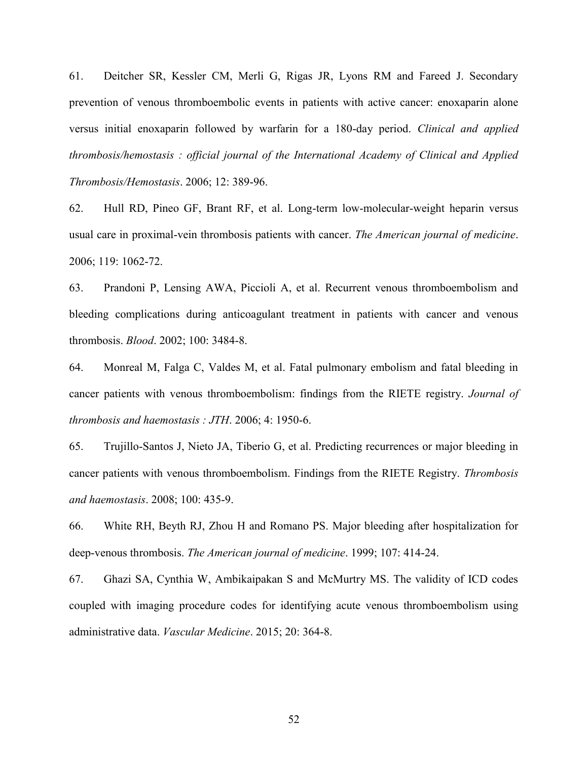61. Deitcher SR, Kessler CM, Merli G, Rigas JR, Lyons RM and Fareed J. Secondary prevention of venous thromboembolic events in patients with active cancer: enoxaparin alone versus initial enoxaparin followed by warfarin for a 180-day period. *Clinical and applied thrombosis/hemostasis : official journal of the International Academy of Clinical and Applied Thrombosis/Hemostasis*. 2006; 12: 389-96.

62. Hull RD, Pineo GF, Brant RF, et al. Long-term low-molecular-weight heparin versus usual care in proximal-vein thrombosis patients with cancer. *The American journal of medicine*. 2006; 119: 1062-72.

63. Prandoni P, Lensing AWA, Piccioli A, et al. Recurrent venous thromboembolism and bleeding complications during anticoagulant treatment in patients with cancer and venous thrombosis. *Blood*. 2002; 100: 3484-8.

64. Monreal M, Falga C, Valdes M, et al. Fatal pulmonary embolism and fatal bleeding in cancer patients with venous thromboembolism: findings from the RIETE registry. *Journal of thrombosis and haemostasis : JTH*. 2006; 4: 1950-6.

65. Trujillo-Santos J, Nieto JA, Tiberio G, et al. Predicting recurrences or major bleeding in cancer patients with venous thromboembolism. Findings from the RIETE Registry. *Thrombosis and haemostasis*. 2008; 100: 435-9.

66. White RH, Beyth RJ, Zhou H and Romano PS. Major bleeding after hospitalization for deep-venous thrombosis. *The American journal of medicine*. 1999; 107: 414-24.

67. Ghazi SA, Cynthia W, Ambikaipakan S and McMurtry MS. The validity of ICD codes coupled with imaging procedure codes for identifying acute venous thromboembolism using administrative data. *Vascular Medicine*. 2015; 20: 364-8.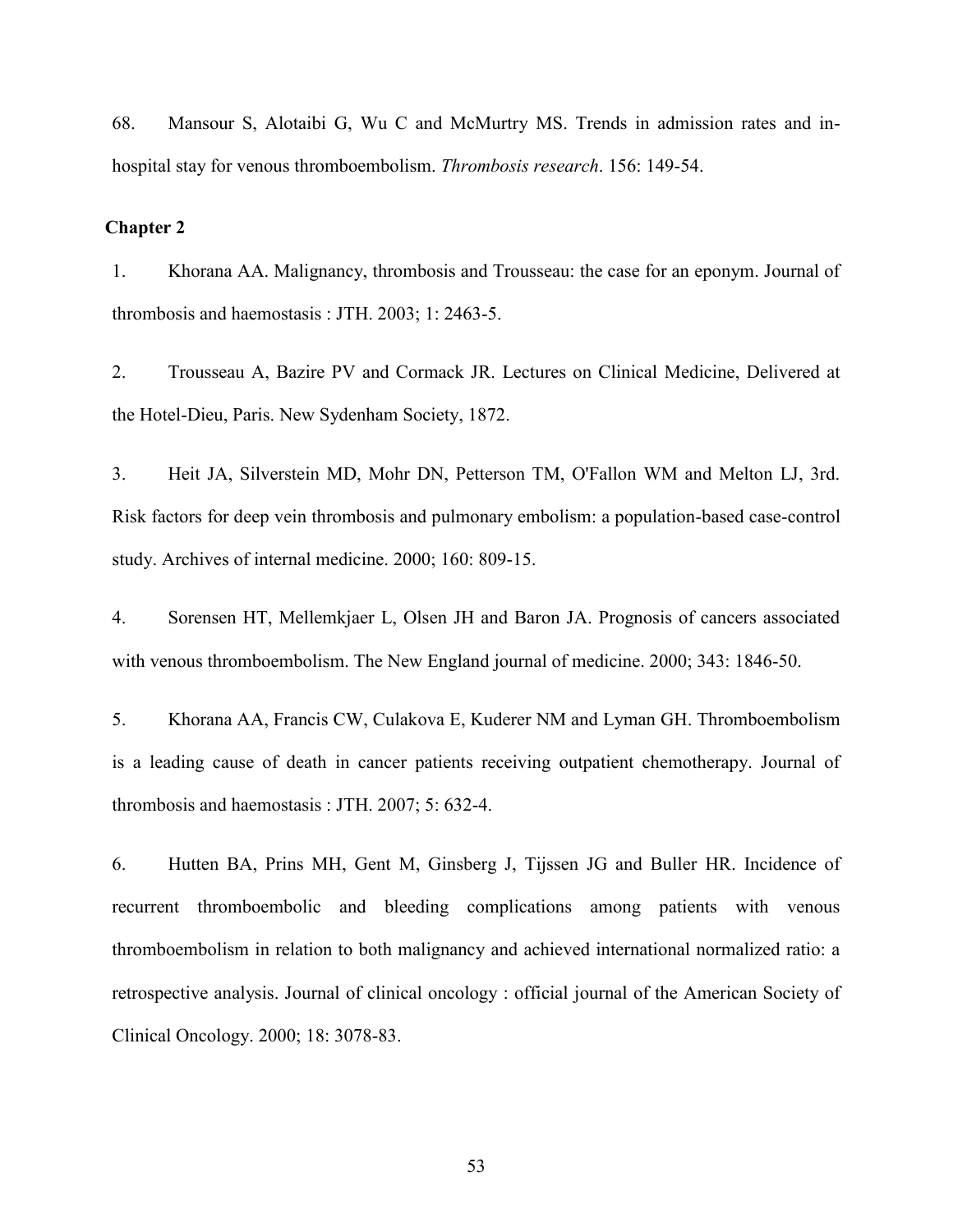68. Mansour S, Alotaibi G, Wu C and McMurtry MS. Trends in admission rates and in-hospital stay for venous thromboembolism. *Thrombosis research*. 156: 149-54.

**Chapter 2**

1. Khorana AA. Malignancy, thrombosis and Trousseau: the case for an eponym. Journal of thrombosis and haemostasis : JTH. 2003; 1: 2463-5.

2. Trousseau A, Bazire PV and Cormack JR. Lectures on Clinical Medicine, Delivered at the Hotel-Dieu, Paris. New Sydenham Society, 1872.

3. Heit JA, Silverstein MD, Mohr DN, Petterson TM, O'Fallon WM and Melton LJ, 3rd. Risk factors for deep vein thrombosis and pulmonary embolism: a population-based case-control study. Archives of internal medicine. 2000; 160: 809-15.

4. Sorensen HT, Mellemkjaer L, Olsen JH and Baron JA. Prognosis of cancers associated with venous thromboembolism. The New England journal of medicine. 2000; 343: 1846-50.

5. Khorana AA, Francis CW, Culakova E, Kuderer NM and Lyman GH. Thromboembolism is a leading cause of death in cancer patients receiving outpatient chemotherapy. Journal of thrombosis and haemostasis : JTH. 2007; 5: 632-4.

6. Hutten BA, Prins MH, Gent M, Ginsberg J, Tijssen JG and Buller HR. Incidence of recurrent thromboembolic and bleeding complications among patients with venous thromboembolism in relation to both malignancy and achieved international normalized ratio: a retrospective analysis. Journal of clinical oncology : official journal of the American Society of Clinical Oncology. 2000; 18: 3078-83.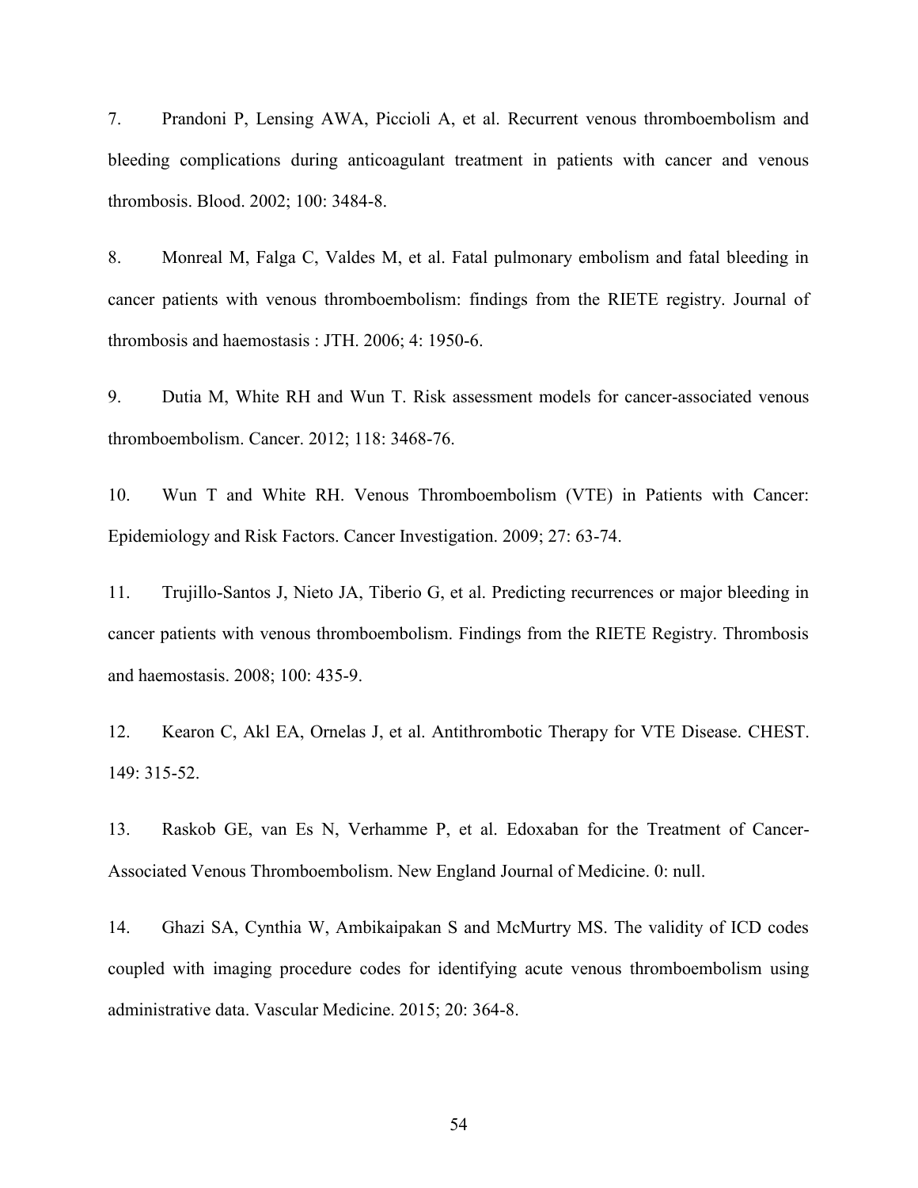7. Prandoni P, Lensing AWA, Piccioli A, et al. Recurrent venous thromboembolism and bleeding complications during anticoagulant treatment in patients with cancer and venous thrombosis. Blood. 2002; 100: 3484-8.

8. Monreal M, Falga C, Valdes M, et al. Fatal pulmonary embolism and fatal bleeding in cancer patients with venous thromboembolism: findings from the RIETE registry. Journal of thrombosis and haemostasis : JTH. 2006; 4: 1950-6.

9. Dutia M, White RH and Wun T. Risk assessment models for cancer-associated venous thromboembolism. Cancer. 2012; 118: 3468-76.

10. Wun T and White RH. Venous Thromboembolism (VTE) in Patients with Cancer: Epidemiology and Risk Factors. Cancer Investigation. 2009; 27: 63-74.

11. Trujillo-Santos J, Nieto JA, Tiberio G, et al. Predicting recurrences or major bleeding in cancer patients with venous thromboembolism. Findings from the RIETE Registry. Thrombosis and haemostasis. 2008; 100: 435-9.

12. Kearon C, Akl EA, Ornelas J, et al. Antithrombotic Therapy for VTE Disease. CHEST. 149: 315-52.

13. Raskob GE, van Es N, Verhamme P, et al. Edoxaban for the Treatment of Cancer-Associated Venous Thromboembolism. New England Journal of Medicine. 0: null.

14. Ghazi SA, Cynthia W, Ambikaipakan S and McMurtry MS. The validity of ICD codes coupled with imaging procedure codes for identifying acute venous thromboembolism using administrative data. Vascular Medicine. 2015; 20: 364-8.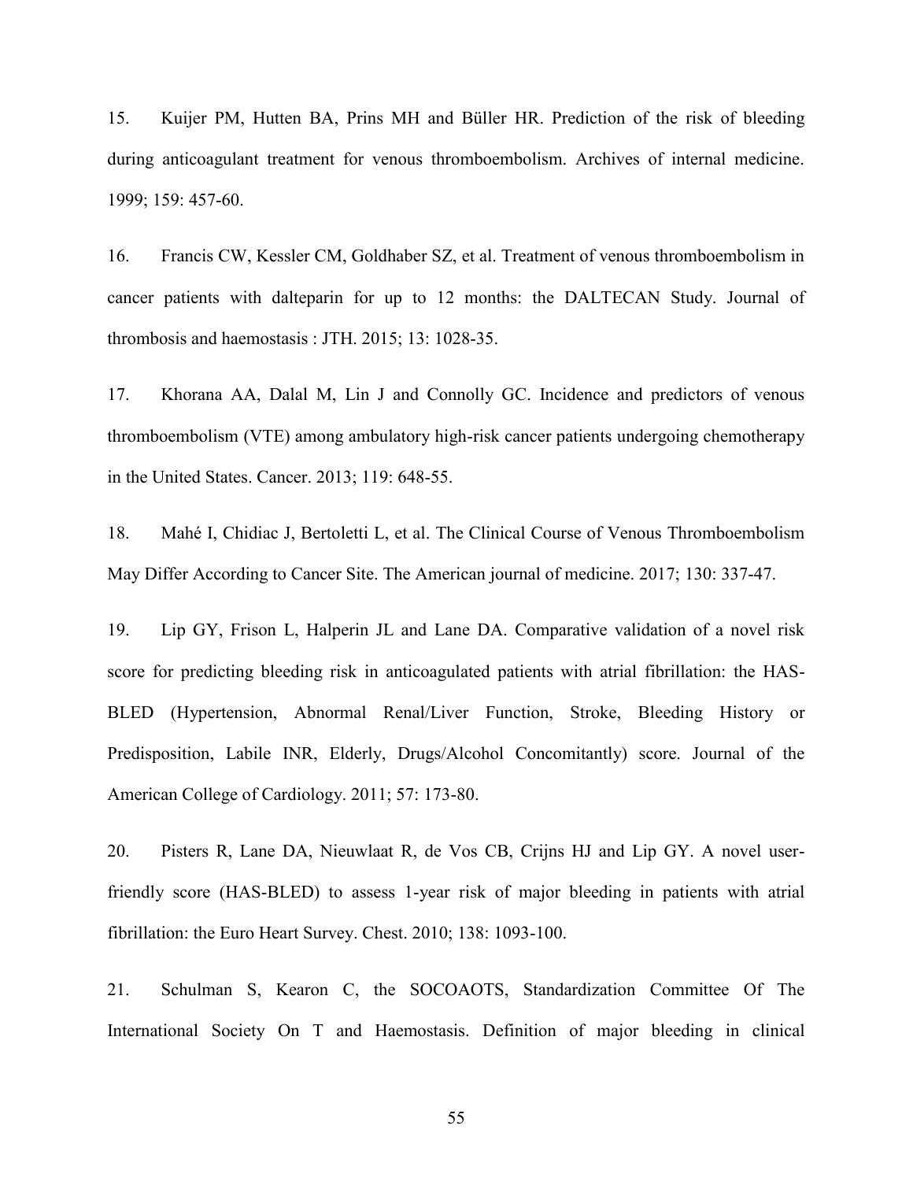15. Kuijer PM, Hutten BA, Prins MH and Büller HR. Prediction of the risk of bleeding during anticoagulant treatment for venous thromboembolism. Archives of internal medicine. 1999; 159: 457-60.

16. Francis CW, Kessler CM, Goldhaber SZ, et al. Treatment of venous thromboembolism in cancer patients with dalteparin for up to 12 months: the DALTECAN Study. Journal of thrombosis and haemostasis : JTH. 2015; 13: 1028-35.

17. Khorana AA, Dalal M, Lin J and Connolly GC. Incidence and predictors of venous thromboembolism (VTE) among ambulatory high-risk cancer patients undergoing chemotherapy in the United States. Cancer. 2013; 119: 648-55.

18. Mahé I, Chidiac J, Bertoletti L, et al. The Clinical Course of Venous Thromboembolism May Differ According to Cancer Site. The American journal of medicine. 2017; 130: 337-47.

19. Lip GY, Frison L, Halperin JL and Lane DA. Comparative validation of a novel risk score for predicting bleeding risk in anticoagulated patients with atrial fibrillation: the HAS-BLED (Hypertension, Abnormal Renal/Liver Function, Stroke, Bleeding History or Predisposition, Labile INR, Elderly, Drugs/Alcohol Concomitantly) score. Journal of the American College of Cardiology. 2011; 57: 173-80.

20. Pisters R, Lane DA, Nieuwlaat R, de Vos CB, Crijns HJ and Lip GY. A novel user-friendly score (HAS-BLED) to assess 1-year risk of major bleeding in patients with atrial fibrillation: the Euro Heart Survey. Chest. 2010; 138: 1093-100.

21. Schulman S, Kearon C, the SOCOAOTS, Standardization Committee Of The International Society On T and Haemostasis. Definition of major bleeding in clinical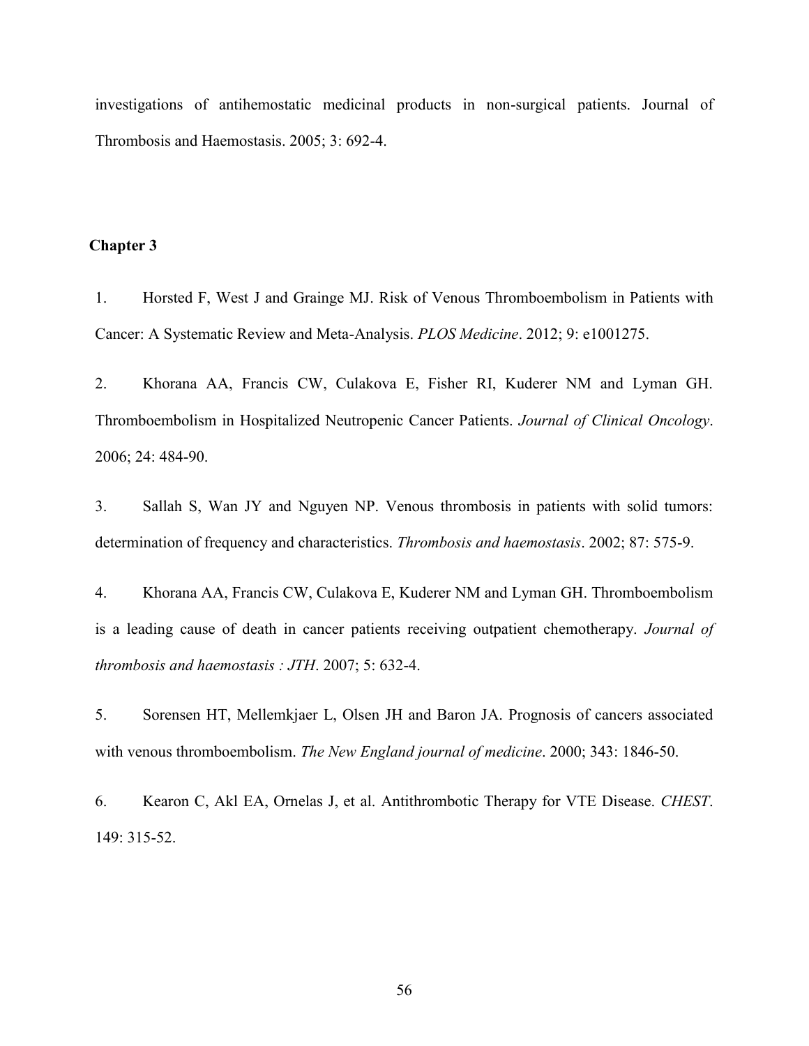investigations of antihemostatic medicinal products in non-surgical patients. Journal of Thrombosis and Haemostasis. 2005; 3: 692-4.

**Chapter 3**

1. Horsted F, West J and Grainge MJ. Risk of Venous Thromboembolism in Patients with Cancer: A Systematic Review and Meta-Analysis. *PLOS Medicine*. 2012; 9: e1001275.

2. Khorana AA, Francis CW, Culakova E, Fisher RI, Kuderer NM and Lyman GH. Thromboembolism in Hospitalized Neutropenic Cancer Patients. *Journal of Clinical Oncology*. 2006; 24: 484-90.

3. Sallah S, Wan JY and Nguyen NP. Venous thrombosis in patients with solid tumors: determination of frequency and characteristics. *Thrombosis and haemostasis*. 2002; 87: 575-9.

4. Khorana AA, Francis CW, Culakova E, Kuderer NM and Lyman GH. Thromboembolism is a leading cause of death in cancer patients receiving outpatient chemotherapy. *Journal of thrombosis and haemostasis : JTH*. 2007; 5: 632-4.

5. Sorensen HT, Mellemkjaer L, Olsen JH and Baron JA. Prognosis of cancers associated with venous thromboembolism. *The New England journal of medicine*. 2000; 343: 1846-50.

6. Kearon C, Akl EA, Ornelas J, et al. Antithrombotic Therapy for VTE Disease. *CHEST*. 149: 315-52.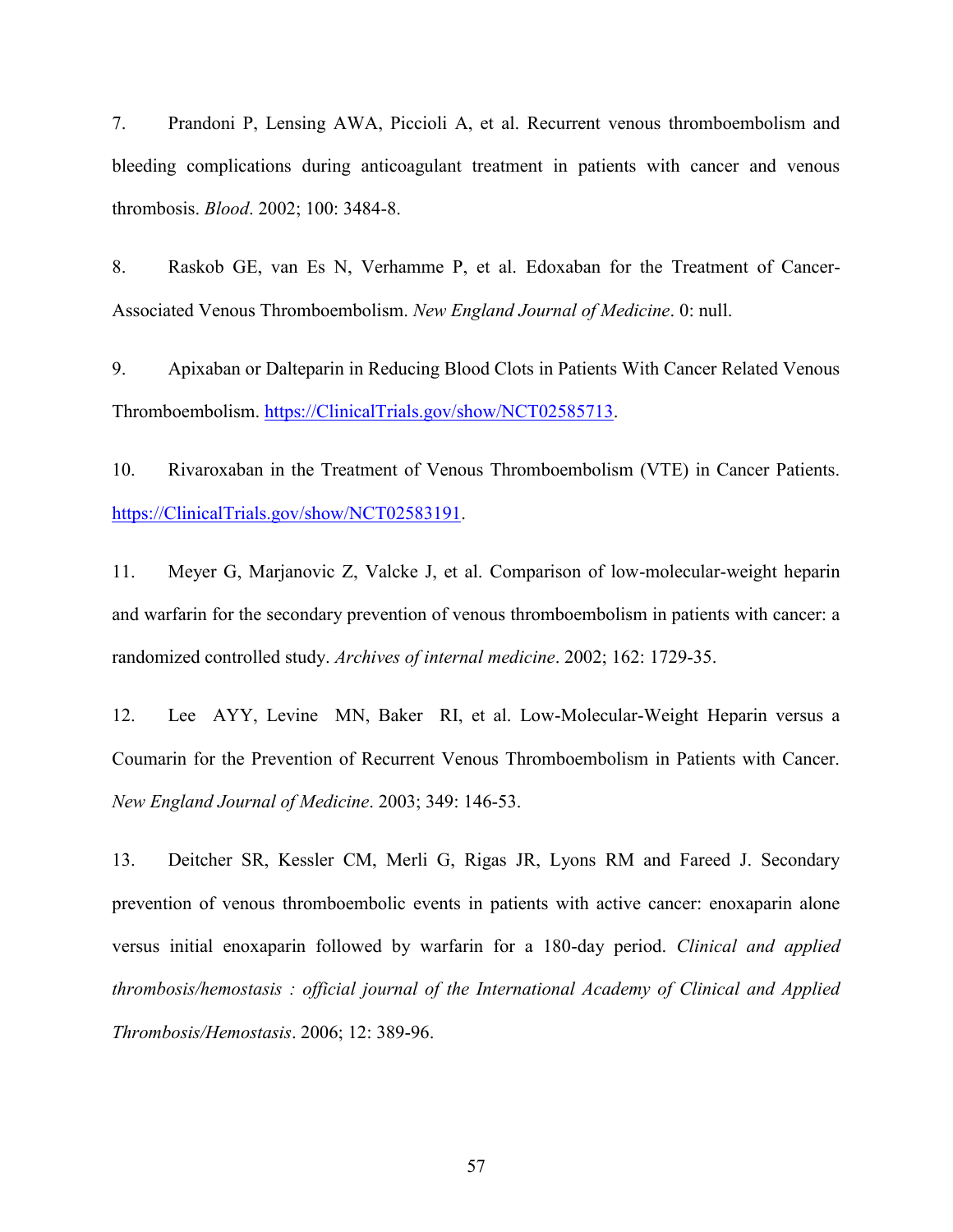7. Prandoni P, Lensing AWA, Piccioli A, et al. Recurrent venous thromboembolism and bleeding complications during anticoagulant treatment in patients with cancer and venous thrombosis. *Blood*. 2002; 100: 3484-8.

8. Raskob GE, van Es N, Verhamme P, et al. Edoxaban for the Treatment of Cancer-Associated Venous Thromboembolism. *New England Journal of Medicine*. 0: null.

9. Apixaban or Dalteparin in Reducing Blood Clots in Patients With Cancer Related Venous Thromboembolism. https://ClinicalTrials.gov/show/NCT02585713.

10. Rivaroxaban in the Treatment of Venous Thromboembolism (VTE) in Cancer Patients. https://ClinicalTrials.gov/show/NCT02583191.

11. Meyer G, Marjanovic Z, Valcke J, et al. Comparison of low-molecular-weight heparin and warfarin for the secondary prevention of venous thromboembolism in patients with cancer: a randomized controlled study. *Archives of internal medicine*. 2002; 162: 1729-35.

12. Lee AYY, Levine MN, Baker RI, et al. Low-Molecular-Weight Heparin versus a Coumarin for the Prevention of Recurrent Venous Thromboembolism in Patients with Cancer. *New England Journal of Medicine*. 2003; 349: 146-53.

13. Deitcher SR, Kessler CM, Merli G, Rigas JR, Lyons RM and Fareed J. Secondary prevention of venous thromboembolic events in patients with active cancer: enoxaparin alone versus initial enoxaparin followed by warfarin for a 180-day period. *Clinical and applied thrombosis/hemostasis : official journal of the International Academy of Clinical and Applied Thrombosis/Hemostasis*. 2006; 12: 389-96.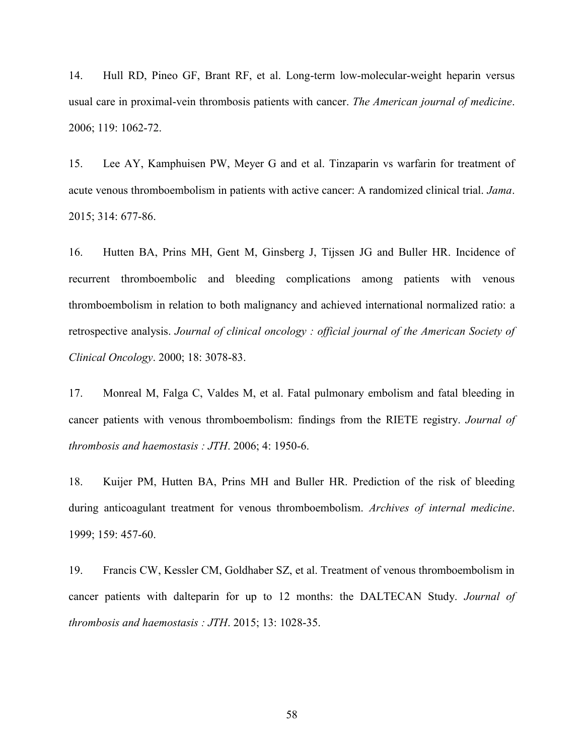14. Hull RD, Pineo GF, Brant RF, et al. Long-term low-molecular-weight heparin versus usual care in proximal-vein thrombosis patients with cancer. *The American journal of medicine*. 2006; 119: 1062-72.

15. Lee AY, Kamphuisen PW, Meyer G and et al. Tinzaparin vs warfarin for treatment of acute venous thromboembolism in patients with active cancer: A randomized clinical trial. *Jama*. 2015; 314: 677-86.

16. Hutten BA, Prins MH, Gent M, Ginsberg J, Tijssen JG and Buller HR. Incidence of recurrent thromboembolic and bleeding complications among patients with venous thromboembolism in relation to both malignancy and achieved international normalized ratio: a retrospective analysis. *Journal of clinical oncology : official journal of the American Society of Clinical Oncology*. 2000; 18: 3078-83.

17. Monreal M, Falga C, Valdes M, et al. Fatal pulmonary embolism and fatal bleeding in cancer patients with venous thromboembolism: findings from the RIETE registry. *Journal of thrombosis and haemostasis : JTH*. 2006; 4: 1950-6.

18. Kuijer PM, Hutten BA, Prins MH and Buller HR. Prediction of the risk of bleeding during anticoagulant treatment for venous thromboembolism. *Archives of internal medicine*. 1999; 159: 457-60.

19. Francis CW, Kessler CM, Goldhaber SZ, et al. Treatment of venous thromboembolism in cancer patients with dalteparin for up to 12 months: the DALTECAN Study. *Journal of thrombosis and haemostasis : JTH*. 2015; 13: 1028-35.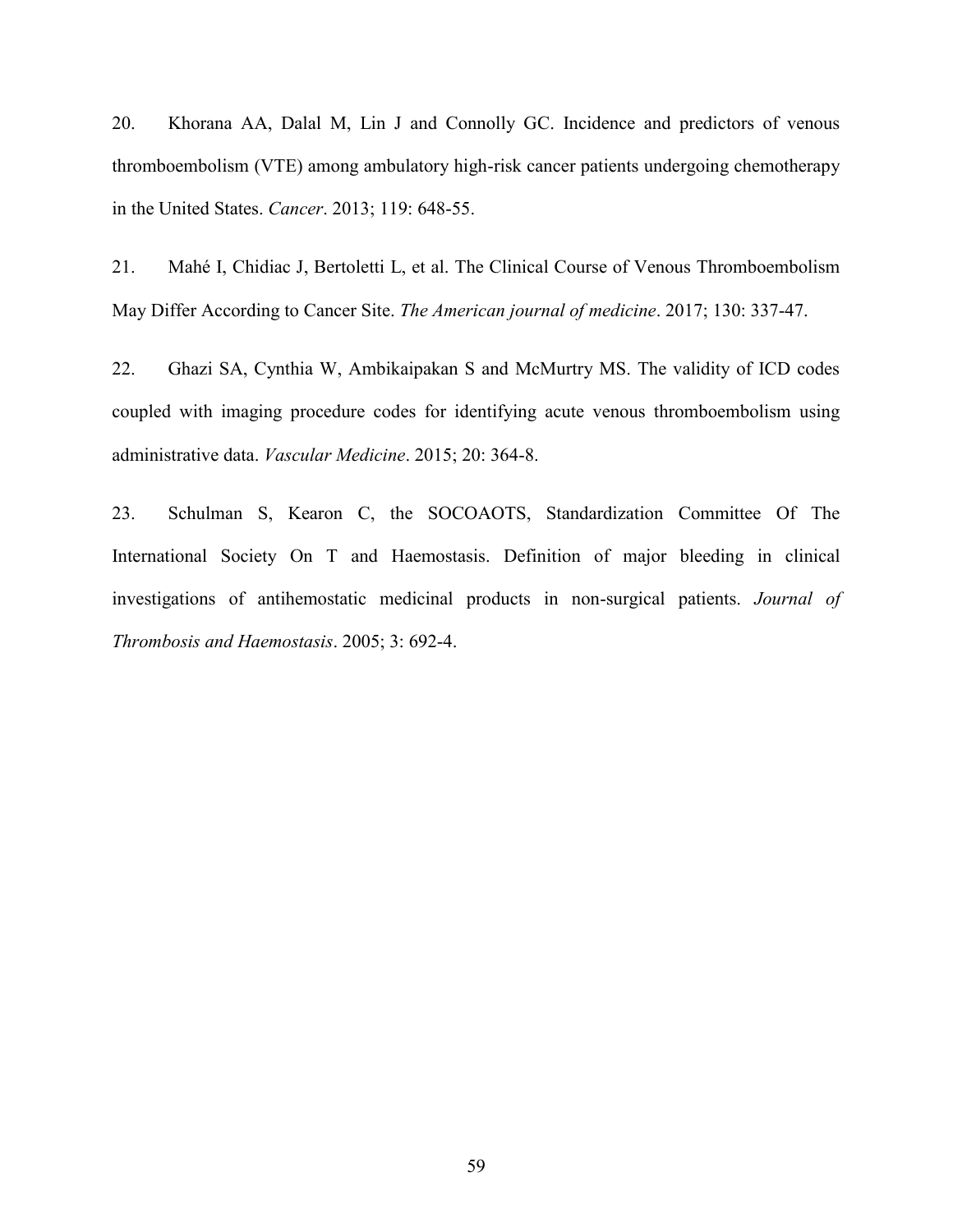20. Khorana AA, Dalal M, Lin J and Connolly GC. Incidence and predictors of venous thromboembolism (VTE) among ambulatory high-risk cancer patients undergoing chemotherapy in the United States. *Cancer*. 2013; 119: 648-55.

21. Mahé I, Chidiac J, Bertoletti L, et al. The Clinical Course of Venous Thromboembolism May Differ According to Cancer Site. *The American journal of medicine*. 2017; 130: 337-47.

22. Ghazi SA, Cynthia W, Ambikaipakan S and McMurtry MS. The validity of ICD codes coupled with imaging procedure codes for identifying acute venous thromboembolism using administrative data. *Vascular Medicine*. 2015; 20: 364-8.

23. Schulman S, Kearon C, the SOCOAOTS, Standardization Committee Of The International Society On T and Haemostasis. Definition of major bleeding in clinical investigations of antihemostatic medicinal products in non-surgical patients. *Journal of Thrombosis and Haemostasis*. 2005; 3: 692-4.